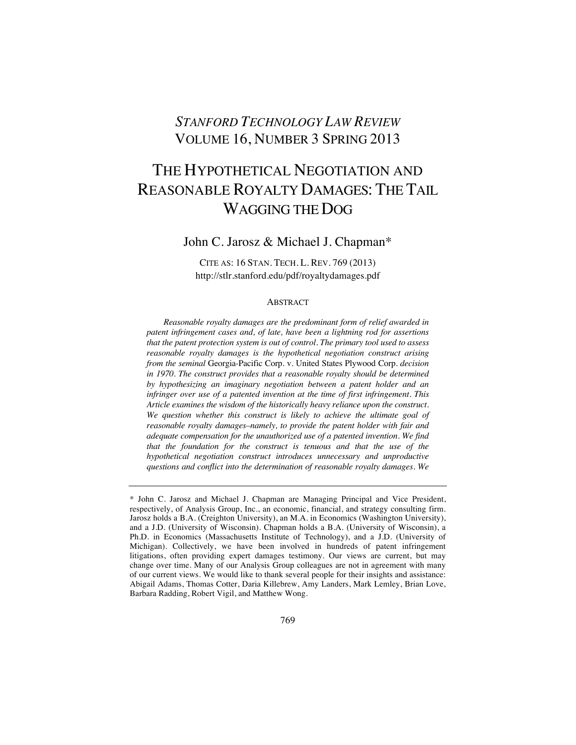*STANFORD TECHNOLOGY LAW REVIEW*
VOLUME 16, NUMBER 3 SPRING 2013

# THE HYPOTHETICAL NEGOTIATION AND REASONABLE ROYALTY DAMAGES: THE TAIL WAGGING THE DOG

John C. Jarosz & Michael J. Chapman*

CITE AS: 16 STAN. TECH. L. REV. 769 (2013)
http://stlr.stanford.edu/pdf/royaltydamages.pdf

ABSTRACT

*Reasonable royalty damages are the predominant form of relief awarded in patent infringement cases and, of late, have been a lightning rod for assertions that the patent protection system is out of control. The primary tool used to assess reasonable royalty damages is the hypothetical negotiation construct arising from the seminal* Georgia-Pacific Corp. v. United States Plywood Corp. *decision in 1970. The construct provides that a reasonable royalty should be determined by hypothesizing an imaginary negotiation between a patent holder and an infringer over use of a patented invention at the time of first infringement. This Article examines the wisdom of the historically heavy reliance upon the construct. We question whether this construct is likely to achieve the ultimate goal of reasonable royalty damages–namely, to provide the patent holder with fair and adequate compensation for the unauthorized use of a patented invention. We find that the foundation for the construct is tenuous and that the use of the hypothetical negotiation construct introduces unnecessary and unproductive questions and conflict into the determination of reasonable royalty damages. We*

---

\* John C. Jarosz and Michael J. Chapman are Managing Principal and Vice President, respectively, of Analysis Group, Inc., an economic, financial, and strategy consulting firm. Jarosz holds a B.A. (Creighton University), an M.A. in Economics (Washington University), and a J.D. (University of Wisconsin). Chapman holds a B.A. (University of Wisconsin), a Ph.D. in Economics (Massachusetts Institute of Technology), and a J.D. (University of Michigan). Collectively, we have been involved in hundreds of patent infringement litigations, often providing expert damages testimony. Our views are current, but may change over time. Many of our Analysis Group colleagues are not in agreement with many of our current views. We would like to thank several people for their insights and assistance: Abigail Adams, Thomas Cotter, Daria Killebrew, Amy Landers, Mark Lemley, Brian Love, Barbara Radding, Robert Vigil, and Matthew Wong.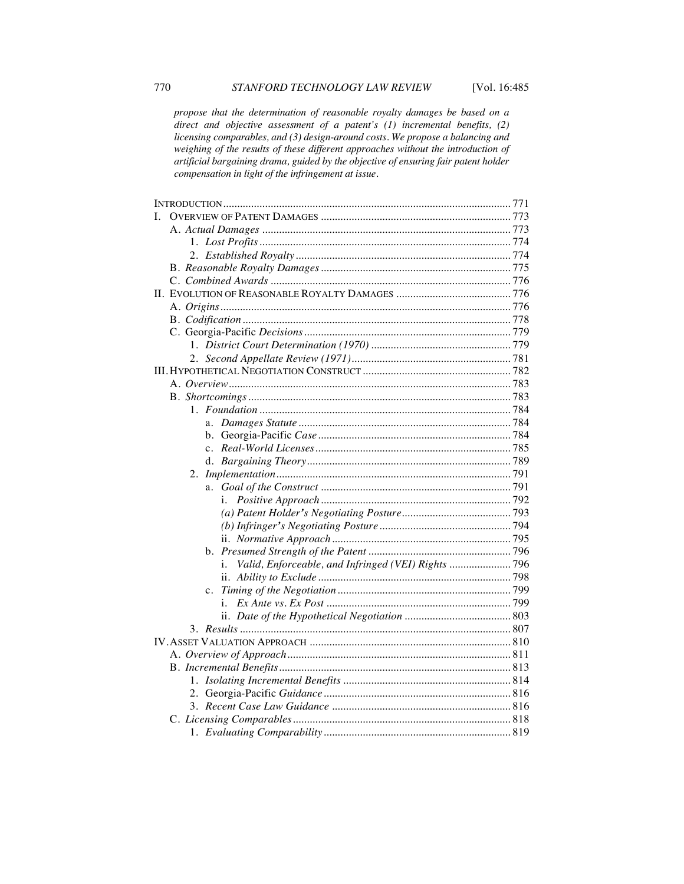*propose that the determination of reasonable royalty damages be based on a direct and objective assessment of a patent's (1) incremental benefits, (2) licensing comparables, and (3) design-around costs. We propose a balancing and weighing of the results of these different approaches without the introduction of artificial bargaining drama, guided by the objective of ensuring fair patent holder compensation in light of the infringement at issue.*

- INTRODUCTION ..... 771
- I. OVERVIEW OF PATENT DAMAGES ..... 773
  - A. *Actual Damages* ..... 773
    - 1. *Lost Profits* ..... 774
    - 2. *Established Royalty* ..... 774
  - B. *Reasonable Royalty Damages* ..... 775
  - C. *Combined Awards* ..... 776
- II. EVOLUTION OF REASONABLE ROYALTY DAMAGES ..... 776
  - A. *Origins* ..... 776
  - B. *Codification* ..... 778
  - C. Georgia-Pacific *Decisions* ..... 779
    - 1. *District Court Determination (1970)* ..... 779
    - 2. *Second Appellate Review (1971)* ..... 781
- III. HYPOTHETICAL NEGOTIATION CONSTRUCT ..... 782
  - A. *Overview* ..... 783
  - B. *Shortcomings* ..... 783
    - 1. *Foundation* ..... 784
      - a. *Damages Statute* ..... 784
      - b. Georgia-Pacific *Case* ..... 784
      - c. *Real-World Licenses* ..... 785
      - d. *Bargaining Theory* ..... 789
    - 2. *Implementation* ..... 791
      - a. *Goal of the Construct* ..... 791
        - i. *Positive Approach* ..... 792
          - *(a) Patent Holder's Negotiating Posture* ..... 793
          - *(b) Infringer's Negotiating Posture* ..... 794
        - ii. *Normative Approach* ..... 795
      - b. *Presumed Strength of the Patent* ..... 796
        - i. *Valid, Enforceable, and Infringed (VEI) Rights* ..... 796
        - ii. *Ability to Exclude* ..... 798
      - c. *Timing of the Negotiation* ..... 799
        - i. *Ex Ante vs. Ex Post* ..... 799
        - ii. *Date of the Hypothetical Negotiation* ..... 803
    - 3. *Results* ..... 807
- IV. ASSET VALUATION APPROACH ..... 810
  - A. *Overview of Approach* ..... 811
  - B. *Incremental Benefits* ..... 813
    - 1. *Isolating Incremental Benefits* ..... 814
    - 2. Georgia-Pacific *Guidance* ..... 816
    - 3. *Recent Case Law Guidance* ..... 816
  - C. *Licensing Comparables* ..... 818
    - 1. *Evaluating Comparability* ..... 819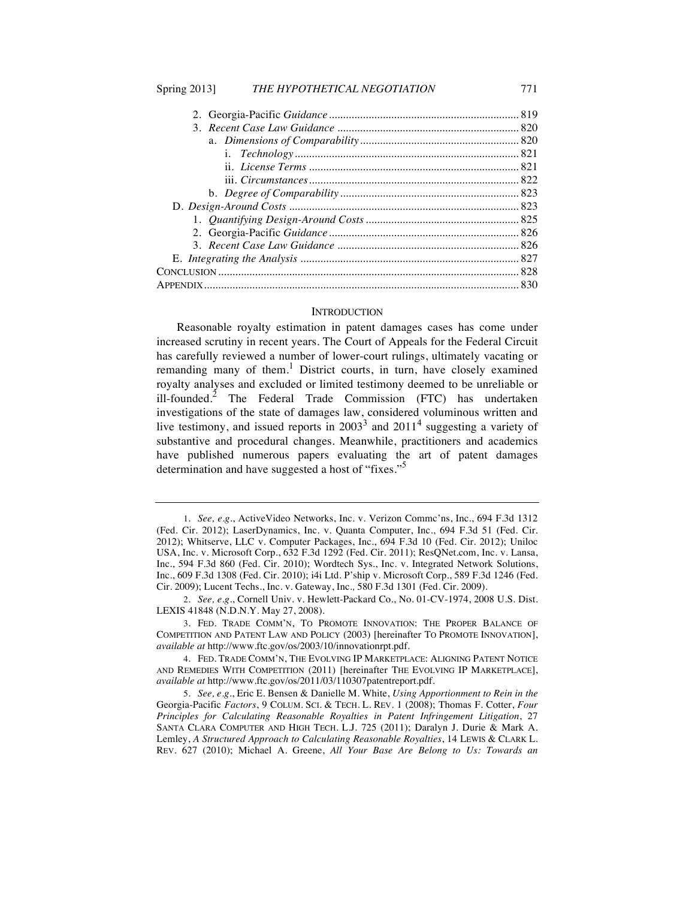2. Georgia-Pacific *Guidance* .................................................................. 819
3. *Recent Case Law Guidance* ............................................................... 820
   a. *Dimensions of Comparability* ....................................................... 820
      i. *Technology* ............................................................................. 821
      ii. *License Terms* ........................................................................ 821
      iii. *Circumstances* ........................................................................ 822
   b. *Degree of Comparability* .............................................................. 823

D. *Design-Around Costs* ................................................................................ 823
1. *Quantifying Design-Around Costs* ..................................................... 825
2. Georgia-Pacific *Guidance* .................................................................. 826
3. *Recent Case Law Guidance* ............................................................... 826

E. *Integrating the Analysis* ............................................................................ 827

CONCLUSION ........................................................................................................ 828

APPENDIX ............................................................................................................. 830

## INTRODUCTION

Reasonable royalty estimation in patent damages cases has come under increased scrutiny in recent years. The Court of Appeals for the Federal Circuit has carefully reviewed a number of lower-court rulings, ultimately vacating or remanding many of them.[1] District courts, in turn, have closely examined royalty analyses and excluded or limited testimony deemed to be unreliable or ill-founded.[2] The Federal Trade Commission (FTC) has undertaken investigations of the state of damages law, considered voluminous written and live testimony, and issued reports in 2003[3] and 2011[4] suggesting a variety of substantive and procedural changes. Meanwhile, practitioners and academics have published numerous papers evaluating the art of patent damages determination and have suggested a host of "fixes."[5]

---

1. *See, e.g.*, ActiveVideo Networks, Inc. v. Verizon Commc'ns, Inc., 694 F.3d 1312 (Fed. Cir. 2012); LaserDynamics, Inc. v. Quanta Computer, Inc., 694 F.3d 51 (Fed. Cir. 2012); Whitserve, LLC v. Computer Packages, Inc., 694 F.3d 10 (Fed. Cir. 2012); Uniloc USA, Inc. v. Microsoft Corp., 632 F.3d 1292 (Fed. Cir. 2011); ResQNet.com, Inc. v. Lansa, Inc., 594 F.3d 860 (Fed. Cir. 2010); Wordtech Sys., Inc. v. Integrated Network Solutions, Inc., 609 F.3d 1308 (Fed. Cir. 2010); i4i Ltd. P'ship v. Microsoft Corp., 589 F.3d 1246 (Fed. Cir. 2009); Lucent Techs., Inc. v. Gateway, Inc., 580 F.3d 1301 (Fed. Cir. 2009).

2. *See, e.g.*, Cornell Univ. v. Hewlett-Packard Co., No. 01-CV-1974, 2008 U.S. Dist. LEXIS 41848 (N.D.N.Y. May 27, 2008).

3. FED. TRADE COMM'N, TO PROMOTE INNOVATION: THE PROPER BALANCE OF COMPETITION AND PATENT LAW AND POLICY (2003) [hereinafter TO PROMOTE INNOVATION], *available at* http://www.ftc.gov/os/2003/10/innovationrpt.pdf.

4. FED. TRADE COMM'N, THE EVOLVING IP MARKETPLACE: ALIGNING PATENT NOTICE AND REMEDIES WITH COMPETITION (2011) [hereinafter THE EVOLVING IP MARKETPLACE], *available at* http://www.ftc.gov/os/2011/03/110307patentreport.pdf.

5. *See, e.g.*, Eric E. Bensen & Danielle M. White, *Using Apportionment to Rein in the* Georgia-Pacific *Factors*, 9 COLUM. SCI. & TECH. L. REV. 1 (2008); Thomas F. Cotter, *Four Principles for Calculating Reasonable Royalties in Patent Infringement Litigation*, 27 SANTA CLARA COMPUTER AND HIGH TECH. L.J. 725 (2011); Daralyn J. Durie & Mark A. Lemley, *A Structured Approach to Calculating Reasonable Royalties*, 14 LEWIS & CLARK L. REV. 627 (2010); Michael A. Greene, *All Your Base Are Belong to Us: Towards an*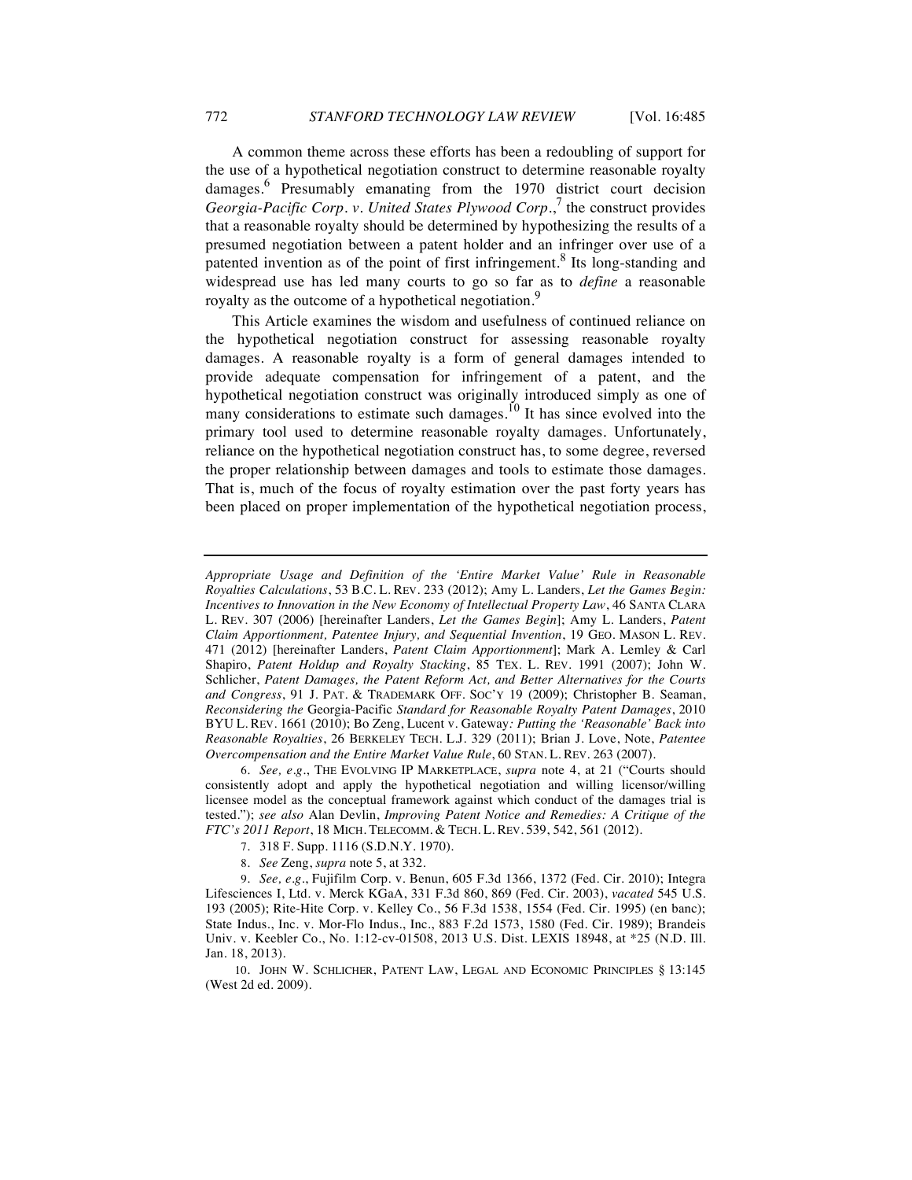A common theme across these efforts has been a redoubling of support for the use of a hypothetical negotiation construct to determine reasonable royalty damages.[6] Presumably emanating from the 1970 district court decision *Georgia-Pacific Corp. v. United States Plywood Corp.*,[7] the construct provides that a reasonable royalty should be determined by hypothesizing the results of a presumed negotiation between a patent holder and an infringer over use of a patented invention as of the point of first infringement.[8] Its long-standing and widespread use has led many courts to go so far as to *define* a reasonable royalty as the outcome of a hypothetical negotiation.[9]

This Article examines the wisdom and usefulness of continued reliance on the hypothetical negotiation construct for assessing reasonable royalty damages. A reasonable royalty is a form of general damages intended to provide adequate compensation for infringement of a patent, and the hypothetical negotiation construct was originally introduced simply as one of many considerations to estimate such damages.[10] It has since evolved into the primary tool used to determine reasonable royalty damages. Unfortunately, reliance on the hypothetical negotiation construct has, to some degree, reversed the proper relationship between damages and tools to estimate those damages. That is, much of the focus of royalty estimation over the past forty years has been placed on proper implementation of the hypothetical negotiation process,

---

*Appropriate Usage and Definition of the 'Entire Market Value' Rule in Reasonable Royalties Calculations*, 53 B.C. L. REV. 233 (2012); Amy L. Landers, *Let the Games Begin: Incentives to Innovation in the New Economy of Intellectual Property Law*, 46 SANTA CLARA L. REV. 307 (2006) [hereinafter Landers, *Let the Games Begin*]; Amy L. Landers, *Patent Claim Apportionment, Patentee Injury, and Sequential Invention*, 19 GEO. MASON L. REV. 471 (2012) [hereinafter Landers, *Patent Claim Apportionment*]; Mark A. Lemley & Carl Shapiro, *Patent Holdup and Royalty Stacking*, 85 TEX. L. REV. 1991 (2007); John W. Schlicher, *Patent Damages, the Patent Reform Act, and Better Alternatives for the Courts and Congress*, 91 J. PAT. & TRADEMARK OFF. SOC'Y 19 (2009); Christopher B. Seaman, *Reconsidering the* Georgia-Pacific *Standard for Reasonable Royalty Patent Damages*, 2010 BYU L. REV. 1661 (2010); Bo Zeng, Lucent v. Gateway*: Putting the 'Reasonable' Back into Reasonable Royalties*, 26 BERKELEY TECH. L.J. 329 (2011); Brian J. Love, Note, *Patentee Overcompensation and the Entire Market Value Rule*, 60 STAN. L. REV. 263 (2007).

6. *See, e.g.*, THE EVOLVING IP MARKETPLACE, *supra* note 4, at 21 ("Courts should consistently adopt and apply the hypothetical negotiation and willing licensor/willing licensee model as the conceptual framework against which conduct of the damages trial is tested."); *see also* Alan Devlin, *Improving Patent Notice and Remedies: A Critique of the FTC's 2011 Report*, 18 MICH. TELECOMM. & TECH. L. REV. 539, 542, 561 (2012).

7. 318 F. Supp. 1116 (S.D.N.Y. 1970).

8. *See* Zeng, *supra* note 5, at 332.

9. *See, e.g.*, Fujifilm Corp. v. Benun, 605 F.3d 1366, 1372 (Fed. Cir. 2010); Integra Lifesciences I, Ltd. v. Merck KGaA, 331 F.3d 860, 869 (Fed. Cir. 2003), *vacated* 545 U.S. 193 (2005); Rite-Hite Corp. v. Kelley Co., 56 F.3d 1538, 1554 (Fed. Cir. 1995) (en banc); State Indus., Inc. v. Mor-Flo Indus., Inc., 883 F.2d 1573, 1580 (Fed. Cir. 1989); Brandeis Univ. v. Keebler Co., No. 1:12-cv-01508, 2013 U.S. Dist. LEXIS 18948, at *25 (N.D. Ill. Jan. 18, 2013).

10. JOHN W. SCHLICHER, PATENT LAW, LEGAL AND ECONOMIC PRINCIPLES § 13:145 (West 2d ed. 2009).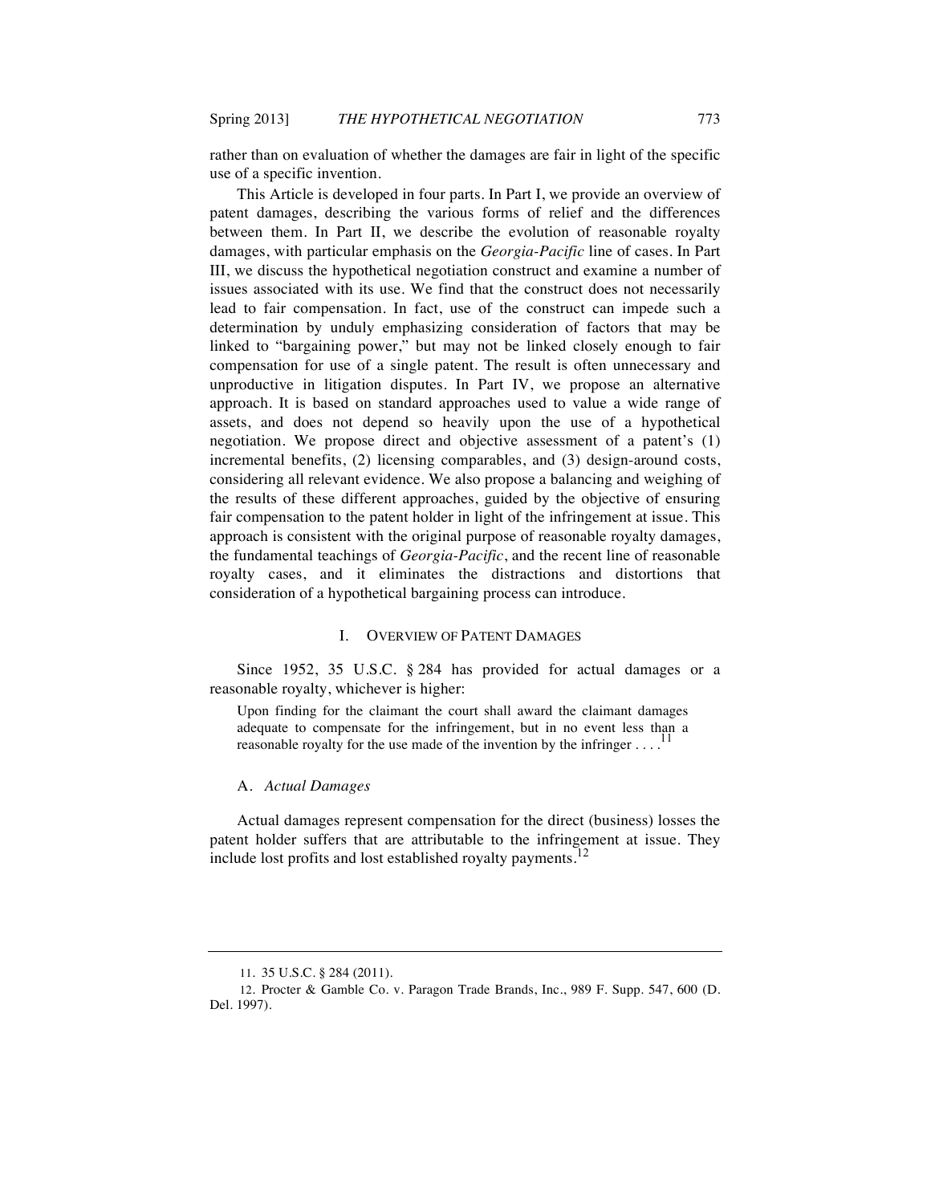rather than on evaluation of whether the damages are fair in light of the specific use of a specific invention.

This Article is developed in four parts. In Part I, we provide an overview of patent damages, describing the various forms of relief and the differences between them. In Part II, we describe the evolution of reasonable royalty damages, with particular emphasis on the *Georgia-Pacific* line of cases. In Part III, we discuss the hypothetical negotiation construct and examine a number of issues associated with its use. We find that the construct does not necessarily lead to fair compensation. In fact, use of the construct can impede such a determination by unduly emphasizing consideration of factors that may be linked to "bargaining power," but may not be linked closely enough to fair compensation for use of a single patent. The result is often unnecessary and unproductive in litigation disputes. In Part IV, we propose an alternative approach. It is based on standard approaches used to value a wide range of assets, and does not depend so heavily upon the use of a hypothetical negotiation. We propose direct and objective assessment of a patent's (1) incremental benefits, (2) licensing comparables, and (3) design-around costs, considering all relevant evidence. We also propose a balancing and weighing of the results of these different approaches, guided by the objective of ensuring fair compensation to the patent holder in light of the infringement at issue. This approach is consistent with the original purpose of reasonable royalty damages, the fundamental teachings of *Georgia-Pacific*, and the recent line of reasonable royalty cases, and it eliminates the distractions and distortions that consideration of a hypothetical bargaining process can introduce.

## I. Overview of Patent Damages

Since 1952, 35 U.S.C. § 284 has provided for actual damages or a reasonable royalty, whichever is higher:

> Upon finding for the claimant the court shall award the claimant damages adequate to compensate for the infringement, but in no event less than a reasonable royalty for the use made of the invention by the infringer . . . .[11]

### A. *Actual Damages*

Actual damages represent compensation for the direct (business) losses the patent holder suffers that are attributable to the infringement at issue. They include lost profits and lost established royalty payments.[12]

---

11. 35 U.S.C. § 284 (2011).

12. Procter & Gamble Co. v. Paragon Trade Brands, Inc., 989 F. Supp. 547, 600 (D. Del. 1997).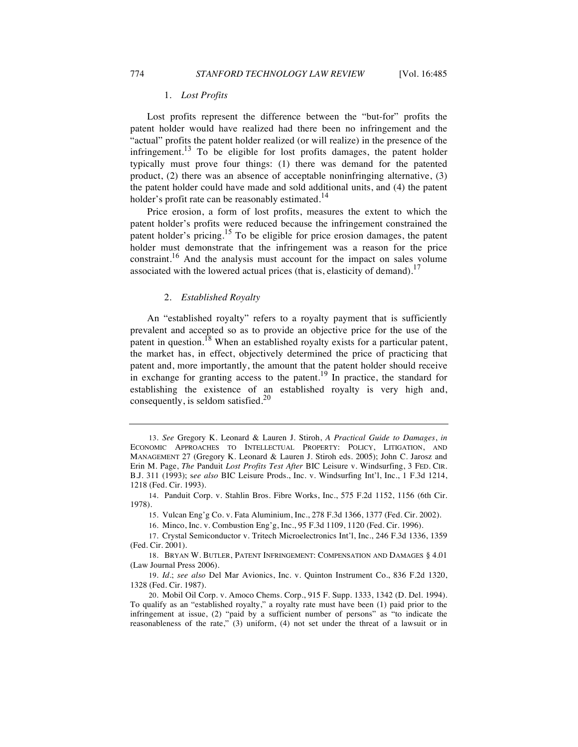### 1. *Lost Profits*

Lost profits represent the difference between the "but-for" profits the patent holder would have realized had there been no infringement and the "actual" profits the patent holder realized (or will realize) in the presence of the infringement.[13] To be eligible for lost profits damages, the patent holder typically must prove four things: (1) there was demand for the patented product, (2) there was an absence of acceptable noninfringing alternative, (3) the patent holder could have made and sold additional units, and (4) the patent holder's profit rate can be reasonably estimated.[14]

Price erosion, a form of lost profits, measures the extent to which the patent holder's profits were reduced because the infringement constrained the patent holder's pricing.[15] To be eligible for price erosion damages, the patent holder must demonstrate that the infringement was a reason for the price constraint.[16] And the analysis must account for the impact on sales volume associated with the lowered actual prices (that is, elasticity of demand).[17]

### 2. *Established Royalty*

An "established royalty" refers to a royalty payment that is sufficiently prevalent and accepted so as to provide an objective price for the use of the patent in question.[18] When an established royalty exists for a particular patent, the market has, in effect, objectively determined the price of practicing that patent and, more importantly, the amount that the patent holder should receive in exchange for granting access to the patent.[19] In practice, the standard for establishing the existence of an established royalty is very high and, consequently, is seldom satisfied.[20]

---

13. *See* Gregory K. Leonard & Lauren J. Stiroh, *A Practical Guide to Damages*, *in* ECONOMIC APPROACHES TO INTELLECTUAL PROPERTY: POLICY, LITIGATION, AND MANAGEMENT 27 (Gregory K. Leonard & Lauren J. Stiroh eds. 2005); John C. Jarosz and Erin M. Page, *The* Panduit *Lost Profits Test After* BIC Leisure v. Windsurfing, 3 FED. CIR. B.J. 311 (1993); *see also* BIC Leisure Prods., Inc. v. Windsurfing Int'l, Inc., 1 F.3d 1214, 1218 (Fed. Cir. 1993).

14. Panduit Corp. v. Stahlin Bros. Fibre Works, Inc., 575 F.2d 1152, 1156 (6th Cir. 1978).

15. Vulcan Eng'g Co. v. Fata Aluminium, Inc., 278 F.3d 1366, 1377 (Fed. Cir. 2002).

16. Minco, Inc. v. Combustion Eng'g, Inc., 95 F.3d 1109, 1120 (Fed. Cir. 1996).

17. Crystal Semiconductor v. Tritech Microelectronics Int'l, Inc., 246 F.3d 1336, 1359 (Fed. Cir. 2001).

18. BRYAN W. BUTLER, PATENT INFRINGEMENT: COMPENSATION AND DAMAGES § 4.01 (Law Journal Press 2006).

19. *Id.*; *see also* Del Mar Avionics, Inc. v. Quinton Instrument Co., 836 F.2d 1320, 1328 (Fed. Cir. 1987).

20. Mobil Oil Corp. v. Amoco Chems. Corp., 915 F. Supp. 1333, 1342 (D. Del. 1994). To qualify as an "established royalty," a royalty rate must have been (1) paid prior to the infringement at issue, (2) "paid by a sufficient number of persons" as "to indicate the reasonableness of the rate," (3) uniform, (4) not set under the threat of a lawsuit or in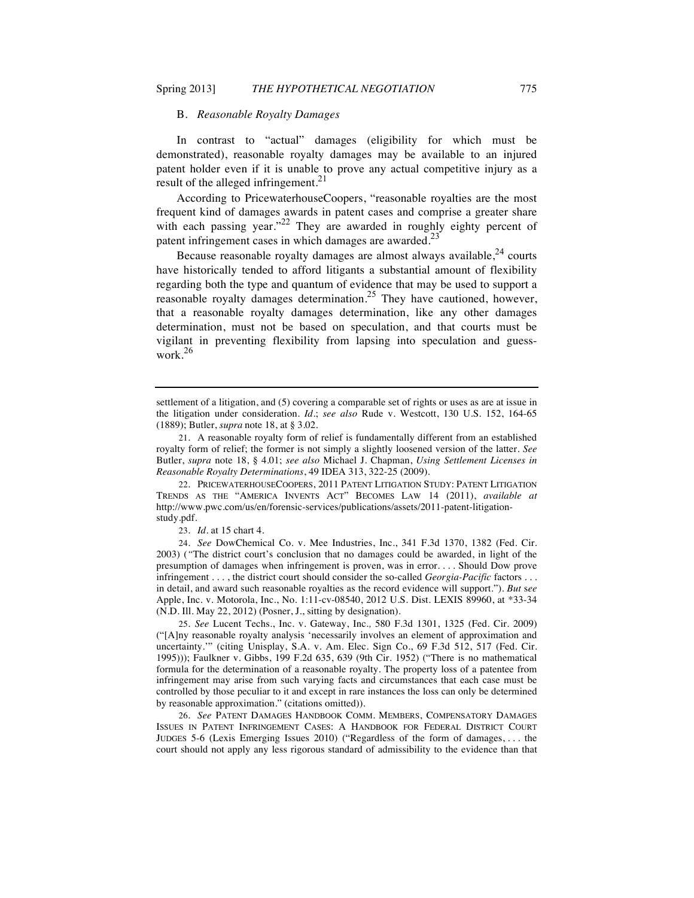### B. *Reasonable Royalty Damages*

In contrast to "actual" damages (eligibility for which must be demonstrated), reasonable royalty damages may be available to an injured patent holder even if it is unable to prove any actual competitive injury as a result of the alleged infringement.[21]

According to PricewaterhouseCoopers, "reasonable royalties are the most frequent kind of damages awards in patent cases and comprise a greater share with each passing year."[22] They are awarded in roughly eighty percent of patent infringement cases in which damages are awarded.[23]

Because reasonable royalty damages are almost always available,[24] courts have historically tended to afford litigants a substantial amount of flexibility regarding both the type and quantum of evidence that may be used to support a reasonable royalty damages determination.[25] They have cautioned, however, that a reasonable royalty damages determination, like any other damages determination, must not be based on speculation, and that courts must be vigilant in preventing flexibility from lapsing into speculation and guess-work.[26]

---

settlement of a litigation, and (5) covering a comparable set of rights or uses as are at issue in the litigation under consideration. *Id*.; *see also* Rude v. Westcott, 130 U.S. 152, 164-65 (1889); Butler, *supra* note 18, at § 3.02.

21. A reasonable royalty form of relief is fundamentally different from an established royalty form of relief; the former is not simply a slightly loosened version of the latter. *See* Butler, *supra* note 18, § 4.01; *see also* Michael J. Chapman, *Using Settlement Licenses in Reasonable Royalty Determinations*, 49 IDEA 313, 322-25 (2009).

22. PRICEWATERHOUSECOOPERS, 2011 PATENT LITIGATION STUDY: PATENT LITIGATION TRENDS AS THE "AMERICA INVENTS ACT" BECOMES LAW 14 (2011), *available at* http://www.pwc.com/us/en/forensic-services/publications/assets/2011-patent-litigation-study.pdf.

23. *Id*. at 15 chart 4.

24. *See* DowChemical Co. v. Mee Industries, Inc., 341 F.3d 1370, 1382 (Fed. Cir. 2003) ("The district court's conclusion that no damages could be awarded, in light of the presumption of damages when infringement is proven, was in error. . . . Should Dow prove infringement . . . , the district court should consider the so-called *Georgia-Pacific* factors . . . in detail, and award such reasonable royalties as the record evidence will support."). *But see* Apple, Inc. v. Motorola, Inc., No. 1:11-cv-08540, 2012 U.S. Dist. LEXIS 89960, at *33-34 (N.D. Ill. May 22, 2012) (Posner, J., sitting by designation).

25. *See* Lucent Techs., Inc. v. Gateway, Inc., 580 F.3d 1301, 1325 (Fed. Cir. 2009) ("[A]ny reasonable royalty analysis 'necessarily involves an element of approximation and uncertainty.'" (citing Unisplay, S.A. v. Am. Elec. Sign Co., 69 F.3d 512, 517 (Fed. Cir. 1995))); Faulkner v. Gibbs, 199 F.2d 635, 639 (9th Cir. 1952) ("There is no mathematical formula for the determination of a reasonable royalty. The property loss of a patentee from infringement may arise from such varying facts and circumstances that each case must be controlled by those peculiar to it and except in rare instances the loss can only be determined by reasonable approximation." (citations omitted)).

26. *See* PATENT DAMAGES HANDBOOK COMM. MEMBERS, COMPENSATORY DAMAGES ISSUES IN PATENT INFRINGEMENT CASES: A HANDBOOK FOR FEDERAL DISTRICT COURT JUDGES 5-6 (Lexis Emerging Issues 2010) ("Regardless of the form of damages, . . . the court should not apply any less rigorous standard of admissibility to the evidence than that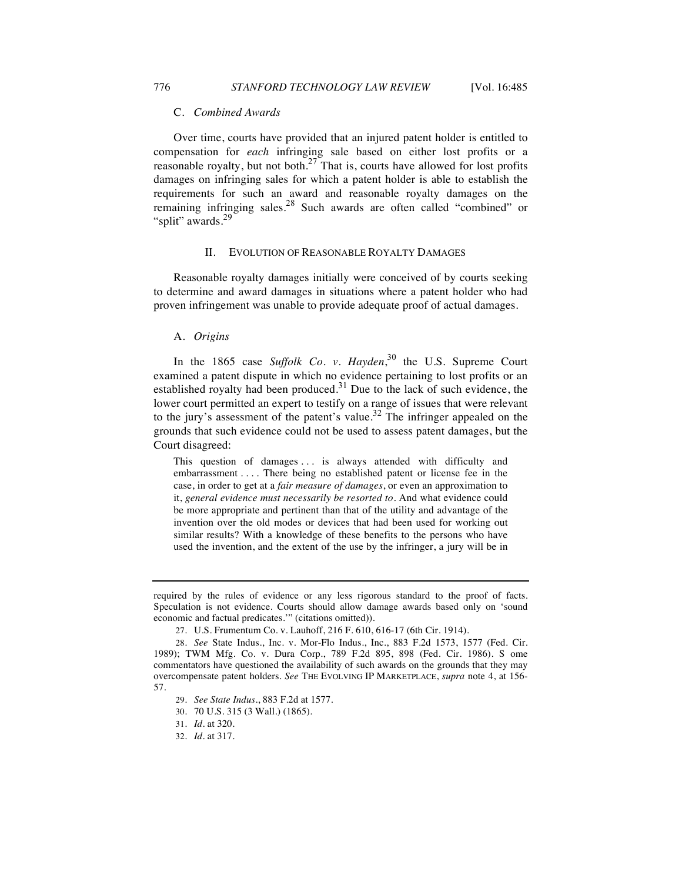### C. *Combined Awards*

Over time, courts have provided that an injured patent holder is entitled to compensation for *each* infringing sale based on either lost profits or a reasonable royalty, but not both.[27] That is, courts have allowed for lost profits damages on infringing sales for which a patent holder is able to establish the requirements for such an award and reasonable royalty damages on the remaining infringing sales.[28] Such awards are often called "combined" or "split" awards.[29]

## II. EVOLUTION OF REASONABLE ROYALTY DAMAGES

Reasonable royalty damages initially were conceived of by courts seeking to determine and award damages in situations where a patent holder who had proven infringement was unable to provide adequate proof of actual damages.

### A. *Origins*

In the 1865 case *Suffolk Co. v. Hayden*,[30] the U.S. Supreme Court examined a patent dispute in which no evidence pertaining to lost profits or an established royalty had been produced.[31] Due to the lack of such evidence, the lower court permitted an expert to testify on a range of issues that were relevant to the jury's assessment of the patent's value.[32] The infringer appealed on the grounds that such evidence could not be used to assess patent damages, but the Court disagreed:

> This question of damages . . . is always attended with difficulty and embarrassment . . . . There being no established patent or license fee in the case, in order to get at a *fair measure of damages*, or even an approximation to it, *general evidence must necessarily be resorted to*. And what evidence could be more appropriate and pertinent than that of the utility and advantage of the invention over the old modes or devices that had been used for working out similar results? With a knowledge of these benefits to the persons who have used the invention, and the extent of the use by the infringer, a jury will be in

---

required by the rules of evidence or any less rigorous standard to the proof of facts. Speculation is not evidence. Courts should allow damage awards based only on 'sound economic and factual predicates.'" (citations omitted)).

27. U.S. Frumentum Co. v. Lauhoff, 216 F. 610, 616-17 (6th Cir. 1914).

28. *See* State Indus., Inc. v. Mor-Flo Indus., Inc., 883 F.2d 1573, 1577 (Fed. Cir. 1989); TWM Mfg. Co. v. Dura Corp., 789 F.2d 895, 898 (Fed. Cir. 1986). S ome commentators have questioned the availability of such awards on the grounds that they may overcompensate patent holders. *See* THE EVOLVING IP MARKETPLACE, *supra* note 4, at 156-57.

29. *See State Indus.*, 883 F.2d at 1577.

30. 70 U.S. 315 (3 Wall.) (1865).

31. *Id.* at 320.

32. *Id.* at 317.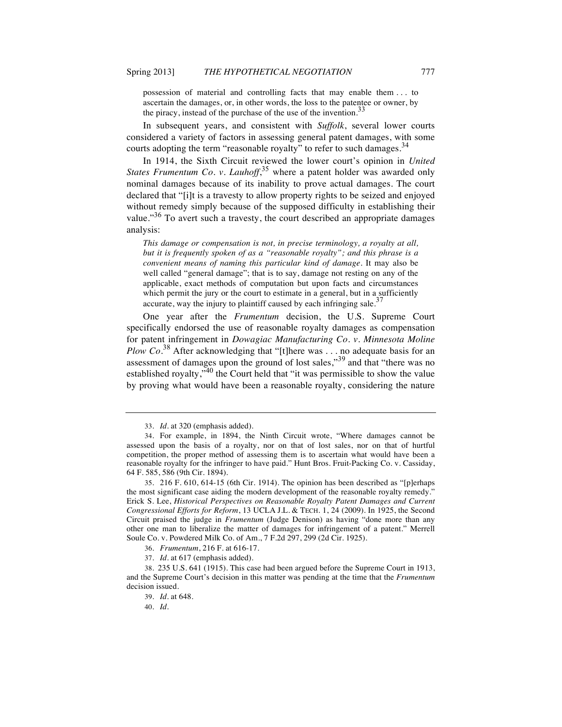> possession of material and controlling facts that may enable them . . . to ascertain the damages, or, in other words, the loss to the patentee or owner, by the piracy, instead of the purchase of the use of the invention.[33]

In subsequent years, and consistent with *Suffolk*, several lower courts considered a variety of factors in assessing general patent damages, with some courts adopting the term "reasonable royalty" to refer to such damages.[34]

In 1914, the Sixth Circuit reviewed the lower court's opinion in *United States Frumentum Co. v. Lauhoff*,[35] where a patent holder was awarded only nominal damages because of its inability to prove actual damages. The court declared that "[i]t is a travesty to allow property rights to be seized and enjoyed without remedy simply because of the supposed difficulty in establishing their value."[36] To avert such a travesty, the court described an appropriate damages analysis:

> *This damage or compensation is not, in precise terminology, a royalty at all, but it is frequently spoken of as a "reasonable royalty"; and this phrase is a convenient means of naming this particular kind of damage*. It may also be well called "general damage"; that is to say, damage not resting on any of the applicable, exact methods of computation but upon facts and circumstances which permit the jury or the court to estimate in a general, but in a sufficiently accurate, way the injury to plaintiff caused by each infringing sale.[37]

One year after the *Frumentum* decision, the U.S. Supreme Court specifically endorsed the use of reasonable royalty damages as compensation for patent infringement in *Dowagiac Manufacturing Co. v. Minnesota Moline Plow Co*.[38] After acknowledging that "[t]here was . . . no adequate basis for an assessment of damages upon the ground of lost sales,"[39] and that "there was no established royalty,"[40] the Court held that "it was permissible to show the value by proving what would have been a reasonable royalty, considering the nature

---

33. *Id*. at 320 (emphasis added).

34. For example, in 1894, the Ninth Circuit wrote, "Where damages cannot be assessed upon the basis of a royalty, nor on that of lost sales, nor on that of hurtful competition, the proper method of assessing them is to ascertain what would have been a reasonable royalty for the infringer to have paid." Hunt Bros. Fruit-Packing Co. v. Cassiday, 64 F. 585, 586 (9th Cir. 1894).

35. 216 F. 610, 614-15 (6th Cir. 1914). The opinion has been described as "[p]erhaps the most significant case aiding the modern development of the reasonable royalty remedy." Erick S. Lee, *Historical Perspectives on Reasonable Royalty Patent Damages and Current Congressional Efforts for Reform*, 13 UCLA J.L. & TECH. 1, 24 (2009). In 1925, the Second Circuit praised the judge in *Frumentum* (Judge Denison) as having "done more than any other one man to liberalize the matter of damages for infringement of a patent." Merrell Soule Co. v. Powdered Milk Co. of Am., 7 F.2d 297, 299 (2d Cir. 1925).

36. *Frumentum*, 216 F. at 616-17.

37. *Id*. at 617 (emphasis added).

38. 235 U.S. 641 (1915). This case had been argued before the Supreme Court in 1913, and the Supreme Court's decision in this matter was pending at the time that the *Frumentum* decision issued.

39. *Id*. at 648.

40. *Id*.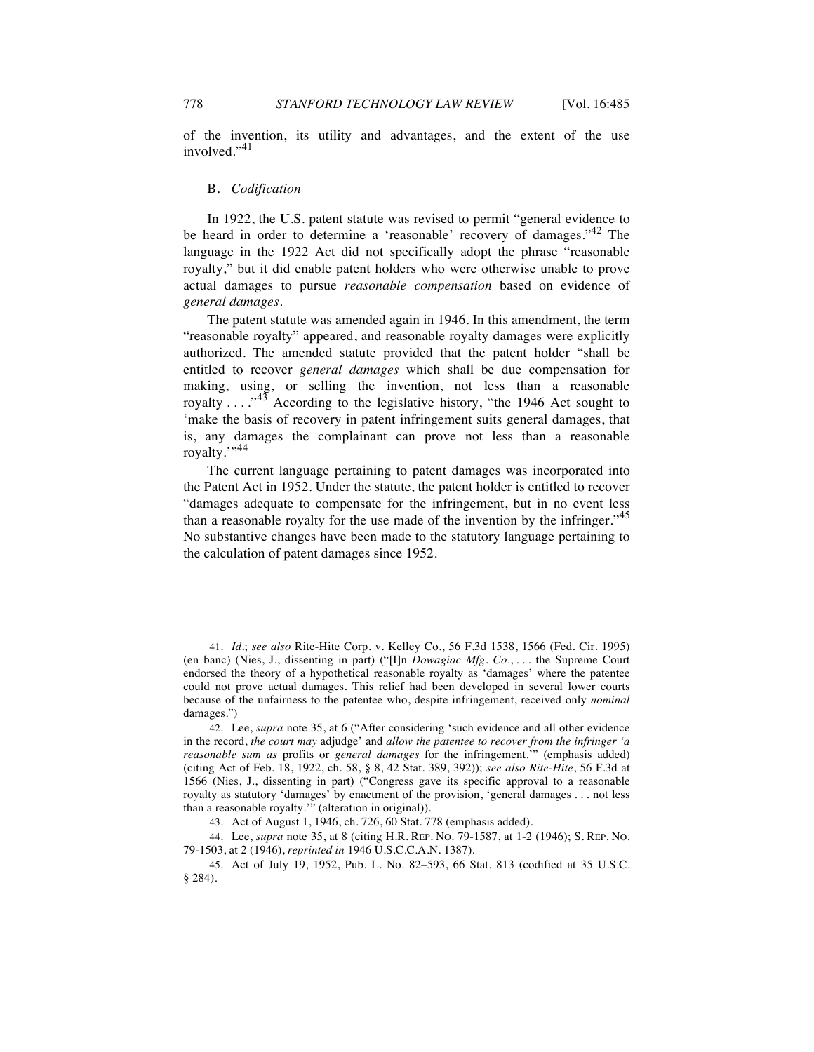of the invention, its utility and advantages, and the extent of the use involved."[41]

### B. *Codification*

In 1922, the U.S. patent statute was revised to permit "general evidence to be heard in order to determine a 'reasonable' recovery of damages."[42] The language in the 1922 Act did not specifically adopt the phrase "reasonable royalty," but it did enable patent holders who were otherwise unable to prove actual damages to pursue *reasonable compensation* based on evidence of *general damages*.

The patent statute was amended again in 1946. In this amendment, the term "reasonable royalty" appeared, and reasonable royalty damages were explicitly authorized. The amended statute provided that the patent holder "shall be entitled to recover *general damages* which shall be due compensation for making, using, or selling the invention, not less than a reasonable royalty . . . ."[43] According to the legislative history, "the 1946 Act sought to 'make the basis of recovery in patent infringement suits general damages, that is, any damages the complainant can prove not less than a reasonable royalty.'"[44]

The current language pertaining to patent damages was incorporated into the Patent Act in 1952. Under the statute, the patent holder is entitled to recover "damages adequate to compensate for the infringement, but in no event less than a reasonable royalty for the use made of the invention by the infringer."[45] No substantive changes have been made to the statutory language pertaining to the calculation of patent damages since 1952.

---

41. *Id.*; *see also* Rite-Hite Corp. v. Kelley Co., 56 F.3d 1538, 1566 (Fed. Cir. 1995) (en banc) (Nies, J., dissenting in part) ("[I]n *Dowagiac Mfg. Co.*, . . . the Supreme Court endorsed the theory of a hypothetical reasonable royalty as 'damages' where the patentee could not prove actual damages. This relief had been developed in several lower courts because of the unfairness to the patentee who, despite infringement, received only *nominal* damages.")

42. Lee, *supra* note 35, at 6 ("After considering 'such evidence and all other evidence in the record, *the court may* adjudge' and *allow the patentee to recover from the infringer 'a reasonable sum as* profits or *general damages* for the infringement.'" (emphasis added) (citing Act of Feb. 18, 1922, ch. 58, § 8, 42 Stat. 389, 392)); *see also Rite-Hite*, 56 F.3d at 1566 (Nies, J., dissenting in part) ("Congress gave its specific approval to a reasonable royalty as statutory 'damages' by enactment of the provision, 'general damages . . . not less than a reasonable royalty.'" (alteration in original)).

43. Act of August 1, 1946, ch. 726, 60 Stat. 778 (emphasis added).

44. Lee, *supra* note 35, at 8 (citing H.R. REP. NO. 79-1587, at 1-2 (1946); S. REP. NO. 79-1503, at 2 (1946), *reprinted in* 1946 U.S.C.C.A.N. 1387).

45. Act of July 19, 1952, Pub. L. No. 82–593, 66 Stat. 813 (codified at 35 U.S.C. § 284).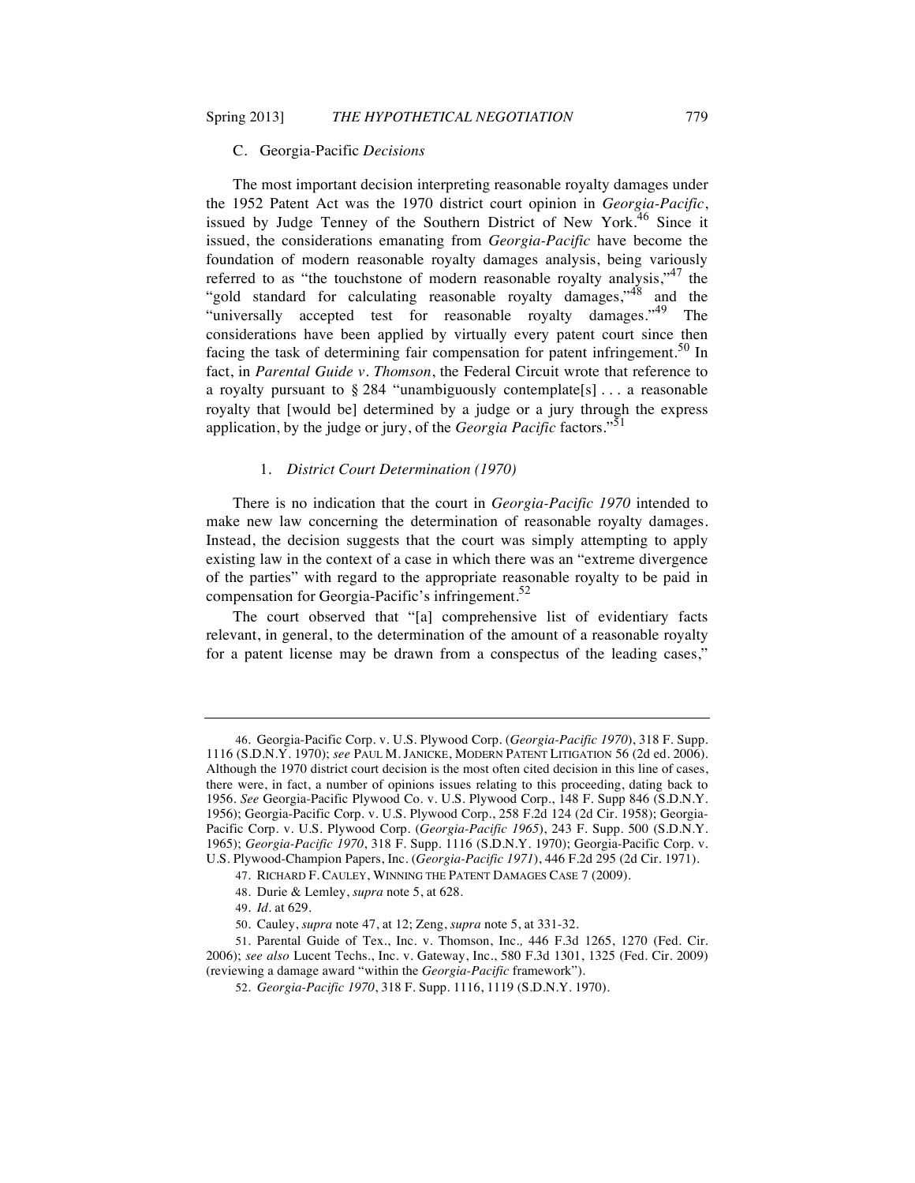### C. *Georgia-Pacific Decisions*

The most important decision interpreting reasonable royalty damages under the 1952 Patent Act was the 1970 district court opinion in *Georgia-Pacific*, issued by Judge Tenney of the Southern District of New York.[46] Since it issued, the considerations emanating from *Georgia-Pacific* have become the foundation of modern reasonable royalty damages analysis, being variously referred to as "the touchstone of modern reasonable royalty analysis,"[47] the "gold standard for calculating reasonable royalty damages,"[48] and the "universally accepted test for reasonable royalty damages."[49] The considerations have been applied by virtually every patent court since then facing the task of determining fair compensation for patent infringement.[50] In fact, in *Parental Guide v. Thomson*, the Federal Circuit wrote that reference to a royalty pursuant to § 284 "unambiguously contemplate[s] . . . a reasonable royalty that [would be] determined by a judge or a jury through the express application, by the judge or jury, of the *Georgia Pacific* factors."[51]

#### 1. *District Court Determination (1970)*

There is no indication that the court in *Georgia-Pacific 1970* intended to make new law concerning the determination of reasonable royalty damages. Instead, the decision suggests that the court was simply attempting to apply existing law in the context of a case in which there was an "extreme divergence of the parties" with regard to the appropriate reasonable royalty to be paid in compensation for Georgia-Pacific's infringement.[52]

The court observed that "[a] comprehensive list of evidentiary facts relevant, in general, to the determination of the amount of a reasonable royalty for a patent license may be drawn from a conspectus of the leading cases,"

---

46. Georgia-Pacific Corp. v. U.S. Plywood Corp. (*Georgia-Pacific 1970*), 318 F. Supp. 1116 (S.D.N.Y. 1970); *see* PAUL M. JANICKE, MODERN PATENT LITIGATION 56 (2d ed. 2006). Although the 1970 district court decision is the most often cited decision in this line of cases, there were, in fact, a number of opinions issues relating to this proceeding, dating back to 1956. *See* Georgia-Pacific Plywood Co. v. U.S. Plywood Corp., 148 F. Supp 846 (S.D.N.Y. 1956); Georgia-Pacific Corp. v. U.S. Plywood Corp., 258 F.2d 124 (2d Cir. 1958); Georgia-Pacific Corp. v. U.S. Plywood Corp. (*Georgia-Pacific 1965*), 243 F. Supp. 500 (S.D.N.Y. 1965); *Georgia-Pacific 1970*, 318 F. Supp. 1116 (S.D.N.Y. 1970); Georgia-Pacific Corp. v. U.S. Plywood-Champion Papers, Inc. (*Georgia-Pacific 1971*), 446 F.2d 295 (2d Cir. 1971).

47. RICHARD F. CAULEY, WINNING THE PATENT DAMAGES CASE 7 (2009).

48. Durie & Lemley, *supra* note 5, at 628.

49. *Id.* at 629.

50. Cauley, *supra* note 47, at 12; Zeng, *supra* note 5, at 331-32.

51. Parental Guide of Tex., Inc. v. Thomson, Inc.*,* 446 F.3d 1265, 1270 (Fed. Cir. 2006); *see also* Lucent Techs., Inc. v. Gateway, Inc., 580 F.3d 1301, 1325 (Fed. Cir. 2009) (reviewing a damage award "within the *Georgia-Pacific* framework").

52. *Georgia-Pacific 1970*, 318 F. Supp. 1116, 1119 (S.D.N.Y. 1970).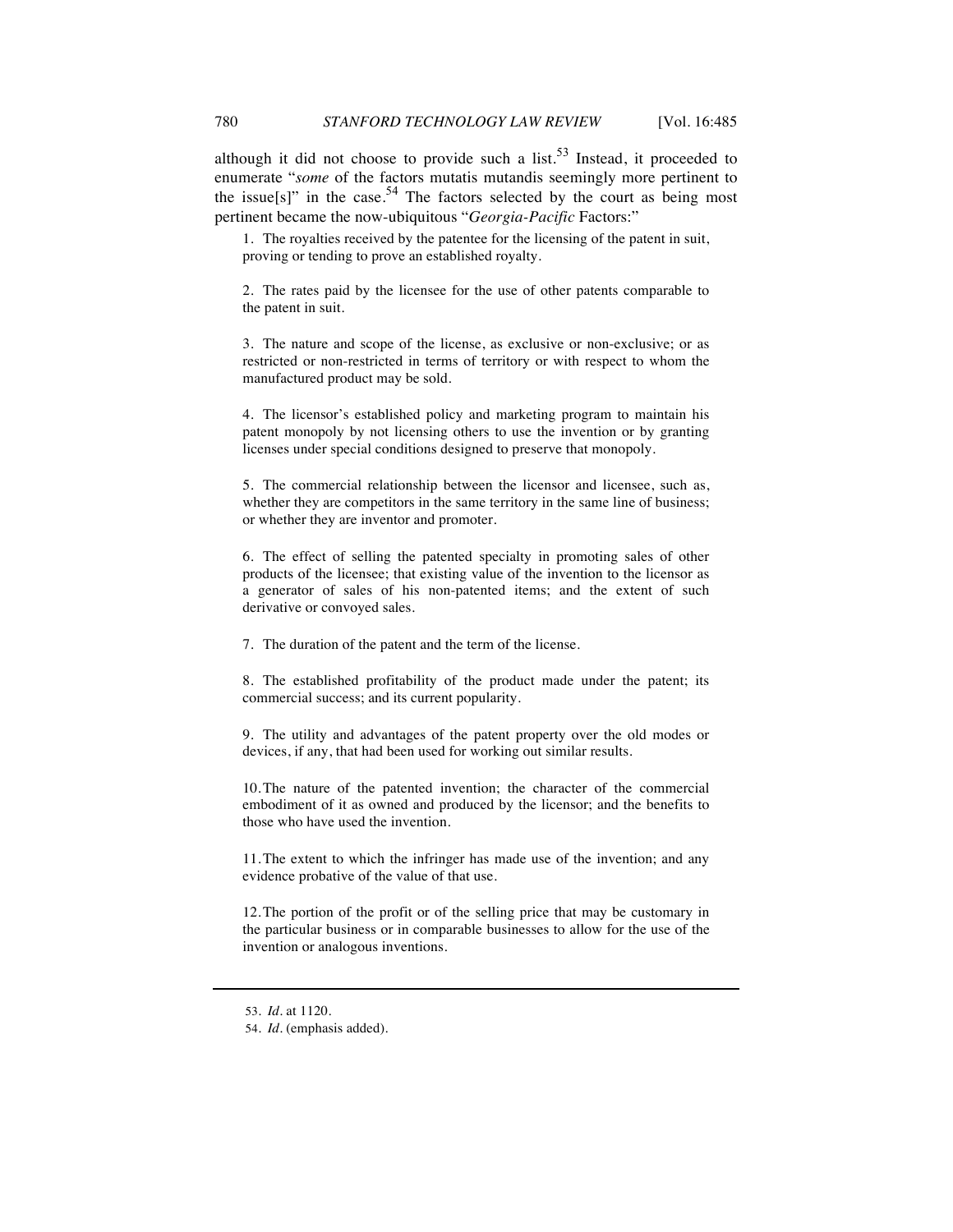although it did not choose to provide such a list.[53] Instead, it proceeded to enumerate "*some* of the factors mutatis mutandis seemingly more pertinent to the issue[s]" in the case.[54] The factors selected by the court as being most pertinent became the now-ubiquitous "*Georgia-Pacific* Factors:"

> 1. The royalties received by the patentee for the licensing of the patent in suit, proving or tending to prove an established royalty.
>
> 2. The rates paid by the licensee for the use of other patents comparable to the patent in suit.
>
> 3. The nature and scope of the license, as exclusive or non-exclusive; or as restricted or non-restricted in terms of territory or with respect to whom the manufactured product may be sold.
>
> 4. The licensor's established policy and marketing program to maintain his patent monopoly by not licensing others to use the invention or by granting licenses under special conditions designed to preserve that monopoly.
>
> 5. The commercial relationship between the licensor and licensee, such as, whether they are competitors in the same territory in the same line of business; or whether they are inventor and promoter.
>
> 6. The effect of selling the patented specialty in promoting sales of other products of the licensee; that existing value of the invention to the licensor as a generator of sales of his non-patented items; and the extent of such derivative or convoyed sales.
>
> 7. The duration of the patent and the term of the license.
>
> 8. The established profitability of the product made under the patent; its commercial success; and its current popularity.
>
> 9. The utility and advantages of the patent property over the old modes or devices, if any, that had been used for working out similar results.
>
> 10. The nature of the patented invention; the character of the commercial embodiment of it as owned and produced by the licensor; and the benefits to those who have used the invention.
>
> 11. The extent to which the infringer has made use of the invention; and any evidence probative of the value of that use.
>
> 12. The portion of the profit or of the selling price that may be customary in the particular business or in comparable businesses to allow for the use of the invention or analogous inventions.

---

53. *Id.* at 1120.

54. *Id.* (emphasis added).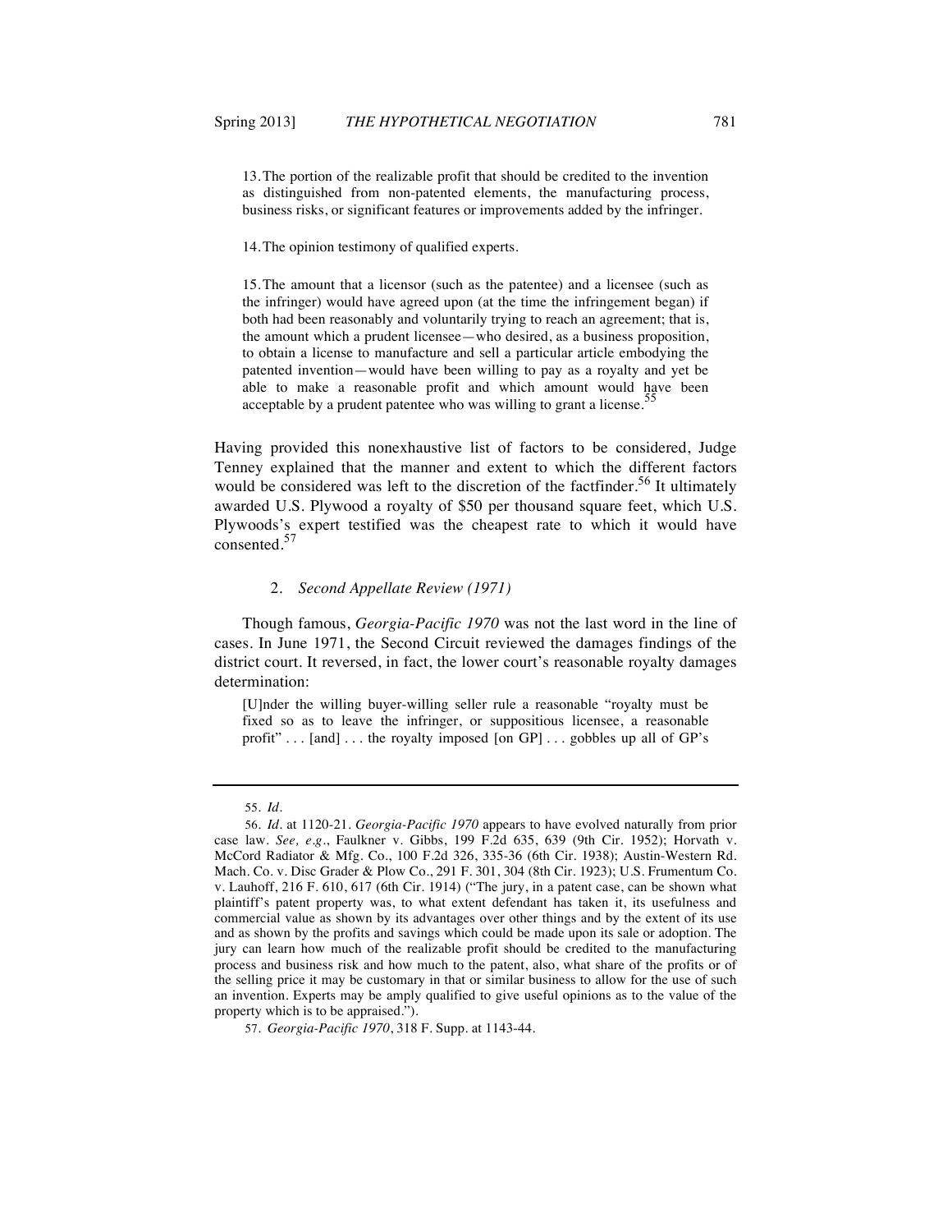> 13. The portion of the realizable profit that should be credited to the invention as distinguished from non-patented elements, the manufacturing process, business risks, or significant features or improvements added by the infringer.
>
> 14. The opinion testimony of qualified experts.
>
> 15. The amount that a licensor (such as the patentee) and a licensee (such as the infringer) would have agreed upon (at the time the infringement began) if both had been reasonably and voluntarily trying to reach an agreement; that is, the amount which a prudent licensee—who desired, as a business proposition, to obtain a license to manufacture and sell a particular article embodying the patented invention—would have been willing to pay as a royalty and yet be able to make a reasonable profit and which amount would have been acceptable by a prudent patentee who was willing to grant a license.[55]

Having provided this nonexhaustive list of factors to be considered, Judge Tenney explained that the manner and extent to which the different factors would be considered was left to the discretion of the factfinder.[56] It ultimately awarded U.S. Plywood a royalty of $50 per thousand square feet, which U.S. Plywoods's expert testified was the cheapest rate to which it would have consented.[57]

#### 2. *Second Appellate Review (1971)*

Though famous, *Georgia-Pacific 1970* was not the last word in the line of cases. In June 1971, the Second Circuit reviewed the damages findings of the district court. It reversed, in fact, the lower court's reasonable royalty damages determination:

> [U]nder the willing buyer-willing seller rule a reasonable "royalty must be fixed so as to leave the infringer, or suppositious licensee, a reasonable profit" . . . [and] . . . the royalty imposed [on GP] . . . gobbles up all of GP's

---

55. *Id.*

56. *Id.* at 1120-21. *Georgia-Pacific 1970* appears to have evolved naturally from prior case law. *See, e.g.*, Faulkner v. Gibbs, 199 F.2d 635, 639 (9th Cir. 1952); Horvath v. McCord Radiator & Mfg. Co., 100 F.2d 326, 335-36 (6th Cir. 1938); Austin-Western Rd. Mach. Co. v. Disc Grader & Plow Co., 291 F. 301, 304 (8th Cir. 1923); U.S. Frumentum Co. v. Lauhoff, 216 F. 610, 617 (6th Cir. 1914) ("The jury, in a patent case, can be shown what plaintiff's patent property was, to what extent defendant has taken it, its usefulness and commercial value as shown by its advantages over other things and by the extent of its use and as shown by the profits and savings which could be made upon its sale or adoption. The jury can learn how much of the realizable profit should be credited to the manufacturing process and business risk and how much to the patent, also, what share of the profits or of the selling price it may be customary in that or similar business to allow for the use of such an invention. Experts may be amply qualified to give useful opinions as to the value of the property which is to be appraised.").

57. *Georgia-Pacific 1970*, 318 F. Supp. at 1143-44.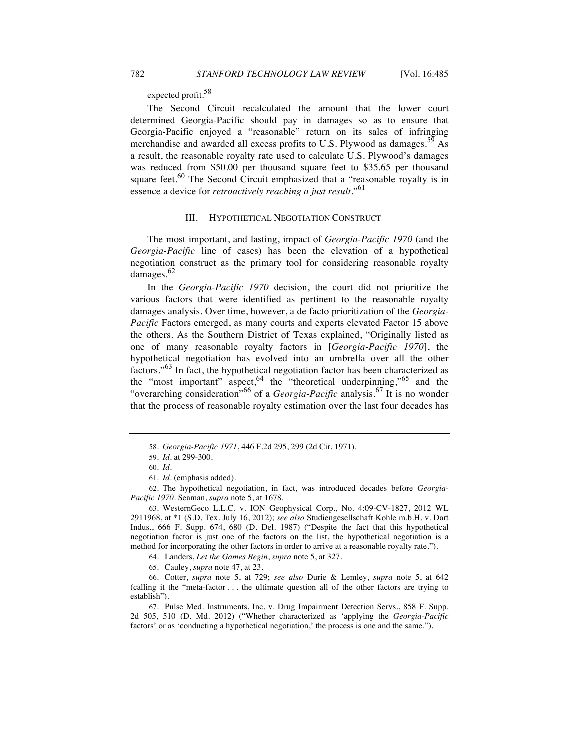expected profit.[58]

The Second Circuit recalculated the amount that the lower court determined Georgia-Pacific should pay in damages so as to ensure that Georgia-Pacific enjoyed a "reasonable" return on its sales of infringing merchandise and awarded all excess profits to U.S. Plywood as damages.[59] As a result, the reasonable royalty rate used to calculate U.S. Plywood's damages was reduced from $50.00 per thousand square feet to $35.65 per thousand square feet.[60] The Second Circuit emphasized that a "reasonable royalty is in essence a device for *retroactively reaching a just result*."[61]

## III. Hypothetical Negotiation Construct

The most important, and lasting, impact of *Georgia-Pacific 1970* (and the *Georgia-Pacific* line of cases) has been the elevation of a hypothetical negotiation construct as the primary tool for considering reasonable royalty damages.[62]

In the *Georgia-Pacific 1970* decision, the court did not prioritize the various factors that were identified as pertinent to the reasonable royalty damages analysis. Over time, however, a de facto prioritization of the *Georgia-Pacific* Factors emerged, as many courts and experts elevated Factor 15 above the others. As the Southern District of Texas explained, "Originally listed as one of many reasonable royalty factors in [*Georgia-Pacific 1970*], the hypothetical negotiation has evolved into an umbrella over all the other factors."[63] In fact, the hypothetical negotiation factor has been characterized as the "most important" aspect,[64] the "theoretical underpinning,"[65] and the "overarching consideration"[66] of a *Georgia-Pacific* analysis.[67] It is no wonder that the process of reasonable royalty estimation over the last four decades has

---

58. *Georgia-Pacific 1971*, 446 F.2d 295, 299 (2d Cir. 1971).

59. *Id.* at 299-300.

60. *Id.*

61. *Id.* (emphasis added).

62. The hypothetical negotiation, in fact, was introduced decades before *Georgia-Pacific 1970*. Seaman, *supra* note 5, at 1678.

63. WesternGeco L.L.C. v. ION Geophysical Corp., No. 4:09-CV-1827, 2012 WL 2911968, at *1 (S.D. Tex. July 16, 2012); *see also* Studiengesellschaft Kohle m.b.H. v. Dart Indus., 666 F. Supp. 674, 680 (D. Del. 1987) ("Despite the fact that this hypothetical negotiation factor is just one of the factors on the list, the hypothetical negotiation is a method for incorporating the other factors in order to arrive at a reasonable royalty rate.").

64. Landers, *Let the Games Begin*, *supra* note 5, at 327.

65. Cauley, *supra* note 47, at 23.

66. Cotter, *supra* note 5, at 729; *see also* Durie & Lemley, *supra* note 5, at 642 (calling it the "meta-factor . . . the ultimate question all of the other factors are trying to establish").

67. Pulse Med. Instruments, Inc. v. Drug Impairment Detection Servs., 858 F. Supp. 2d 505, 510 (D. Md. 2012) ("Whether characterized as 'applying the *Georgia-Pacific* factors' or as 'conducting a hypothetical negotiation,' the process is one and the same.").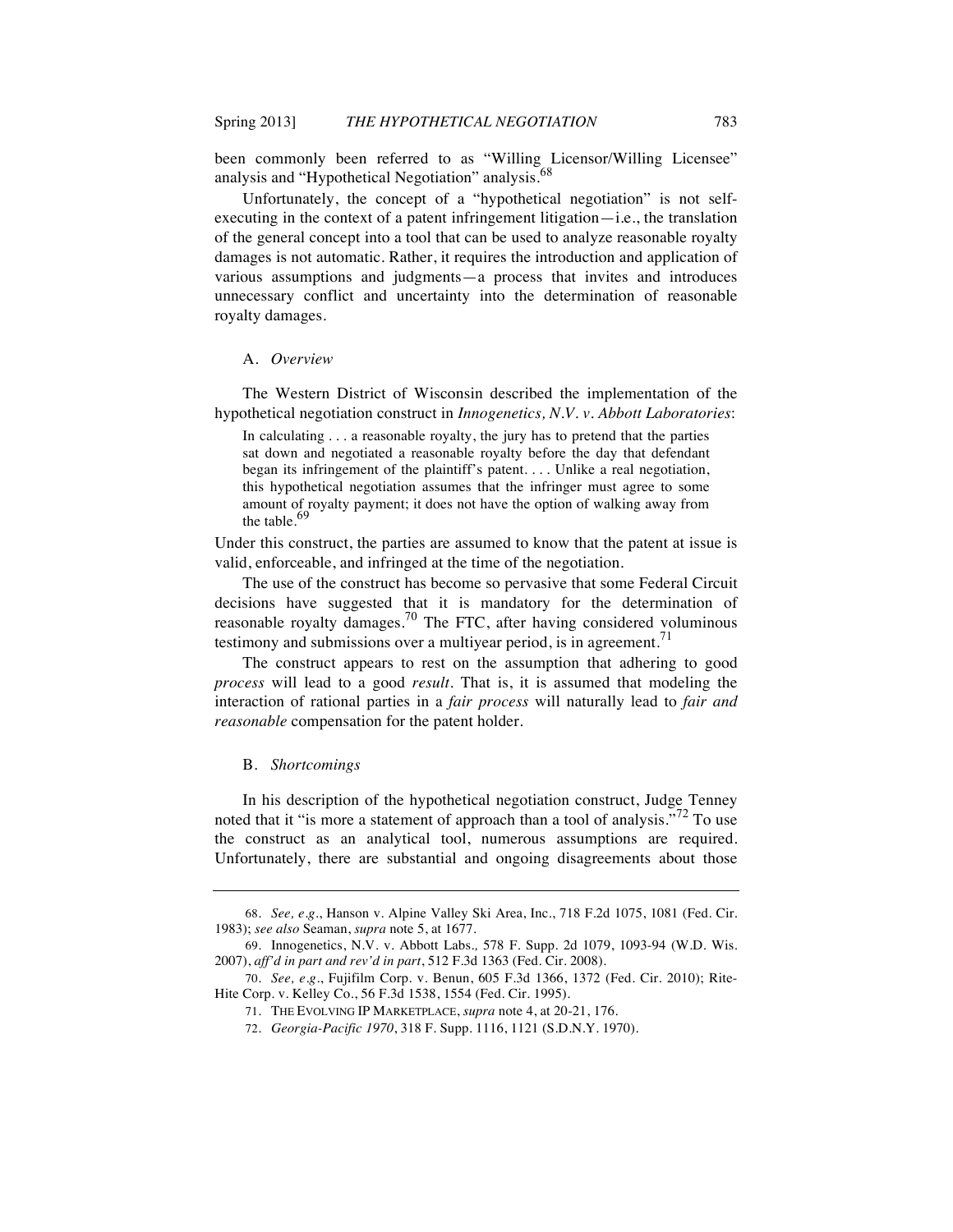been commonly been referred to as "Willing Licensor/Willing Licensee" analysis and "Hypothetical Negotiation" analysis.[68]

Unfortunately, the concept of a "hypothetical negotiation" is not self-executing in the context of a patent infringement litigation—i.e., the translation of the general concept into a tool that can be used to analyze reasonable royalty damages is not automatic. Rather, it requires the introduction and application of various assumptions and judgments—a process that invites and introduces unnecessary conflict and uncertainty into the determination of reasonable royalty damages.

### A. *Overview*

The Western District of Wisconsin described the implementation of the hypothetical negotiation construct in *Innogenetics, N.V. v. Abbott Laboratories*:

> In calculating . . . a reasonable royalty, the jury has to pretend that the parties sat down and negotiated a reasonable royalty before the day that defendant began its infringement of the plaintiff's patent. . . . Unlike a real negotiation, this hypothetical negotiation assumes that the infringer must agree to some amount of royalty payment; it does not have the option of walking away from the table.[69]

Under this construct, the parties are assumed to know that the patent at issue is valid, enforceable, and infringed at the time of the negotiation.

The use of the construct has become so pervasive that some Federal Circuit decisions have suggested that it is mandatory for the determination of reasonable royalty damages.[70] The FTC, after having considered voluminous testimony and submissions over a multiyear period, is in agreement.[71]

The construct appears to rest on the assumption that adhering to good *process* will lead to a good *result*. That is, it is assumed that modeling the interaction of rational parties in a *fair process* will naturally lead to *fair and reasonable* compensation for the patent holder.

### B. *Shortcomings*

In his description of the hypothetical negotiation construct, Judge Tenney noted that it "is more a statement of approach than a tool of analysis."[72] To use the construct as an analytical tool, numerous assumptions are required. Unfortunately, there are substantial and ongoing disagreements about those

---

68. *See, e.g.*, Hanson v. Alpine Valley Ski Area, Inc., 718 F.2d 1075, 1081 (Fed. Cir. 1983); *see also* Seaman, *supra* note 5, at 1677.

69. Innogenetics, N.V. v. Abbott Labs.*,* 578 F. Supp. 2d 1079, 1093-94 (W.D. Wis. 2007), *aff'd in part and rev'd in part*, 512 F.3d 1363 (Fed. Cir. 2008).

70. *See, e.g.*, Fujifilm Corp. v. Benun, 605 F.3d 1366, 1372 (Fed. Cir. 2010); Rite-Hite Corp. v. Kelley Co., 56 F.3d 1538, 1554 (Fed. Cir. 1995).

71. THE EVOLVING IP MARKETPLACE, *supra* note 4, at 20-21, 176.

72. *Georgia-Pacific 1970*, 318 F. Supp. 1116, 1121 (S.D.N.Y. 1970).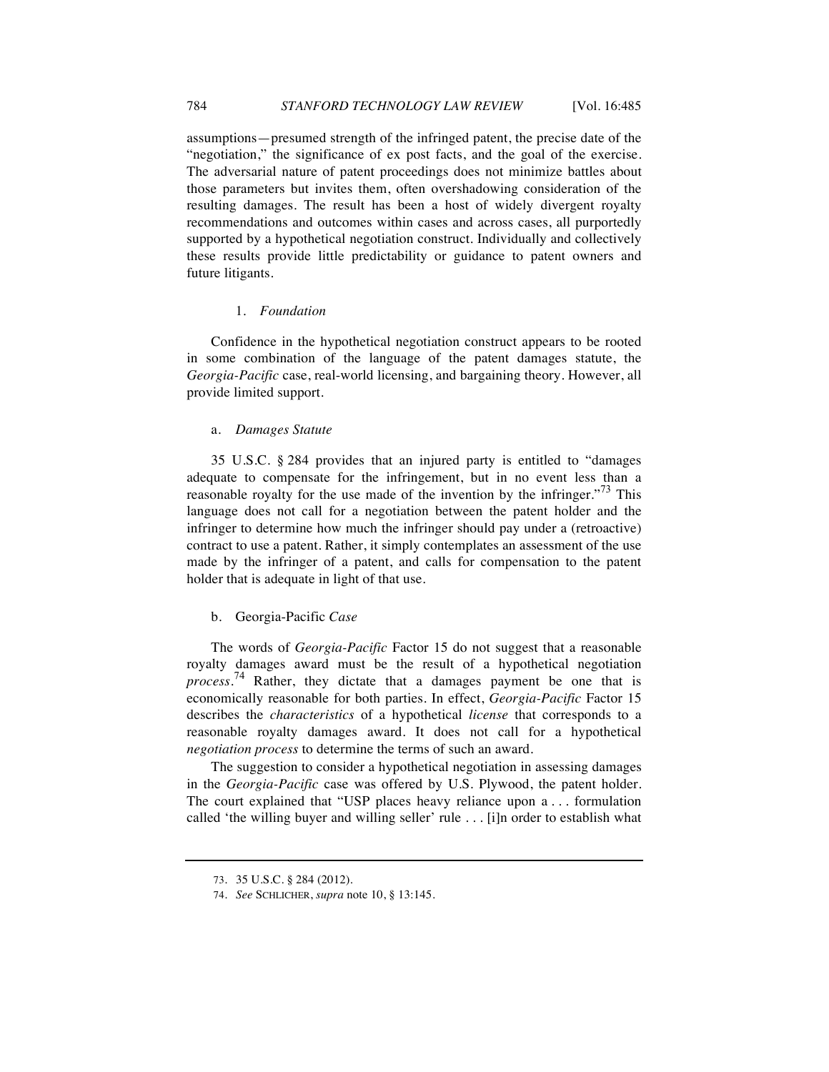assumptions—presumed strength of the infringed patent, the precise date of the "negotiation," the significance of ex post facts, and the goal of the exercise. The adversarial nature of patent proceedings does not minimize battles about those parameters but invites them, often overshadowing consideration of the resulting damages. The result has been a host of widely divergent royalty recommendations and outcomes within cases and across cases, all purportedly supported by a hypothetical negotiation construct. Individually and collectively these results provide little predictability or guidance to patent owners and future litigants.

#### 1. *Foundation*

Confidence in the hypothetical negotiation construct appears to be rooted in some combination of the language of the patent damages statute, the *Georgia-Pacific* case, real-world licensing, and bargaining theory. However, all provide limited support.

##### a. *Damages Statute*

35 U.S.C. § 284 provides that an injured party is entitled to "damages adequate to compensate for the infringement, but in no event less than a reasonable royalty for the use made of the invention by the infringer."[73] This language does not call for a negotiation between the patent holder and the infringer to determine how much the infringer should pay under a (retroactive) contract to use a patent. Rather, it simply contemplates an assessment of the use made by the infringer of a patent, and calls for compensation to the patent holder that is adequate in light of that use.

##### b. Georgia-Pacific *Case*

The words of *Georgia-Pacific* Factor 15 do not suggest that a reasonable royalty damages award must be the result of a hypothetical negotiation *process*.[74] Rather, they dictate that a damages payment be one that is economically reasonable for both parties. In effect, *Georgia-Pacific* Factor 15 describes the *characteristics* of a hypothetical *license* that corresponds to a reasonable royalty damages award. It does not call for a hypothetical *negotiation process* to determine the terms of such an award.

The suggestion to consider a hypothetical negotiation in assessing damages in the *Georgia-Pacific* case was offered by U.S. Plywood, the patent holder. The court explained that "USP places heavy reliance upon a . . . formulation called 'the willing buyer and willing seller' rule . . . [i]n order to establish what

---

73. 35 U.S.C. § 284 (2012).

74. *See* SCHLICHER, *supra* note 10, § 13:145.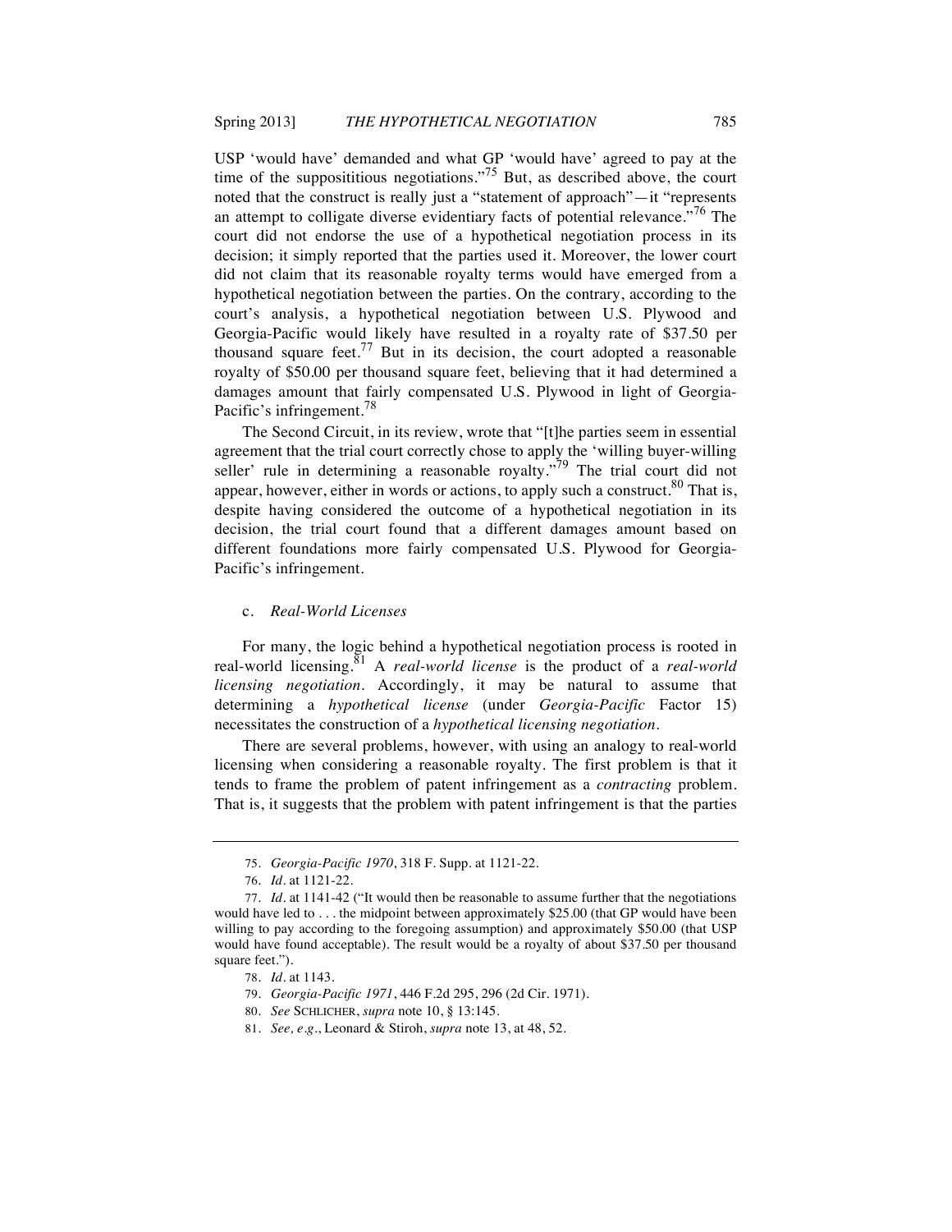USP 'would have' demanded and what GP 'would have' agreed to pay at the time of the supposititious negotiations."[75] But, as described above, the court noted that the construct is really just a "statement of approach"—it "represents an attempt to colligate diverse evidentiary facts of potential relevance."[76] The court did not endorse the use of a hypothetical negotiation process in its decision; it simply reported that the parties used it. Moreover, the lower court did not claim that its reasonable royalty terms would have emerged from a hypothetical negotiation between the parties. On the contrary, according to the court's analysis, a hypothetical negotiation between U.S. Plywood and Georgia-Pacific would likely have resulted in a royalty rate of $37.50 per thousand square feet.[77] But in its decision, the court adopted a reasonable royalty of $50.00 per thousand square feet, believing that it had determined a damages amount that fairly compensated U.S. Plywood in light of Georgia-Pacific's infringement.[78]

The Second Circuit, in its review, wrote that "[t]he parties seem in essential agreement that the trial court correctly chose to apply the 'willing buyer-willing seller' rule in determining a reasonable royalty."[79] The trial court did not appear, however, either in words or actions, to apply such a construct.[80] That is, despite having considered the outcome of a hypothetical negotiation in its decision, the trial court found that a different damages amount based on different foundations more fairly compensated U.S. Plywood for Georgia-Pacific's infringement.

#### c. *Real-World Licenses*

For many, the logic behind a hypothetical negotiation process is rooted in real-world licensing.[81] A *real-world license* is the product of a *real-world licensing negotiation*. Accordingly, it may be natural to assume that determining a *hypothetical license* (under *Georgia-Pacific* Factor 15) necessitates the construction of a *hypothetical licensing negotiation*.

There are several problems, however, with using an analogy to real-world licensing when considering a reasonable royalty. The first problem is that it tends to frame the problem of patent infringement as a *contracting* problem. That is, it suggests that the problem with patent infringement is that the parties

---

75. *Georgia-Pacific 1970*, 318 F. Supp. at 1121-22.

76. *Id.* at 1121-22.

77. *Id.* at 1141-42 ("It would then be reasonable to assume further that the negotiations would have led to . . . the midpoint between approximately $25.00 (that GP would have been willing to pay according to the foregoing assumption) and approximately $50.00 (that USP would have found acceptable). The result would be a royalty of about $37.50 per thousand square feet.").

78. *Id.* at 1143.

79. *Georgia-Pacific 1971*, 446 F.2d 295, 296 (2d Cir. 1971).

80. *See* SCHLICHER, *supra* note 10, § 13:145.

81. *See, e.g.*, Leonard & Stiroh, *supra* note 13, at 48, 52.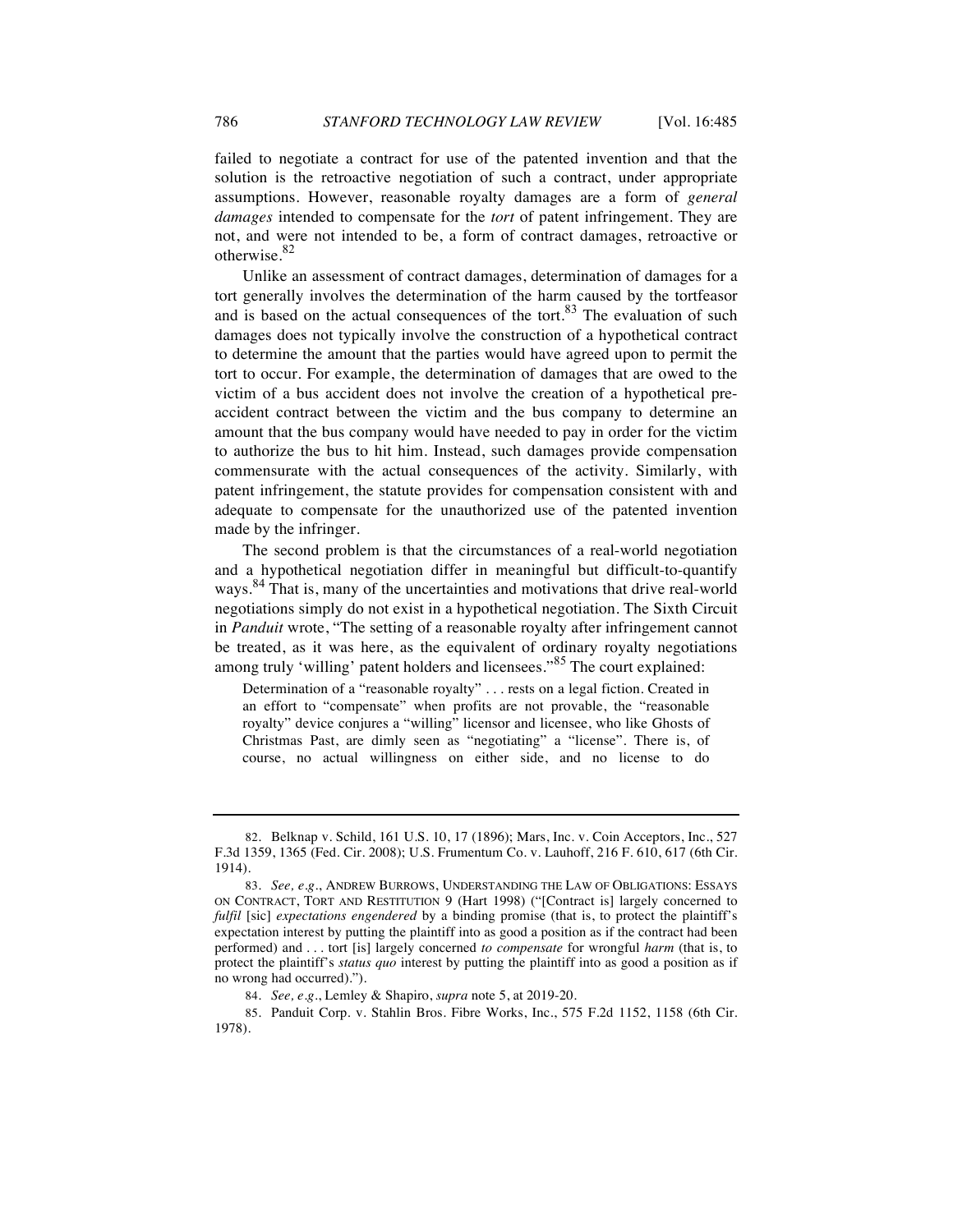failed to negotiate a contract for use of the patented invention and that the solution is the retroactive negotiation of such a contract, under appropriate assumptions. However, reasonable royalty damages are a form of *general damages* intended to compensate for the *tort* of patent infringement. They are not, and were not intended to be, a form of contract damages, retroactive or otherwise.[82]

Unlike an assessment of contract damages, determination of damages for a tort generally involves the determination of the harm caused by the tortfeasor and is based on the actual consequences of the tort.[83] The evaluation of such damages does not typically involve the construction of a hypothetical contract to determine the amount that the parties would have agreed upon to permit the tort to occur. For example, the determination of damages that are owed to the victim of a bus accident does not involve the creation of a hypothetical pre-accident contract between the victim and the bus company to determine an amount that the bus company would have needed to pay in order for the victim to authorize the bus to hit him. Instead, such damages provide compensation commensurate with the actual consequences of the activity. Similarly, with patent infringement, the statute provides for compensation consistent with and adequate to compensate for the unauthorized use of the patented invention made by the infringer.

The second problem is that the circumstances of a real-world negotiation and a hypothetical negotiation differ in meaningful but difficult-to-quantify ways.[84] That is, many of the uncertainties and motivations that drive real-world negotiations simply do not exist in a hypothetical negotiation. The Sixth Circuit in *Panduit* wrote, "The setting of a reasonable royalty after infringement cannot be treated, as it was here, as the equivalent of ordinary royalty negotiations among truly 'willing' patent holders and licensees."[85] The court explained:

> Determination of a "reasonable royalty" . . . rests on a legal fiction. Created in an effort to "compensate" when profits are not provable, the "reasonable royalty" device conjures a "willing" licensor and licensee, who like Ghosts of Christmas Past, are dimly seen as "negotiating" a "license". There is, of course, no actual willingness on either side, and no license to do

---

82. Belknap v. Schild, 161 U.S. 10, 17 (1896); Mars, Inc. v. Coin Acceptors, Inc., 527 F.3d 1359, 1365 (Fed. Cir. 2008); U.S. Frumentum Co. v. Lauhoff, 216 F. 610, 617 (6th Cir. 1914).

83. *See, e.g.*, ANDREW BURROWS, UNDERSTANDING THE LAW OF OBLIGATIONS: ESSAYS ON CONTRACT, TORT AND RESTITUTION 9 (Hart 1998) ("[Contract is] largely concerned to *fulfil* [sic] *expectations engendered* by a binding promise (that is, to protect the plaintiff's expectation interest by putting the plaintiff into as good a position as if the contract had been performed) and . . . tort [is] largely concerned *to compensate* for wrongful *harm* (that is, to protect the plaintiff's *status quo* interest by putting the plaintiff into as good a position as if no wrong had occurred).").

84. *See, e.g.*, Lemley & Shapiro, *supra* note 5, at 2019-20.

85. Panduit Corp. v. Stahlin Bros. Fibre Works, Inc., 575 F.2d 1152, 1158 (6th Cir. 1978).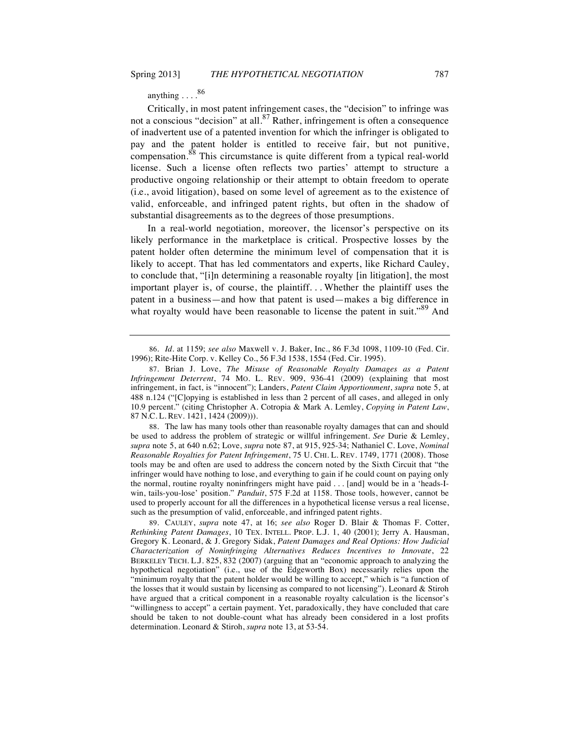anything . . . .[86]

Critically, in most patent infringement cases, the "decision" to infringe was not a conscious "decision" at all.[87] Rather, infringement is often a consequence of inadvertent use of a patented invention for which the infringer is obligated to pay and the patent holder is entitled to receive fair, but not punitive, compensation.[88] This circumstance is quite different from a typical real-world license. Such a license often reflects two parties' attempt to structure a productive ongoing relationship or their attempt to obtain freedom to operate (i.e., avoid litigation), based on some level of agreement as to the existence of valid, enforceable, and infringed patent rights, but often in the shadow of substantial disagreements as to the degrees of those presumptions.

In a real-world negotiation, moreover, the licensor's perspective on its likely performance in the marketplace is critical. Prospective losses by the patent holder often determine the minimum level of compensation that it is likely to accept. That has led commentators and experts, like Richard Cauley, to conclude that, "[i]n determining a reasonable royalty [in litigation], the most important player is, of course, the plaintiff. . . Whether the plaintiff uses the patent in a business—and how that patent is used—makes a big difference in what royalty would have been reasonable to license the patent in suit."[89] And

---

86. *Id.* at 1159; *see also* Maxwell v. J. Baker, Inc., 86 F.3d 1098, 1109-10 (Fed. Cir. 1996); Rite-Hite Corp. v. Kelley Co., 56 F.3d 1538, 1554 (Fed. Cir. 1995).

87. Brian J. Love, *The Misuse of Reasonable Royalty Damages as a Patent Infringement Deterrent*, 74 MO. L. REV. 909, 936-41 (2009) (explaining that most infringement, in fact, is "innocent"); Landers, *Patent Claim Apportionment*, *supra* note 5, at 488 n.124 ("[C]opying is established in less than 2 percent of all cases, and alleged in only 10.9 percent." (citing Christopher A. Cotropia & Mark A. Lemley, *Copying in Patent Law*, 87 N.C. L. REV. 1421, 1424 (2009))).

88. The law has many tools other than reasonable royalty damages that can and should be used to address the problem of strategic or willful infringement. *See* Durie & Lemley, *supra* note 5, at 640 n.62; Love, *supra* note 87, at 915, 925-34; Nathaniel C. Love, *Nominal Reasonable Royalties for Patent Infringement*, 75 U. CHI. L. REV. 1749, 1771 (2008). Those tools may be and often are used to address the concern noted by the Sixth Circuit that "the infringer would have nothing to lose, and everything to gain if he could count on paying only the normal, routine royalty noninfringers might have paid . . . [and] would be in a 'heads-I-win, tails-you-lose' position." *Panduit*, 575 F.2d at 1158. Those tools, however, cannot be used to properly account for all the differences in a hypothetical license versus a real license, such as the presumption of valid, enforceable, and infringed patent rights.

89. CAULEY, *supra* note 47, at 16; *see also* Roger D. Blair & Thomas F. Cotter, *Rethinking Patent Damages*, 10 TEX. INTELL. PROP. L.J. 1, 40 (2001); Jerry A. Hausman, Gregory K. Leonard, & J. Gregory Sidak, *Patent Damages and Real Options: How Judicial Characterization of Noninfringing Alternatives Reduces Incentives to Innovate*, 22 BERKELEY TECH. L.J. 825, 832 (2007) (arguing that an "economic approach to analyzing the hypothetical negotiation" (i.e., use of the Edgeworth Box) necessarily relies upon the "minimum royalty that the patent holder would be willing to accept," which is "a function of the losses that it would sustain by licensing as compared to not licensing"). Leonard & Stiroh have argued that a critical component in a reasonable royalty calculation is the licensor's "willingness to accept" a certain payment. Yet, paradoxically, they have concluded that care should be taken to not double-count what has already been considered in a lost profits determination. Leonard & Stiroh, *supra* note 13, at 53-54.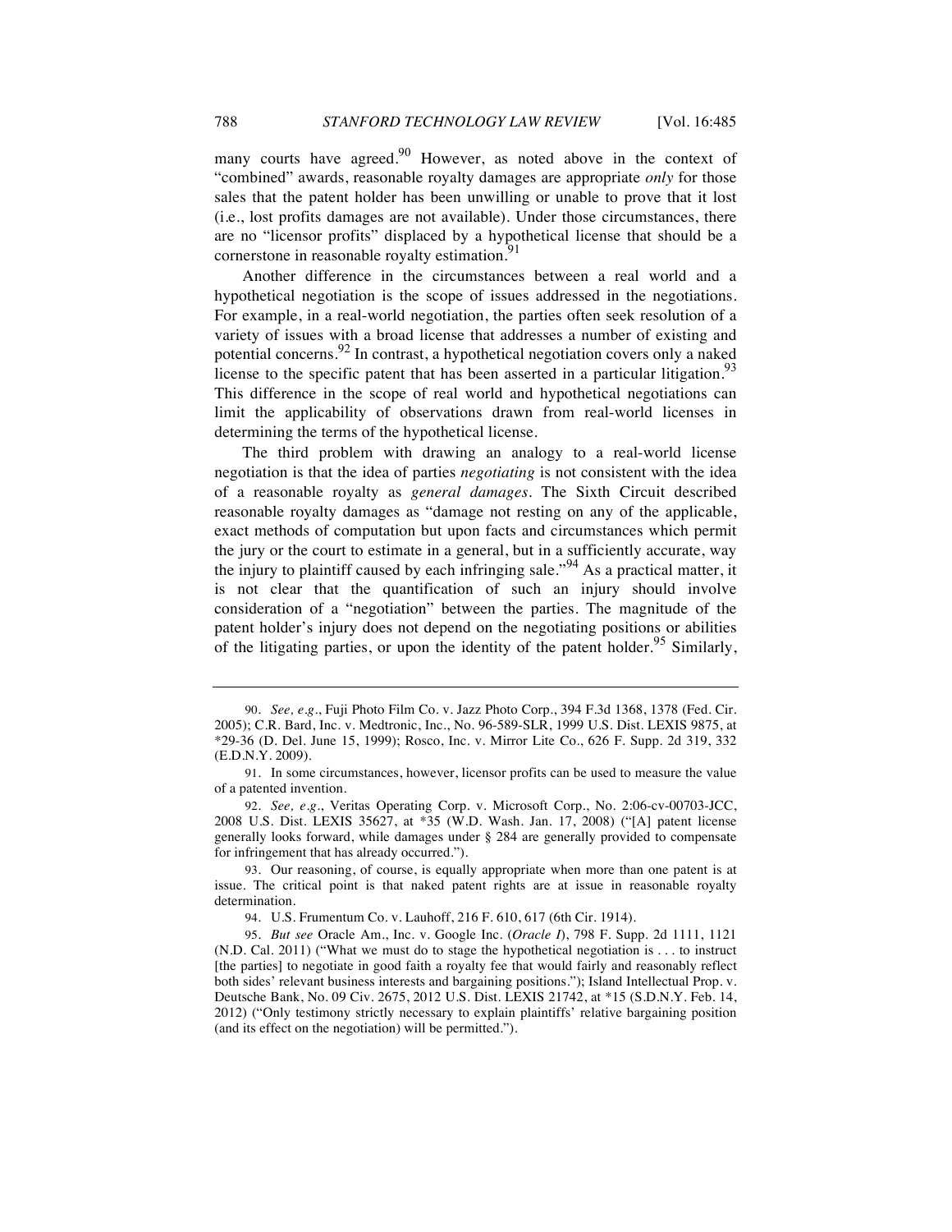many courts have agreed.[90] However, as noted above in the context of "combined" awards, reasonable royalty damages are appropriate *only* for those sales that the patent holder has been unwilling or unable to prove that it lost (i.e., lost profits damages are not available). Under those circumstances, there are no "licensor profits" displaced by a hypothetical license that should be a cornerstone in reasonable royalty estimation.[91]

Another difference in the circumstances between a real world and a hypothetical negotiation is the scope of issues addressed in the negotiations. For example, in a real-world negotiation, the parties often seek resolution of a variety of issues with a broad license that addresses a number of existing and potential concerns.[92] In contrast, a hypothetical negotiation covers only a naked license to the specific patent that has been asserted in a particular litigation.[93] This difference in the scope of real world and hypothetical negotiations can limit the applicability of observations drawn from real-world licenses in determining the terms of the hypothetical license.

The third problem with drawing an analogy to a real-world license negotiation is that the idea of parties *negotiating* is not consistent with the idea of a reasonable royalty as *general damages*. The Sixth Circuit described reasonable royalty damages as "damage not resting on any of the applicable, exact methods of computation but upon facts and circumstances which permit the jury or the court to estimate in a general, but in a sufficiently accurate, way the injury to plaintiff caused by each infringing sale."[94] As a practical matter, it is not clear that the quantification of such an injury should involve consideration of a "negotiation" between the parties. The magnitude of the patent holder's injury does not depend on the negotiating positions or abilities of the litigating parties, or upon the identity of the patent holder.[95] Similarly,

---

90. *See, e.g.*, Fuji Photo Film Co. v. Jazz Photo Corp., 394 F.3d 1368, 1378 (Fed. Cir. 2005); C.R. Bard, Inc. v. Medtronic, Inc., No. 96-589-SLR, 1999 U.S. Dist. LEXIS 9875, at *29-36 (D. Del. June 15, 1999); Rosco, Inc. v. Mirror Lite Co., 626 F. Supp. 2d 319, 332 (E.D.N.Y. 2009).

91. In some circumstances, however, licensor profits can be used to measure the value of a patented invention.

92. *See, e.g.*, Veritas Operating Corp. v. Microsoft Corp., No. 2:06-cv-00703-JCC, 2008 U.S. Dist. LEXIS 35627, at *35 (W.D. Wash. Jan. 17, 2008) ("[A] patent license generally looks forward, while damages under § 284 are generally provided to compensate for infringement that has already occurred.").

93. Our reasoning, of course, is equally appropriate when more than one patent is at issue. The critical point is that naked patent rights are at issue in reasonable royalty determination.

94. U.S. Frumentum Co. v. Lauhoff, 216 F. 610, 617 (6th Cir. 1914).

95. *But see* Oracle Am., Inc. v. Google Inc. (*Oracle I*), 798 F. Supp. 2d 1111, 1121 (N.D. Cal. 2011) ("What we must do to stage the hypothetical negotiation is . . . to instruct [the parties] to negotiate in good faith a royalty fee that would fairly and reasonably reflect both sides' relevant business interests and bargaining positions."); Island Intellectual Prop. v. Deutsche Bank, No. 09 Civ. 2675, 2012 U.S. Dist. LEXIS 21742, at *15 (S.D.N.Y. Feb. 14, 2012) ("Only testimony strictly necessary to explain plaintiffs' relative bargaining position (and its effect on the negotiation) will be permitted.").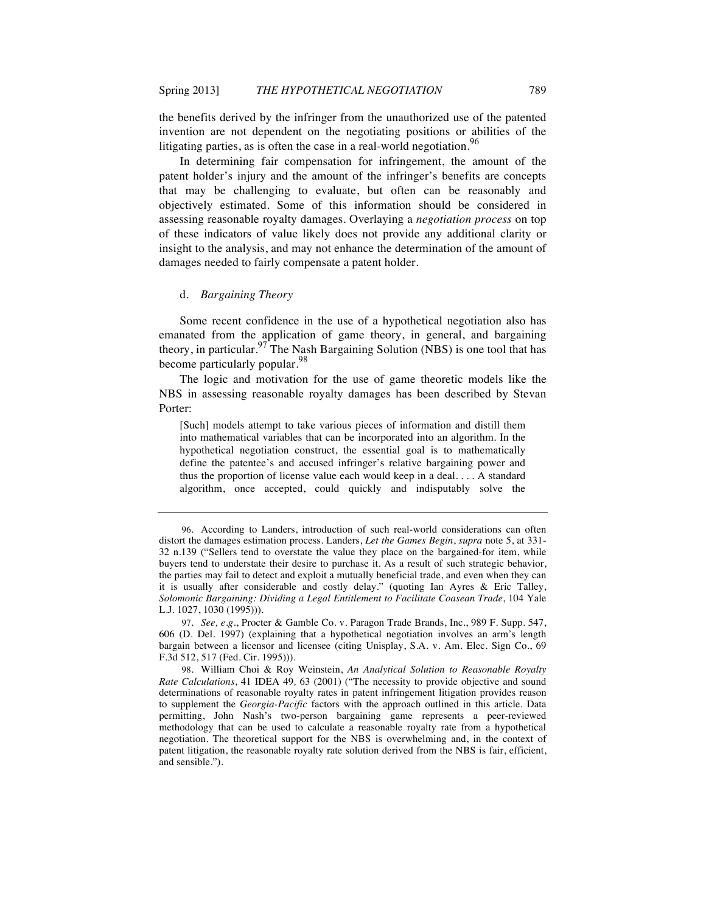the benefits derived by the infringer from the unauthorized use of the patented invention are not dependent on the negotiating positions or abilities of the litigating parties, as is often the case in a real-world negotiation.[96]

In determining fair compensation for infringement, the amount of the patent holder's injury and the amount of the infringer's benefits are concepts that may be challenging to evaluate, but often can be reasonably and objectively estimated. Some of this information should be considered in assessing reasonable royalty damages. Overlaying a *negotiation process* on top of these indicators of value likely does not provide any additional clarity or insight to the analysis, and may not enhance the determination of the amount of damages needed to fairly compensate a patent holder.

#### d. *Bargaining Theory*

Some recent confidence in the use of a hypothetical negotiation also has emanated from the application of game theory, in general, and bargaining theory, in particular.[97] The Nash Bargaining Solution (NBS) is one tool that has become particularly popular.[98]

The logic and motivation for the use of game theoretic models like the NBS in assessing reasonable royalty damages has been described by Stevan Porter:

> [Such] models attempt to take various pieces of information and distill them into mathematical variables that can be incorporated into an algorithm. In the hypothetical negotiation construct, the essential goal is to mathematically define the patentee's and accused infringer's relative bargaining power and thus the proportion of license value each would keep in a deal. . . . A standard algorithm, once accepted, could quickly and indisputably solve the

---

96. According to Landers, introduction of such real-world considerations can often distort the damages estimation process. Landers, *Let the Games Begin*, *supra* note 5, at 331-32 n.139 ("Sellers tend to overstate the value they place on the bargained-for item, while buyers tend to understate their desire to purchase it. As a result of such strategic behavior, the parties may fail to detect and exploit a mutually beneficial trade, and even when they can it is usually after considerable and costly delay." (quoting Ian Ayres & Eric Talley, *Solomonic Bargaining: Dividing a Legal Entitlement to Facilitate Coasean Trade*, 104 Yale L.J. 1027, 1030 (1995))).

97. *See, e.g.*, Procter & Gamble Co. v. Paragon Trade Brands, Inc., 989 F. Supp. 547, 606 (D. Del. 1997) (explaining that a hypothetical negotiation involves an arm's length bargain between a licensor and licensee (citing Unisplay, S.A. v. Am. Elec. Sign Co., 69 F.3d 512, 517 (Fed. Cir. 1995))).

98. William Choi & Roy Weinstein, *An Analytical Solution to Reasonable Royalty Rate Calculations*, 41 IDEA 49, 63 (2001) ("The necessity to provide objective and sound determinations of reasonable royalty rates in patent infringement litigation provides reason to supplement the *Georgia-Pacific* factors with the approach outlined in this article. Data permitting, John Nash's two-person bargaining game represents a peer-reviewed methodology that can be used to calculate a reasonable royalty rate from a hypothetical negotiation. The theoretical support for the NBS is overwhelming and, in the context of patent litigation, the reasonable royalty rate solution derived from the NBS is fair, efficient, and sensible.").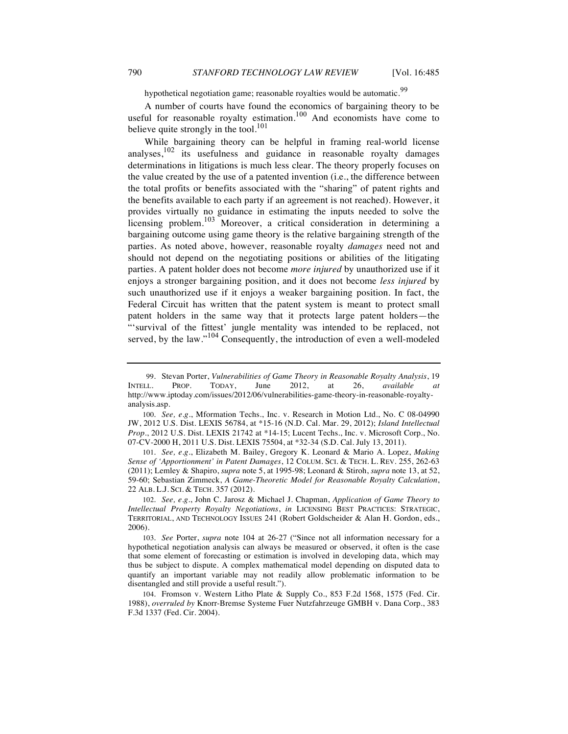hypothetical negotiation game; reasonable royalties would be automatic.[99]

A number of courts have found the economics of bargaining theory to be useful for reasonable royalty estimation.[100] And economists have come to believe quite strongly in the tool.[101]

While bargaining theory can be helpful in framing real-world license analyses,[102] its usefulness and guidance in reasonable royalty damages determinations in litigations is much less clear. The theory properly focuses on the value created by the use of a patented invention (i.e., the difference between the total profits or benefits associated with the "sharing" of patent rights and the benefits available to each party if an agreement is not reached). However, it provides virtually no guidance in estimating the inputs needed to solve the licensing problem.[103] Moreover, a critical consideration in determining a bargaining outcome using game theory is the relative bargaining strength of the parties. As noted above, however, reasonable royalty *damages* need not and should not depend on the negotiating positions or abilities of the litigating parties. A patent holder does not become *more injured* by unauthorized use if it enjoys a stronger bargaining position, and it does not become *less injured* by such unauthorized use if it enjoys a weaker bargaining position. In fact, the Federal Circuit has written that the patent system is meant to protect small patent holders in the same way that it protects large patent holders—the "'survival of the fittest' jungle mentality was intended to be replaced, not served, by the law."[104] Consequently, the introduction of even a well-modeled

---

99. Stevan Porter, *Vulnerabilities of Game Theory in Reasonable Royalty Analysis*, 19 INTELL. PROP. TODAY, June 2012, at 26, *available at* http://www.iptoday.com/issues/2012/06/vulnerabilities-game-theory-in-reasonable-royalty-analysis.asp.

100. *See, e.g.*, Mformation Techs., Inc. v. Research in Motion Ltd., No. C 08-04990 JW, 2012 U.S. Dist. LEXIS 56784, at *15-16 (N.D. Cal. Mar. 29, 2012); *Island Intellectual Prop.*, 2012 U.S. Dist. LEXIS 21742 at *14-15; Lucent Techs., Inc. v. Microsoft Corp., No. 07-CV-2000 H, 2011 U.S. Dist. LEXIS 75504, at *32-34 (S.D. Cal. July 13, 2011).

101. *See, e.g.*, Elizabeth M. Bailey, Gregory K. Leonard & Mario A. Lopez, *Making Sense of 'Apportionment' in Patent Damages*, 12 COLUM. SCI. & TECH. L. REV. 255, 262-63 (2011); Lemley & Shapiro, *supra* note 5, at 1995-98; Leonard & Stiroh, *supra* note 13, at 52, 59-60; Sebastian Zimmeck, *A Game-Theoretic Model for Reasonable Royalty Calculation*, 22 ALB. L.J. SCI. & TECH. 357 (2012).

102. *See, e.g.*, John C. Jarosz & Michael J. Chapman, *Application of Game Theory to Intellectual Property Royalty Negotiations*, *in* LICENSING BEST PRACTICES: STRATEGIC, TERRITORIAL, AND TECHNOLOGY ISSUES 241 (Robert Goldscheider & Alan H. Gordon, eds., 2006).

103. *See* Porter, *supra* note 104 at 26-27 ("Since not all information necessary for a hypothetical negotiation analysis can always be measured or observed, it often is the case that some element of forecasting or estimation is involved in developing data, which may thus be subject to dispute. A complex mathematical model depending on disputed data to quantify an important variable may not readily allow problematic information to be disentangled and still provide a useful result.").

104. Fromson v. Western Litho Plate & Supply Co., 853 F.2d 1568, 1575 (Fed. Cir. 1988), *overruled by* Knorr-Bremse Systeme Fuer Nutzfahrzeuge GMBH v. Dana Corp., 383 F.3d 1337 (Fed. Cir. 2004).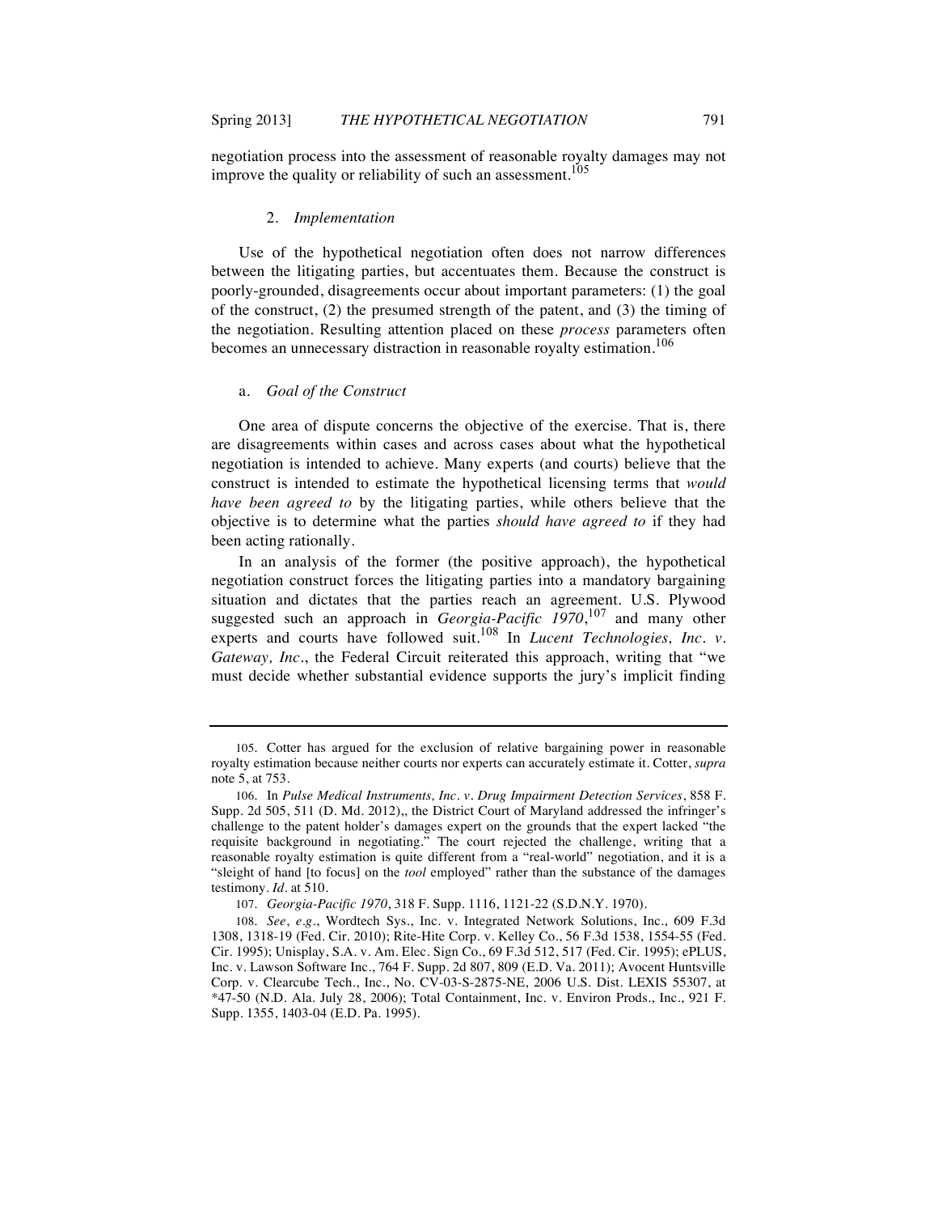negotiation process into the assessment of reasonable royalty damages may not improve the quality or reliability of such an assessment.[105]

### 2. *Implementation*

Use of the hypothetical negotiation often does not narrow differences between the litigating parties, but accentuates them. Because the construct is poorly-grounded, disagreements occur about important parameters: (1) the goal of the construct, (2) the presumed strength of the patent, and (3) the timing of the negotiation. Resulting attention placed on these *process* parameters often becomes an unnecessary distraction in reasonable royalty estimation.[106]

#### a. *Goal of the Construct*

One area of dispute concerns the objective of the exercise. That is, there are disagreements within cases and across cases about what the hypothetical negotiation is intended to achieve. Many experts (and courts) believe that the construct is intended to estimate the hypothetical licensing terms that *would have been agreed to* by the litigating parties, while others believe that the objective is to determine what the parties *should have agreed to* if they had been acting rationally.

In an analysis of the former (the positive approach), the hypothetical negotiation construct forces the litigating parties into a mandatory bargaining situation and dictates that the parties reach an agreement. U.S. Plywood suggested such an approach in *Georgia-Pacific 1970*,[107] and many other experts and courts have followed suit.[108] In *Lucent Technologies, Inc. v. Gateway, Inc.*, the Federal Circuit reiterated this approach, writing that "we must decide whether substantial evidence supports the jury's implicit finding

---

105. Cotter has argued for the exclusion of relative bargaining power in reasonable royalty estimation because neither courts nor experts can accurately estimate it. Cotter, *supra* note 5, at 753.

106. In *Pulse Medical Instruments, Inc. v. Drug Impairment Detection Services*, 858 F. Supp. 2d 505, 511 (D. Md. 2012),, the District Court of Maryland addressed the infringer's challenge to the patent holder's damages expert on the grounds that the expert lacked "the requisite background in negotiating." The court rejected the challenge, writing that a reasonable royalty estimation is quite different from a "real-world" negotiation, and it is a "sleight of hand [to focus] on the *tool* employed" rather than the substance of the damages testimony. *Id.* at 510.

107. *Georgia-Pacific 1970*, 318 F. Supp. 1116, 1121-22 (S.D.N.Y. 1970).

108. *See, e.g.*, Wordtech Sys., Inc. v. Integrated Network Solutions, Inc., 609 F.3d 1308, 1318-19 (Fed. Cir. 2010); Rite-Hite Corp. v. Kelley Co., 56 F.3d 1538, 1554-55 (Fed. Cir. 1995); Unisplay, S.A. v. Am. Elec. Sign Co., 69 F.3d 512, 517 (Fed. Cir. 1995); ePLUS, Inc. v. Lawson Software Inc., 764 F. Supp. 2d 807, 809 (E.D. Va. 2011); Avocent Huntsville Corp. v. Clearcube Tech., Inc., No. CV-03-S-2875-NE, 2006 U.S. Dist. LEXIS 55307, at *47-50 (N.D. Ala. July 28, 2006); Total Containment, Inc. v. Environ Prods., Inc., 921 F. Supp. 1355, 1403-04 (E.D. Pa. 1995).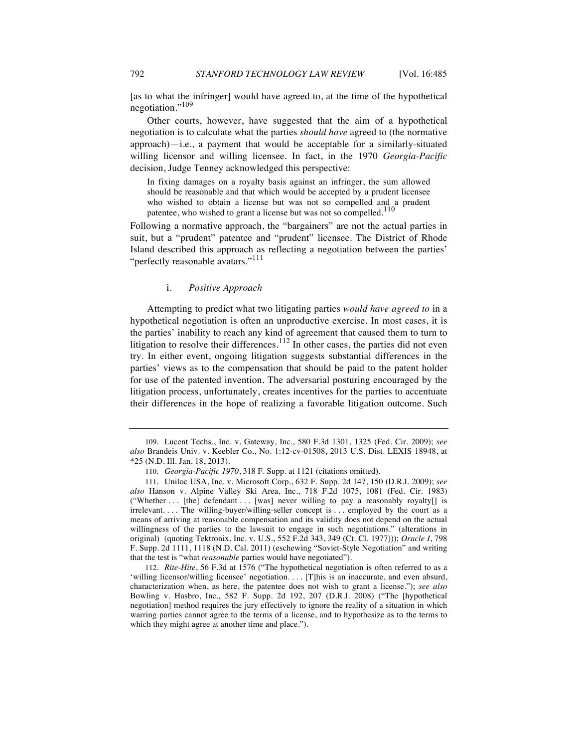[as to what the infringer] would have agreed to, at the time of the hypothetical negotiation."[109]

Other courts, however, have suggested that the aim of a hypothetical negotiation is to calculate what the parties *should have* agreed to (the normative approach)—i.e., a payment that would be acceptable for a similarly-situated willing licensor and willing licensee. In fact, in the 1970 *Georgia-Pacific* decision, Judge Tenney acknowledged this perspective:

> In fixing damages on a royalty basis against an infringer, the sum allowed should be reasonable and that which would be accepted by a prudent licensee who wished to obtain a license but was not so compelled and a prudent patentee, who wished to grant a license but was not so compelled.[110]

Following a normative approach, the "bargainers" are not the actual parties in suit, but a "prudent" patentee and "prudent" licensee. The District of Rhode Island described this approach as reflecting a negotiation between the parties' "perfectly reasonable avatars."[111]

#### i. *Positive Approach*

Attempting to predict what two litigating parties *would have agreed to* in a hypothetical negotiation is often an unproductive exercise. In most cases, it is the parties' inability to reach any kind of agreement that caused them to turn to litigation to resolve their differences.[112] In other cases, the parties did not even try. In either event, ongoing litigation suggests substantial differences in the parties' views as to the compensation that should be paid to the patent holder for use of the patented invention. The adversarial posturing encouraged by the litigation process, unfortunately, creates incentives for the parties to accentuate their differences in the hope of realizing a favorable litigation outcome. Such

---

109. Lucent Techs., Inc. v. Gateway, Inc., 580 F.3d 1301, 1325 (Fed. Cir. 2009); *see also* Brandeis Univ. v. Keebler Co., No. 1:12-cv-01508, 2013 U.S. Dist. LEXIS 18948, at *25 (N.D. Ill. Jan. 18, 2013).

110. *Georgia-Pacific 1970*, 318 F. Supp. at 1121 (citations omitted).

111. Uniloc USA, Inc. v. Microsoft Corp., 632 F. Supp. 2d 147, 150 (D.R.I. 2009); *see also* Hanson v. Alpine Valley Ski Area, Inc., 718 F.2d 1075, 1081 (Fed. Cir. 1983) ("Whether . . . [the] defendant . . . [was] never willing to pay a reasonably royalty[] is irrelevant. . . . The willing-buyer/willing-seller concept is . . . employed by the court as a means of arriving at reasonable compensation and its validity does not depend on the actual willingness of the parties to the lawsuit to engage in such negotiations." (alterations in original) (quoting Tektronix, Inc. v. U.S., 552 F.2d 343, 349 (Ct. Cl. 1977))); *Oracle I*, 798 F. Supp. 2d 1111, 1118 (N.D. Cal. 2011) (eschewing "Soviet-Style Negotiation" and writing that the test is "what *reasonable* parties would have negotiated").

112. *Rite-Hite*, 56 F.3d at 1576 ("The hypothetical negotiation is often referred to as a 'willing licensor/willing licensee' negotiation. . . . [T]his is an inaccurate, and even absurd, characterization when, as here, the patentee does not wish to grant a license."); *see also* Bowling v. Hasbro, Inc., 582 F. Supp. 2d 192, 207 (D.R.I. 2008) ("The [hypothetical negotiation] method requires the jury effectively to ignore the reality of a situation in which warring parties cannot agree to the terms of a license, and to hypothesize as to the terms to which they might agree at another time and place.").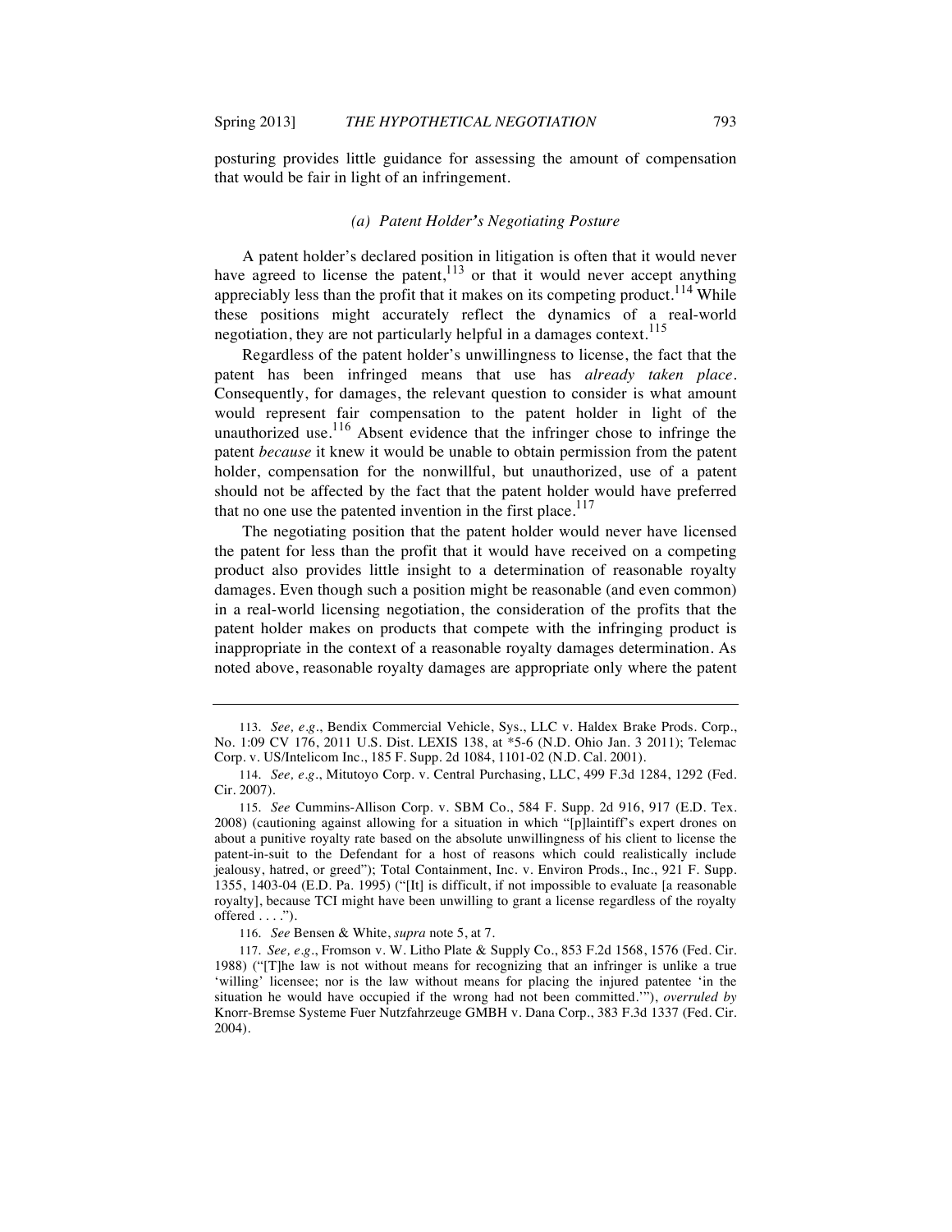posturing provides little guidance for assessing the amount of compensation that would be fair in light of an infringement.

#### *(a) Patent Holder's Negotiating Posture*

A patent holder's declared position in litigation is often that it would never have agreed to license the patent,[113] or that it would never accept anything appreciably less than the profit that it makes on its competing product.[114] While these positions might accurately reflect the dynamics of a real-world negotiation, they are not particularly helpful in a damages context.[115]

Regardless of the patent holder's unwillingness to license, the fact that the patent has been infringed means that use has *already taken place*. Consequently, for damages, the relevant question to consider is what amount would represent fair compensation to the patent holder in light of the unauthorized use.[116] Absent evidence that the infringer chose to infringe the patent *because* it knew it would be unable to obtain permission from the patent holder, compensation for the nonwillful, but unauthorized, use of a patent should not be affected by the fact that the patent holder would have preferred that no one use the patented invention in the first place.[117]

The negotiating position that the patent holder would never have licensed the patent for less than the profit that it would have received on a competing product also provides little insight to a determination of reasonable royalty damages. Even though such a position might be reasonable (and even common) in a real-world licensing negotiation, the consideration of the profits that the patent holder makes on products that compete with the infringing product is inappropriate in the context of a reasonable royalty damages determination. As noted above, reasonable royalty damages are appropriate only where the patent

---

113. *See, e.g.*, Bendix Commercial Vehicle, Sys., LLC v. Haldex Brake Prods. Corp., No. 1:09 CV 176, 2011 U.S. Dist. LEXIS 138, at *5-6 (N.D. Ohio Jan. 3 2011); Telemac Corp. v. US/Intelicom Inc., 185 F. Supp. 2d 1084, 1101-02 (N.D. Cal. 2001).

114. *See, e.g.*, Mitutoyo Corp. v. Central Purchasing, LLC, 499 F.3d 1284, 1292 (Fed. Cir. 2007).

115. *See* Cummins-Allison Corp. v. SBM Co., 584 F. Supp. 2d 916, 917 (E.D. Tex. 2008) (cautioning against allowing for a situation in which "[p]laintiff's expert drones on about a punitive royalty rate based on the absolute unwillingness of his client to license the patent-in-suit to the Defendant for a host of reasons which could realistically include jealousy, hatred, or greed"); Total Containment, Inc. v. Environ Prods., Inc., 921 F. Supp. 1355, 1403-04 (E.D. Pa. 1995) ("[It] is difficult, if not impossible to evaluate [a reasonable royalty], because TCI might have been unwilling to grant a license regardless of the royalty offered . . . .").

116. *See* Bensen & White, *supra* note 5, at 7.

117. *See, e.g.*, Fromson v. W. Litho Plate & Supply Co., 853 F.2d 1568, 1576 (Fed. Cir. 1988) ("[T]he law is not without means for recognizing that an infringer is unlike a true 'willing' licensee; nor is the law without means for placing the injured patentee 'in the situation he would have occupied if the wrong had not been committed.'"), *overruled by* Knorr-Bremse Systeme Fuer Nutzfahrzeuge GMBH v. Dana Corp., 383 F.3d 1337 (Fed. Cir. 2004).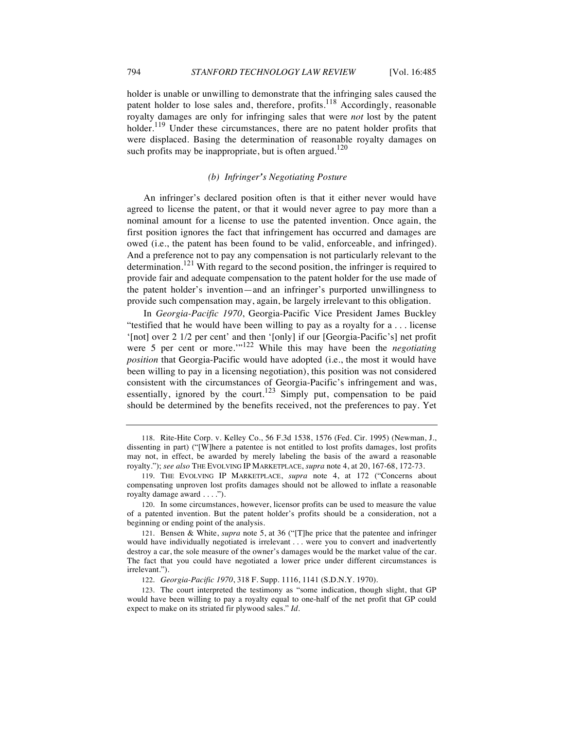holder is unable or unwilling to demonstrate that the infringing sales caused the patent holder to lose sales and, therefore, profits.[118] Accordingly, reasonable royalty damages are only for infringing sales that were *not* lost by the patent holder.[119] Under these circumstances, there are no patent holder profits that were displaced. Basing the determination of reasonable royalty damages on such profits may be inappropriate, but is often argued.[120]

#### *(b) Infringer's Negotiating Posture*

An infringer's declared position often is that it either never would have agreed to license the patent, or that it would never agree to pay more than a nominal amount for a license to use the patented invention. Once again, the first position ignores the fact that infringement has occurred and damages are owed (i.e., the patent has been found to be valid, enforceable, and infringed). And a preference not to pay any compensation is not particularly relevant to the determination.[121] With regard to the second position, the infringer is required to provide fair and adequate compensation to the patent holder for the use made of the patent holder's invention—and an infringer's purported unwillingness to provide such compensation may, again, be largely irrelevant to this obligation.

In *Georgia-Pacific 1970*, Georgia-Pacific Vice President James Buckley "testified that he would have been willing to pay as a royalty for a . . . license '[not] over 2 1/2 per cent' and then '[only] if our [Georgia-Pacific's] net profit were 5 per cent or more.'"[122] While this may have been the *negotiating position* that Georgia-Pacific would have adopted (i.e., the most it would have been willing to pay in a licensing negotiation), this position was not considered consistent with the circumstances of Georgia-Pacific's infringement and was, essentially, ignored by the court.[123] Simply put, compensation to be paid should be determined by the benefits received, not the preferences to pay. Yet

---

118. Rite-Hite Corp. v. Kelley Co., 56 F.3d 1538, 1576 (Fed. Cir. 1995) (Newman, J., dissenting in part) ("[W]here a patentee is not entitled to lost profits damages, lost profits may not, in effect, be awarded by merely labeling the basis of the award a reasonable royalty."); *see also* THE EVOLVING IP MARKETPLACE, *supra* note 4, at 20, 167-68, 172-73.

119. THE EVOLVING IP MARKETPLACE, *supra* note 4, at 172 ("Concerns about compensating unproven lost profits damages should not be allowed to inflate a reasonable royalty damage award . . . .").

120. In some circumstances, however, licensor profits can be used to measure the value of a patented invention. But the patent holder's profits should be a consideration, not a beginning or ending point of the analysis.

121. Bensen & White, *supra* note 5, at 36 ("[T]he price that the patentee and infringer would have individually negotiated is irrelevant . . . were you to convert and inadvertently destroy a car, the sole measure of the owner's damages would be the market value of the car. The fact that you could have negotiated a lower price under different circumstances is irrelevant.").

122. *Georgia-Pacific 1970*, 318 F. Supp. 1116, 1141 (S.D.N.Y. 1970).

123. The court interpreted the testimony as "some indication, though slight, that GP would have been willing to pay a royalty equal to one-half of the net profit that GP could expect to make on its striated fir plywood sales." *Id.*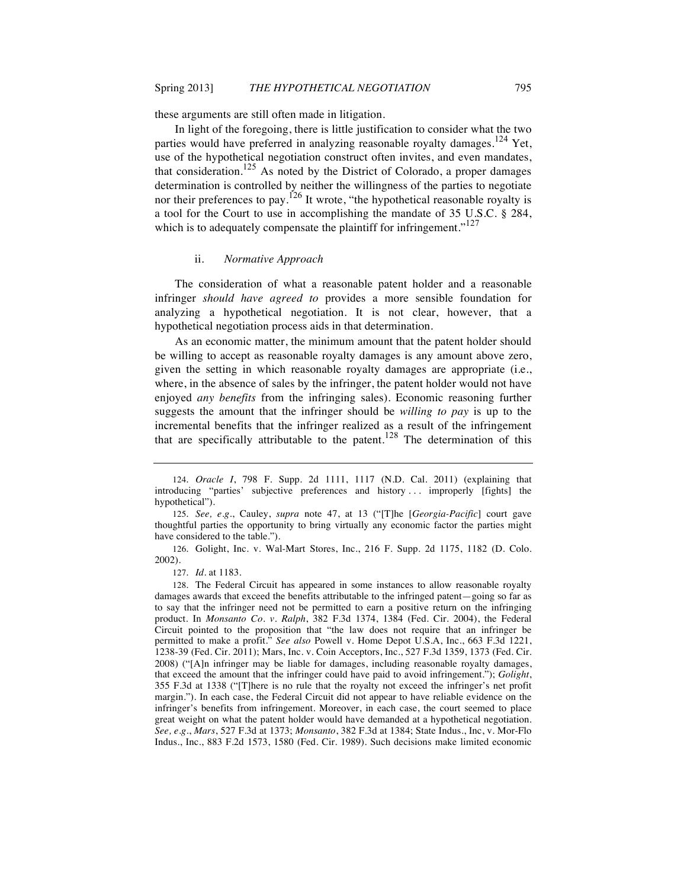these arguments are still often made in litigation.

In light of the foregoing, there is little justification to consider what the two parties would have preferred in analyzing reasonable royalty damages.[124] Yet, use of the hypothetical negotiation construct often invites, and even mandates, that consideration.[125] As noted by the District of Colorado, a proper damages determination is controlled by neither the willingness of the parties to negotiate nor their preferences to pay.[126] It wrote, "the hypothetical reasonable royalty is a tool for the Court to use in accomplishing the mandate of 35 U.S.C. § 284, which is to adequately compensate the plaintiff for infringement."[127]

#### ii. *Normative Approach*

The consideration of what a reasonable patent holder and a reasonable infringer *should have agreed to* provides a more sensible foundation for analyzing a hypothetical negotiation. It is not clear, however, that a hypothetical negotiation process aids in that determination.

As an economic matter, the minimum amount that the patent holder should be willing to accept as reasonable royalty damages is any amount above zero, given the setting in which reasonable royalty damages are appropriate (i.e., where, in the absence of sales by the infringer, the patent holder would not have enjoyed *any benefits* from the infringing sales). Economic reasoning further suggests the amount that the infringer should be *willing to pay* is up to the incremental benefits that the infringer realized as a result of the infringement that are specifically attributable to the patent.[128] The determination of this

---

124. *Oracle I*, 798 F. Supp. 2d 1111, 1117 (N.D. Cal. 2011) (explaining that introducing "parties' subjective preferences and history . . . improperly [fights] the hypothetical").

125. *See, e.g.*, Cauley, *supra* note 47, at 13 ("[T]he [*Georgia-Pacific*] court gave thoughtful parties the opportunity to bring virtually any economic factor the parties might have considered to the table.").

126. Golight, Inc. v. Wal-Mart Stores, Inc., 216 F. Supp. 2d 1175, 1182 (D. Colo. 2002).

127. *Id.* at 1183.

128. The Federal Circuit has appeared in some instances to allow reasonable royalty damages awards that exceed the benefits attributable to the infringed patent—going so far as to say that the infringer need not be permitted to earn a positive return on the infringing product. In *Monsanto Co. v. Ralph*, 382 F.3d 1374, 1384 (Fed. Cir. 2004), the Federal Circuit pointed to the proposition that "the law does not require that an infringer be permitted to make a profit." *See also* Powell v. Home Depot U.S.A, Inc., 663 F.3d 1221, 1238-39 (Fed. Cir. 2011); Mars, Inc. v. Coin Acceptors, Inc., 527 F.3d 1359, 1373 (Fed. Cir. 2008) ("[A]n infringer may be liable for damages, including reasonable royalty damages, that exceed the amount that the infringer could have paid to avoid infringement."); *Golight*, 355 F.3d at 1338 ("[T]here is no rule that the royalty not exceed the infringer's net profit margin."). In each case, the Federal Circuit did not appear to have reliable evidence on the infringer's benefits from infringement. Moreover, in each case, the court seemed to place great weight on what the patent holder would have demanded at a hypothetical negotiation. *See, e.g.*, *Mars*, 527 F.3d at 1373; *Monsanto*, 382 F.3d at 1384; State Indus., Inc, v. Mor-Flo Indus., Inc., 883 F.2d 1573, 1580 (Fed. Cir. 1989). Such decisions make limited economic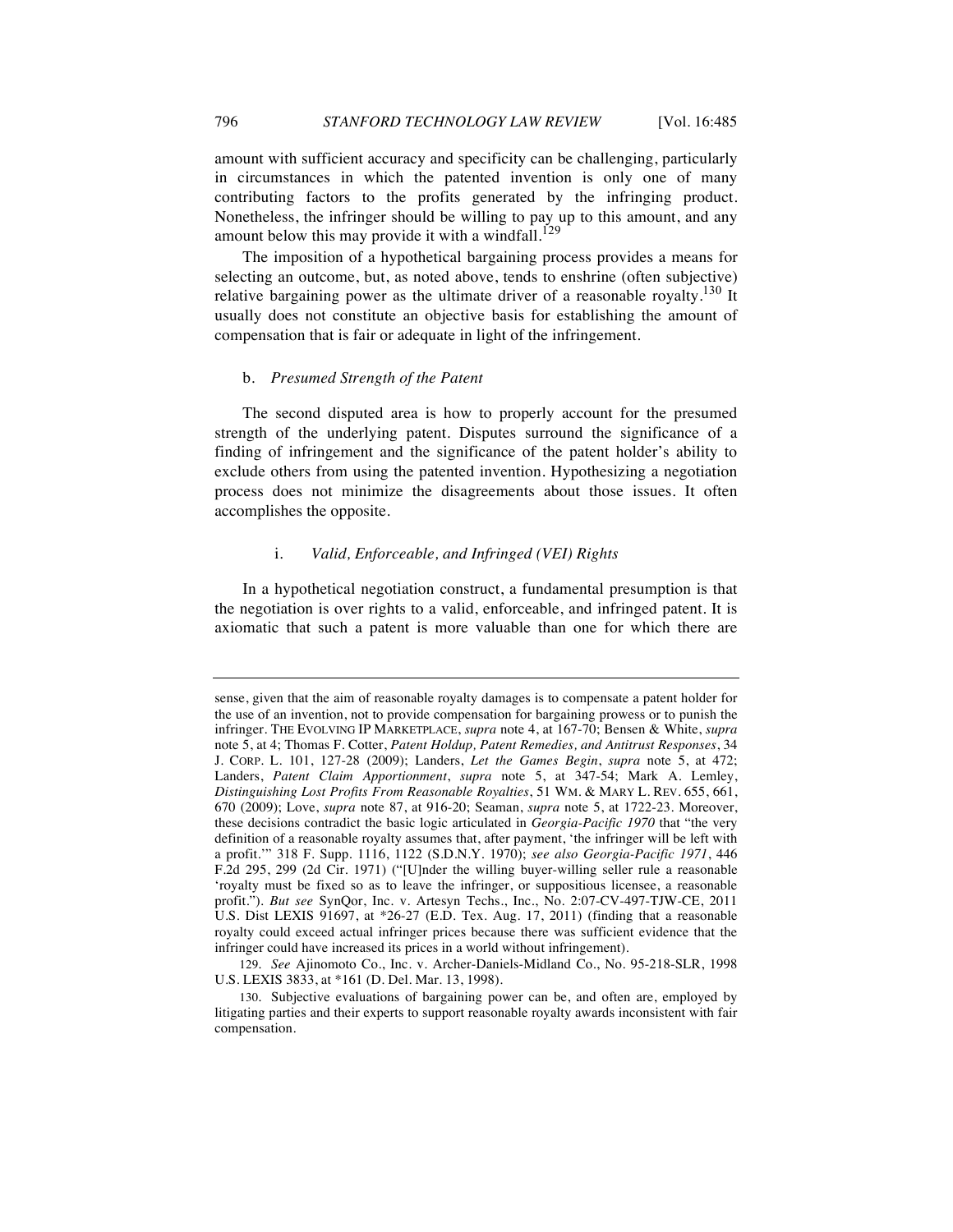amount with sufficient accuracy and specificity can be challenging, particularly in circumstances in which the patented invention is only one of many contributing factors to the profits generated by the infringing product. Nonetheless, the infringer should be willing to pay up to this amount, and any amount below this may provide it with a windfall.[129]

The imposition of a hypothetical bargaining process provides a means for selecting an outcome, but, as noted above, tends to enshrine (often subjective) relative bargaining power as the ultimate driver of a reasonable royalty.[130] It usually does not constitute an objective basis for establishing the amount of compensation that is fair or adequate in light of the infringement.

#### b. *Presumed Strength of the Patent*

The second disputed area is how to properly account for the presumed strength of the underlying patent. Disputes surround the significance of a finding of infringement and the significance of the patent holder's ability to exclude others from using the patented invention. Hypothesizing a negotiation process does not minimize the disagreements about those issues. It often accomplishes the opposite.

##### i. *Valid, Enforceable, and Infringed (VEI) Rights*

In a hypothetical negotiation construct, a fundamental presumption is that the negotiation is over rights to a valid, enforceable, and infringed patent. It is axiomatic that such a patent is more valuable than one for which there are

---

sense, given that the aim of reasonable royalty damages is to compensate a patent holder for the use of an invention, not to provide compensation for bargaining prowess or to punish the infringer. THE EVOLVING IP MARKETPLACE, *supra* note 4, at 167-70; Bensen & White, *supra* note 5, at 4; Thomas F. Cotter, *Patent Holdup, Patent Remedies, and Antitrust Responses*, 34 J. CORP. L. 101, 127-28 (2009); Landers, *Let the Games Begin*, *supra* note 5, at 472; Landers, *Patent Claim Apportionment*, *supra* note 5, at 347-54; Mark A. Lemley, *Distinguishing Lost Profits From Reasonable Royalties*, 51 WM. & MARY L. REV. 655, 661, 670 (2009); Love, *supra* note 87, at 916-20; Seaman, *supra* note 5, at 1722-23. Moreover, these decisions contradict the basic logic articulated in *Georgia-Pacific 1970* that "the very definition of a reasonable royalty assumes that, after payment, 'the infringer will be left with a profit.'" 318 F. Supp. 1116, 1122 (S.D.N.Y. 1970); *see also Georgia-Pacific 1971*, 446 F.2d 295, 299 (2d Cir. 1971) ("[U]nder the willing buyer-willing seller rule a reasonable 'royalty must be fixed so as to leave the infringer, or suppositious licensee, a reasonable profit."). *But see* SynQor, Inc. v. Artesyn Techs., Inc., No. 2:07-CV-497-TJW-CE, 2011 U.S. Dist LEXIS 91697, at *26-27 (E.D. Tex. Aug. 17, 2011) (finding that a reasonable royalty could exceed actual infringer prices because there was sufficient evidence that the infringer could have increased its prices in a world without infringement).

129. *See* Ajinomoto Co., Inc. v. Archer-Daniels-Midland Co., No. 95-218-SLR, 1998 U.S. LEXIS 3833, at *161 (D. Del. Mar. 13, 1998).

130. Subjective evaluations of bargaining power can be, and often are, employed by litigating parties and their experts to support reasonable royalty awards inconsistent with fair compensation.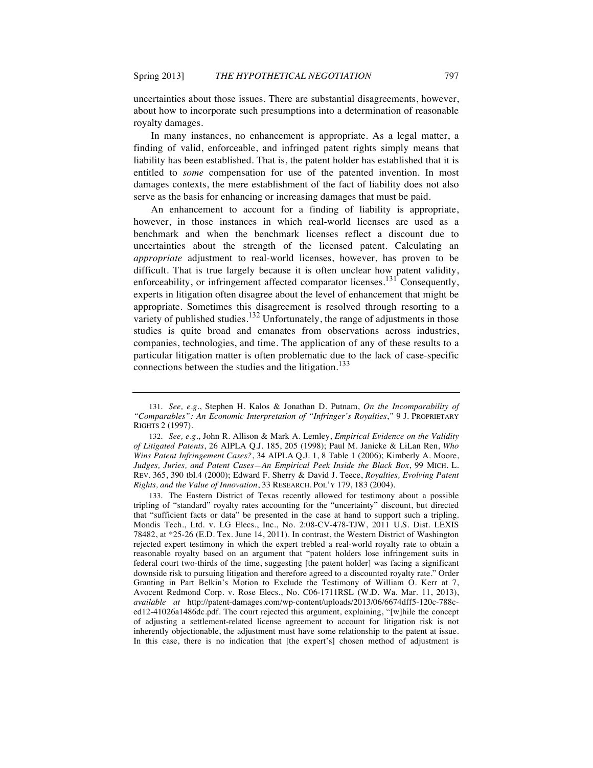uncertainties about those issues. There are substantial disagreements, however, about how to incorporate such presumptions into a determination of reasonable royalty damages.

In many instances, no enhancement is appropriate. As a legal matter, a finding of valid, enforceable, and infringed patent rights simply means that liability has been established. That is, the patent holder has established that it is entitled to *some* compensation for use of the patented invention. In most damages contexts, the mere establishment of the fact of liability does not also serve as the basis for enhancing or increasing damages that must be paid.

An enhancement to account for a finding of liability is appropriate, however, in those instances in which real-world licenses are used as a benchmark and when the benchmark licenses reflect a discount due to uncertainties about the strength of the licensed patent. Calculating an *appropriate* adjustment to real-world licenses, however, has proven to be difficult. That is true largely because it is often unclear how patent validity, enforceability, or infringement affected comparator licenses.[131] Consequently, experts in litigation often disagree about the level of enhancement that might be appropriate. Sometimes this disagreement is resolved through resorting to a variety of published studies.[132] Unfortunately, the range of adjustments in those studies is quite broad and emanates from observations across industries, companies, technologies, and time. The application of any of these results to a particular litigation matter is often problematic due to the lack of case-specific connections between the studies and the litigation.[133]

---

131. *See, e.g.*, Stephen H. Kalos & Jonathan D. Putnam, *On the Incomparability of "Comparables": An Economic Interpretation of "Infringer's Royalties*,*"* 9 J. PROPRIETARY RIGHTS 2 (1997).

132. *See, e.g.*, John R. Allison & Mark A. Lemley, *Empirical Evidence on the Validity of Litigated Patents*, 26 AIPLA Q.J. 185, 205 (1998); Paul M. Janicke & LiLan Ren, *Who Wins Patent Infringement Cases?*, 34 AIPLA Q.J. 1, 8 Table 1 (2006); Kimberly A. Moore, *Judges, Juries, and Patent Cases—An Empirical Peek Inside the Black Box*, 99 MICH. L. REV. 365, 390 tbl.4 (2000); Edward F. Sherry & David J. Teece, *Royalties, Evolving Patent Rights, and the Value of Innovation*, 33 RESEARCH. POL'Y 179, 183 (2004).

133. The Eastern District of Texas recently allowed for testimony about a possible tripling of "standard" royalty rates accounting for the "uncertainty" discount, but directed that "sufficient facts or data" be presented in the case at hand to support such a tripling. Mondis Tech., Ltd. v. LG Elecs., Inc., No. 2:08-CV-478-TJW, 2011 U.S. Dist. LEXIS 78482, at *25-26 (E.D. Tex. June 14, 2011). In contrast, the Western District of Washington rejected expert testimony in which the expert trebled a real-world royalty rate to obtain a reasonable royalty based on an argument that "patent holders lose infringement suits in federal court two-thirds of the time, suggesting [the patent holder] was facing a significant downside risk to pursuing litigation and therefore agreed to a discounted royalty rate." Order Granting in Part Belkin's Motion to Exclude the Testimony of William O. Kerr at 7, Avocent Redmond Corp. v. Rose Elecs., No. C06-1711RSL (W.D. Wa. Mar. 11, 2013), *available at* http://patent-damages.com/wp-content/uploads/2013/06/6674dff5-120c-788c-ed12-41026a1486dc.pdf. The court rejected this argument, explaining, "[w]hile the concept of adjusting a settlement-related license agreement to account for litigation risk is not inherently objectionable, the adjustment must have some relationship to the patent at issue. In this case, there is no indication that [the expert's] chosen method of adjustment is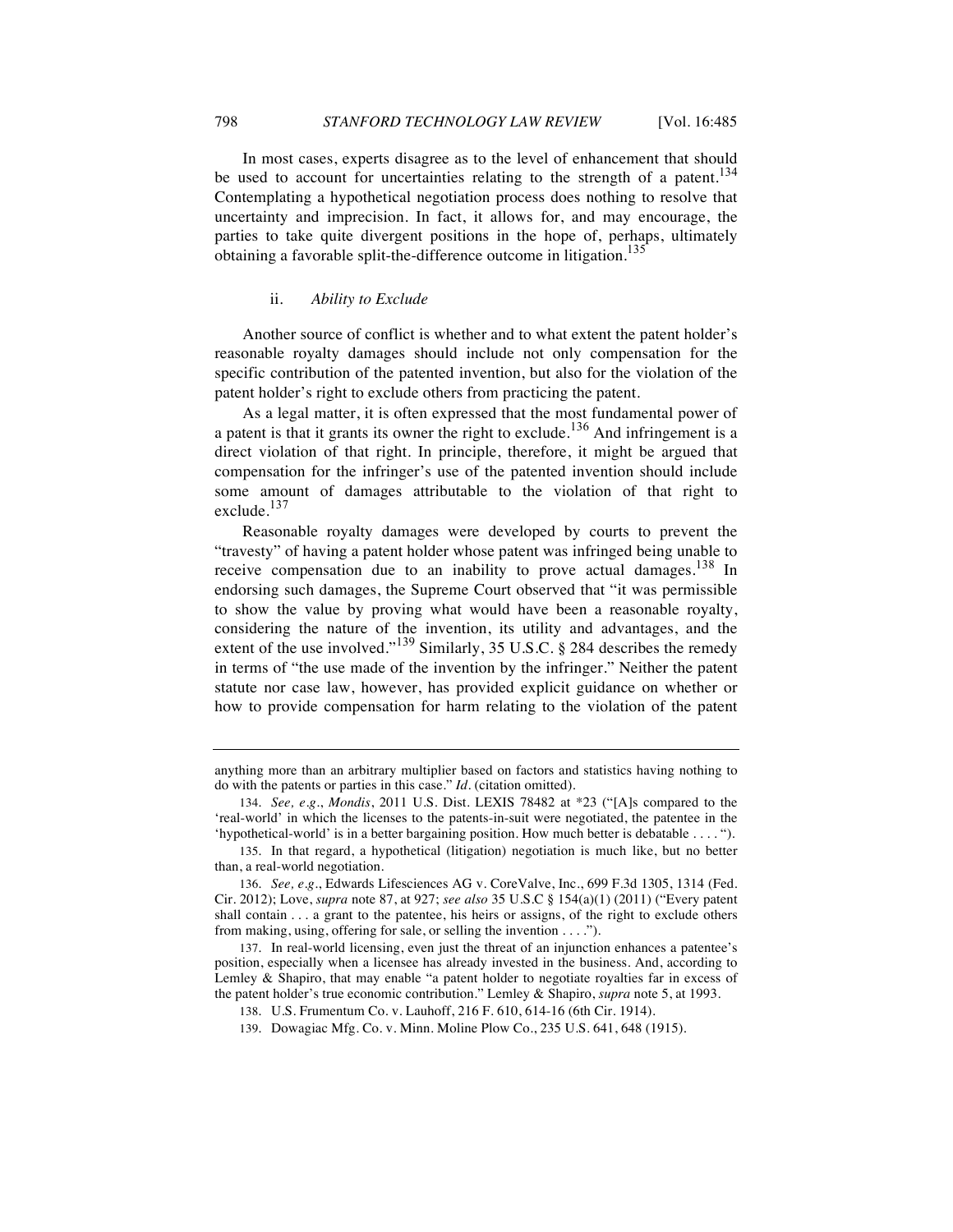In most cases, experts disagree as to the level of enhancement that should be used to account for uncertainties relating to the strength of a patent.[134] Contemplating a hypothetical negotiation process does nothing to resolve that uncertainty and imprecision. In fact, it allows for, and may encourage, the parties to take quite divergent positions in the hope of, perhaps, ultimately obtaining a favorable split-the-difference outcome in litigation.[135]

#### ii. *Ability to Exclude*

Another source of conflict is whether and to what extent the patent holder's reasonable royalty damages should include not only compensation for the specific contribution of the patented invention, but also for the violation of the patent holder's right to exclude others from practicing the patent.

As a legal matter, it is often expressed that the most fundamental power of a patent is that it grants its owner the right to exclude.[136] And infringement is a direct violation of that right. In principle, therefore, it might be argued that compensation for the infringer's use of the patented invention should include some amount of damages attributable to the violation of that right to exclude.[137]

Reasonable royalty damages were developed by courts to prevent the "travesty" of having a patent holder whose patent was infringed being unable to receive compensation due to an inability to prove actual damages.[138] In endorsing such damages, the Supreme Court observed that "it was permissible to show the value by proving what would have been a reasonable royalty, considering the nature of the invention, its utility and advantages, and the extent of the use involved."[139] Similarly, 35 U.S.C. § 284 describes the remedy in terms of "the use made of the invention by the infringer." Neither the patent statute nor case law, however, has provided explicit guidance on whether or how to provide compensation for harm relating to the violation of the patent

---

anything more than an arbitrary multiplier based on factors and statistics having nothing to do with the patents or parties in this case." *Id.* (citation omitted).

134. *See, e.g.*, *Mondis*, 2011 U.S. Dist. LEXIS 78482 at *23 ("[A]s compared to the 'real-world' in which the licenses to the patents-in-suit were negotiated, the patentee in the 'hypothetical-world' is in a better bargaining position. How much better is debatable . . . . ").

135. In that regard, a hypothetical (litigation) negotiation is much like, but no better than, a real-world negotiation.

136. *See, e.g.*, Edwards Lifesciences AG v. CoreValve, Inc., 699 F.3d 1305, 1314 (Fed. Cir. 2012); Love, *supra* note 87, at 927; *see also* 35 U.S.C § 154(a)(1) (2011) ("Every patent shall contain . . . a grant to the patentee, his heirs or assigns, of the right to exclude others from making, using, offering for sale, or selling the invention . . . .").

137. In real-world licensing, even just the threat of an injunction enhances a patentee's position, especially when a licensee has already invested in the business. And, according to Lemley & Shapiro, that may enable "a patent holder to negotiate royalties far in excess of the patent holder's true economic contribution." Lemley & Shapiro, *supra* note 5, at 1993.

138. U.S. Frumentum Co. v. Lauhoff, 216 F. 610, 614-16 (6th Cir. 1914).

139. Dowagiac Mfg. Co. v. Minn. Moline Plow Co., 235 U.S. 641, 648 (1915).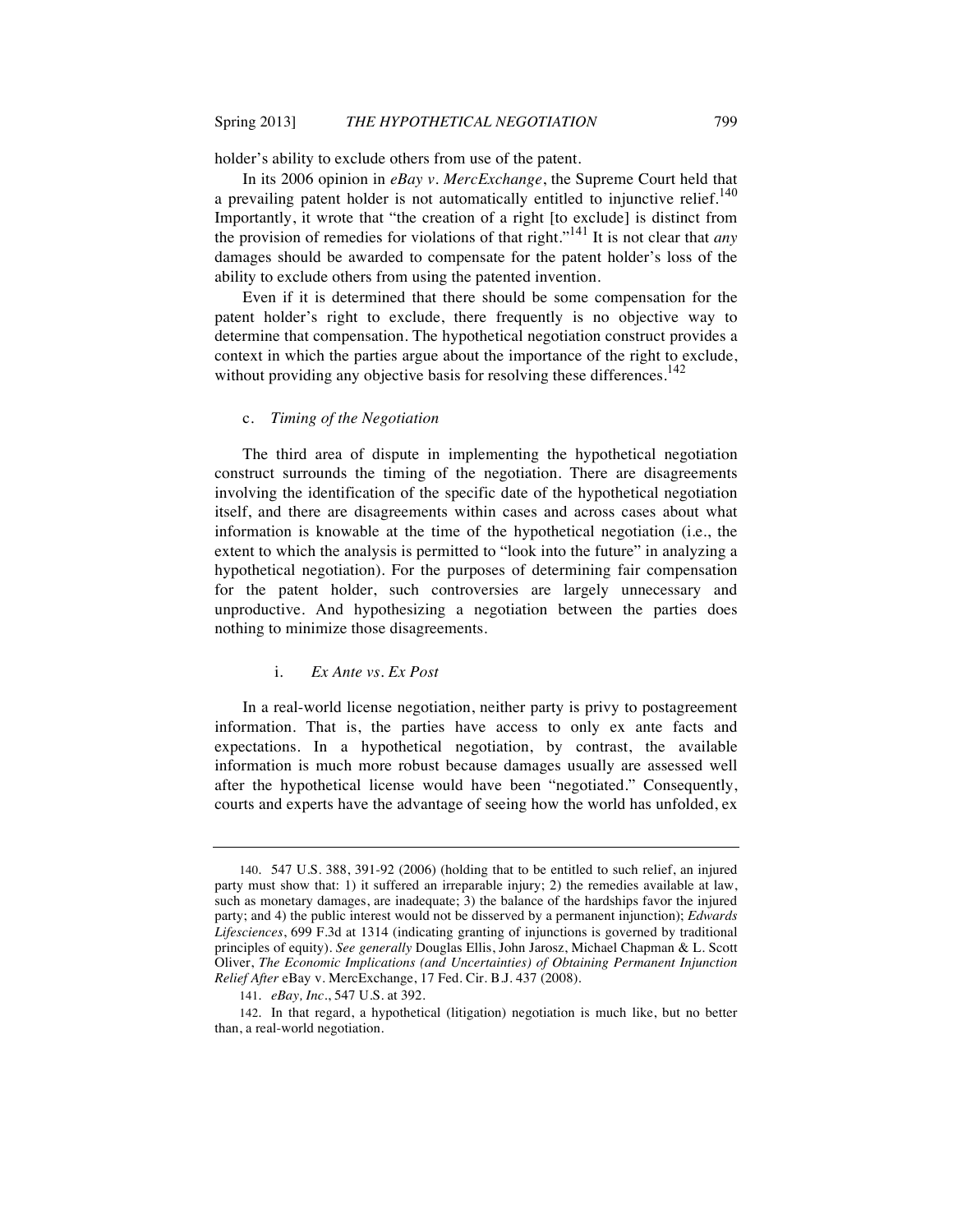holder's ability to exclude others from use of the patent.

In its 2006 opinion in *eBay v. MercExchange*, the Supreme Court held that a prevailing patent holder is not automatically entitled to injunctive relief.[140] Importantly, it wrote that "the creation of a right [to exclude] is distinct from the provision of remedies for violations of that right."[141] It is not clear that *any* damages should be awarded to compensate for the patent holder's loss of the ability to exclude others from using the patented invention.

Even if it is determined that there should be some compensation for the patent holder's right to exclude, there frequently is no objective way to determine that compensation. The hypothetical negotiation construct provides a context in which the parties argue about the importance of the right to exclude, without providing any objective basis for resolving these differences.[142]

#### c. *Timing of the Negotiation*

The third area of dispute in implementing the hypothetical negotiation construct surrounds the timing of the negotiation. There are disagreements involving the identification of the specific date of the hypothetical negotiation itself, and there are disagreements within cases and across cases about what information is knowable at the time of the hypothetical negotiation (i.e., the extent to which the analysis is permitted to "look into the future" in analyzing a hypothetical negotiation). For the purposes of determining fair compensation for the patent holder, such controversies are largely unnecessary and unproductive. And hypothesizing a negotiation between the parties does nothing to minimize those disagreements.

##### i. *Ex Ante vs. Ex Post*

In a real-world license negotiation, neither party is privy to postagreement information. That is, the parties have access to only ex ante facts and expectations. In a hypothetical negotiation, by contrast, the available information is much more robust because damages usually are assessed well after the hypothetical license would have been "negotiated." Consequently, courts and experts have the advantage of seeing how the world has unfolded, ex

---

140. 547 U.S. 388, 391-92 (2006) (holding that to be entitled to such relief, an injured party must show that: 1) it suffered an irreparable injury; 2) the remedies available at law, such as monetary damages, are inadequate; 3) the balance of the hardships favor the injured party; and 4) the public interest would not be disserved by a permanent injunction); *Edwards Lifesciences*, 699 F.3d at 1314 (indicating granting of injunctions is governed by traditional principles of equity). *See generally* Douglas Ellis, John Jarosz, Michael Chapman & L. Scott Oliver, *The Economic Implications (and Uncertainties) of Obtaining Permanent Injunction Relief After* eBay v. MercExchange, 17 Fed. Cir. B.J. 437 (2008).

141. *eBay, Inc.*, 547 U.S. at 392.

142. In that regard, a hypothetical (litigation) negotiation is much like, but no better than, a real-world negotiation.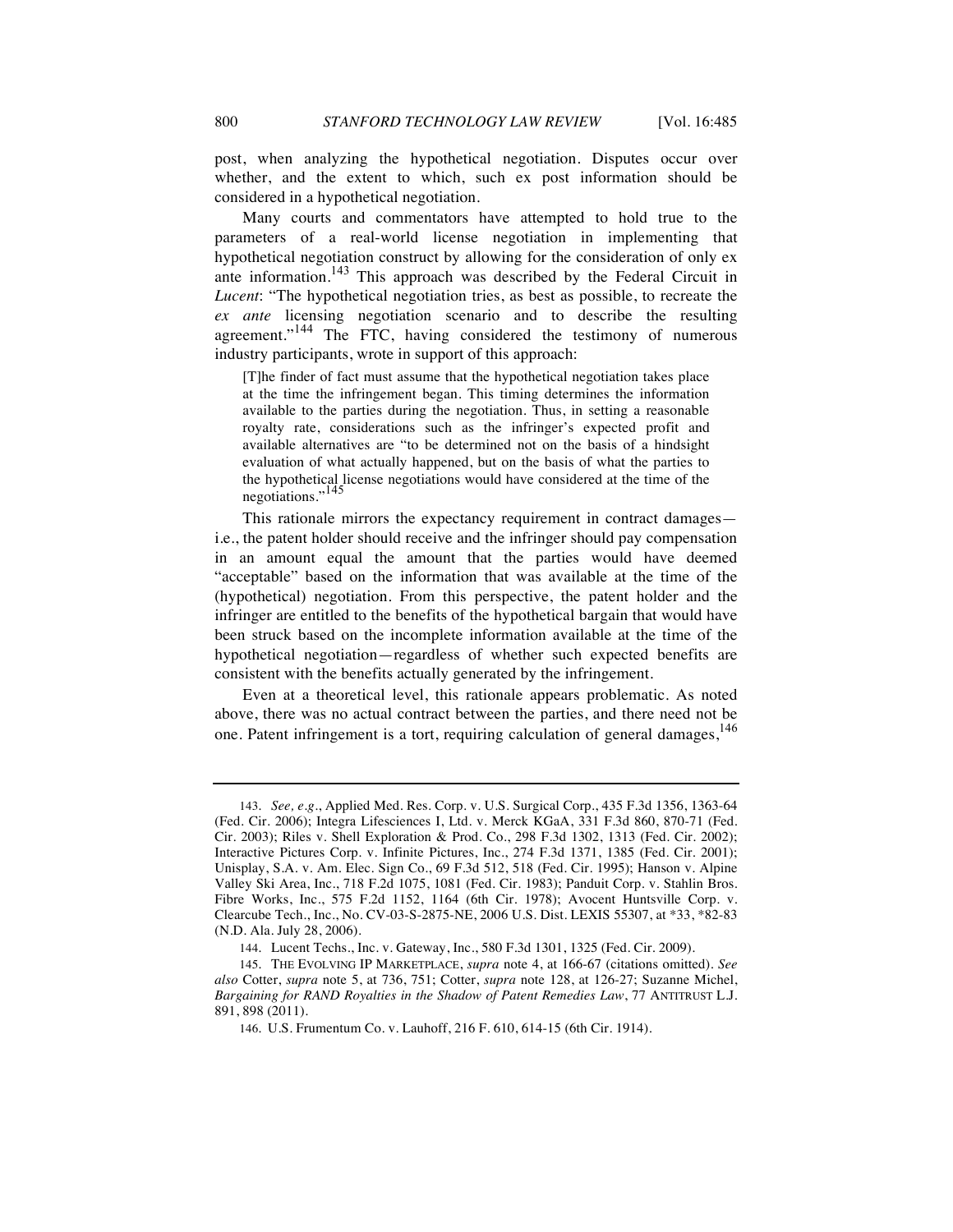post, when analyzing the hypothetical negotiation. Disputes occur over whether, and the extent to which, such ex post information should be considered in a hypothetical negotiation.

Many courts and commentators have attempted to hold true to the parameters of a real-world license negotiation in implementing that hypothetical negotiation construct by allowing for the consideration of only ex ante information.[143] This approach was described by the Federal Circuit in *Lucent*: "The hypothetical negotiation tries, as best as possible, to recreate the *ex ante* licensing negotiation scenario and to describe the resulting agreement."[144] The FTC, having considered the testimony of numerous industry participants, wrote in support of this approach:

> [T]he finder of fact must assume that the hypothetical negotiation takes place at the time the infringement began. This timing determines the information available to the parties during the negotiation. Thus, in setting a reasonable royalty rate, considerations such as the infringer's expected profit and available alternatives are "to be determined not on the basis of a hindsight evaluation of what actually happened, but on the basis of what the parties to the hypothetical license negotiations would have considered at the time of the negotiations."[145]

This rationale mirrors the expectancy requirement in contract damages—i.e., the patent holder should receive and the infringer should pay compensation in an amount equal the amount that the parties would have deemed "acceptable" based on the information that was available at the time of the (hypothetical) negotiation. From this perspective, the patent holder and the infringer are entitled to the benefits of the hypothetical bargain that would have been struck based on the incomplete information available at the time of the hypothetical negotiation—regardless of whether such expected benefits are consistent with the benefits actually generated by the infringement.

Even at a theoretical level, this rationale appears problematic. As noted above, there was no actual contract between the parties, and there need not be one. Patent infringement is a tort, requiring calculation of general damages,[146]

---

143. *See, e.g.*, Applied Med. Res. Corp. v. U.S. Surgical Corp., 435 F.3d 1356, 1363-64 (Fed. Cir. 2006); Integra Lifesciences I, Ltd. v. Merck KGaA, 331 F.3d 860, 870-71 (Fed. Cir. 2003); Riles v. Shell Exploration & Prod. Co., 298 F.3d 1302, 1313 (Fed. Cir. 2002); Interactive Pictures Corp. v. Infinite Pictures, Inc., 274 F.3d 1371, 1385 (Fed. Cir. 2001); Unisplay, S.A. v. Am. Elec. Sign Co., 69 F.3d 512, 518 (Fed. Cir. 1995); Hanson v. Alpine Valley Ski Area, Inc., 718 F.2d 1075, 1081 (Fed. Cir. 1983); Panduit Corp. v. Stahlin Bros. Fibre Works, Inc., 575 F.2d 1152, 1164 (6th Cir. 1978); Avocent Huntsville Corp. v. Clearcube Tech., Inc., No. CV-03-S-2875-NE, 2006 U.S. Dist. LEXIS 55307, at *33, *82-83 (N.D. Ala. July 28, 2006).

144. Lucent Techs., Inc. v. Gateway, Inc., 580 F.3d 1301, 1325 (Fed. Cir. 2009).

145. THE EVOLVING IP MARKETPLACE, *supra* note 4, at 166-67 (citations omitted). *See also* Cotter, *supra* note 5, at 736, 751; Cotter, *supra* note 128, at 126-27; Suzanne Michel, *Bargaining for RAND Royalties in the Shadow of Patent Remedies Law*, 77 ANTITRUST L.J. 891, 898 (2011).

146. U.S. Frumentum Co. v. Lauhoff, 216 F. 610, 614-15 (6th Cir. 1914).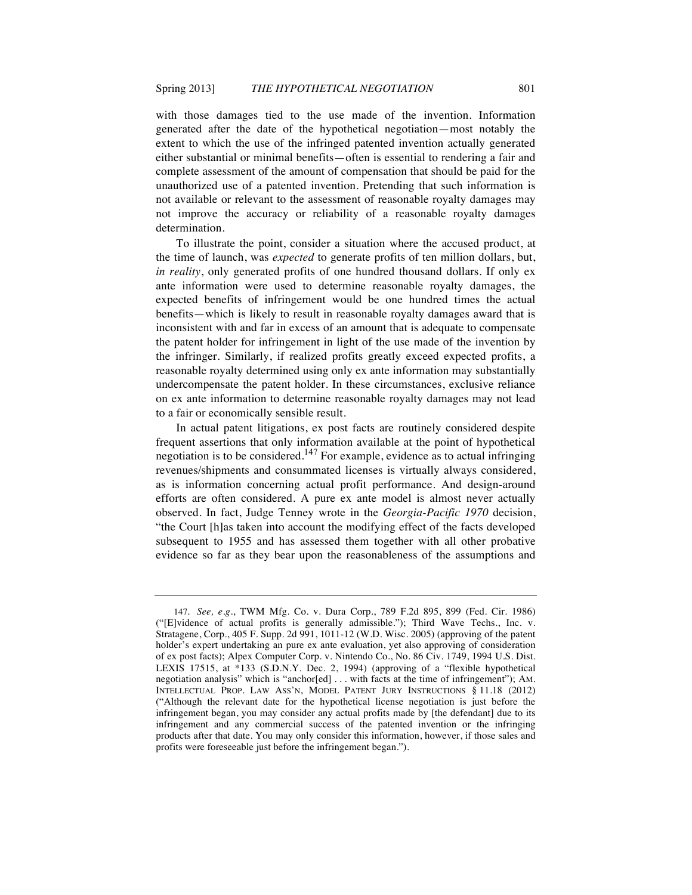with those damages tied to the use made of the invention. Information generated after the date of the hypothetical negotiation—most notably the extent to which the use of the infringed patented invention actually generated either substantial or minimal benefits—often is essential to rendering a fair and complete assessment of the amount of compensation that should be paid for the unauthorized use of a patented invention. Pretending that such information is not available or relevant to the assessment of reasonable royalty damages may not improve the accuracy or reliability of a reasonable royalty damages determination.

To illustrate the point, consider a situation where the accused product, at the time of launch, was *expected* to generate profits of ten million dollars, but, *in reality*, only generated profits of one hundred thousand dollars. If only ex ante information were used to determine reasonable royalty damages, the expected benefits of infringement would be one hundred times the actual benefits—which is likely to result in reasonable royalty damages award that is inconsistent with and far in excess of an amount that is adequate to compensate the patent holder for infringement in light of the use made of the invention by the infringer. Similarly, if realized profits greatly exceed expected profits, a reasonable royalty determined using only ex ante information may substantially undercompensate the patent holder. In these circumstances, exclusive reliance on ex ante information to determine reasonable royalty damages may not lead to a fair or economically sensible result.

In actual patent litigations, ex post facts are routinely considered despite frequent assertions that only information available at the point of hypothetical negotiation is to be considered.[147] For example, evidence as to actual infringing revenues/shipments and consummated licenses is virtually always considered, as is information concerning actual profit performance. And design-around efforts are often considered. A pure ex ante model is almost never actually observed. In fact, Judge Tenney wrote in the *Georgia-Pacific 1970* decision, "the Court [h]as taken into account the modifying effect of the facts developed subsequent to 1955 and has assessed them together with all other probative evidence so far as they bear upon the reasonableness of the assumptions and

---

147. *See, e.g.*, TWM Mfg. Co. v. Dura Corp., 789 F.2d 895, 899 (Fed. Cir. 1986) ("[E]vidence of actual profits is generally admissible."); Third Wave Techs., Inc. v. Stratagene, Corp., 405 F. Supp. 2d 991, 1011-12 (W.D. Wisc. 2005) (approving of the patent holder's expert undertaking an pure ex ante evaluation, yet also approving of consideration of ex post facts); Alpex Computer Corp. v. Nintendo Co., No. 86 Civ. 1749, 1994 U.S. Dist. LEXIS 17515, at *133 (S.D.N.Y. Dec. 2, 1994) (approving of a "flexible hypothetical negotiation analysis" which is "anchor[ed] . . . with facts at the time of infringement"); AM. INTELLECTUAL PROP. LAW ASS'N, MODEL PATENT JURY INSTRUCTIONS § 11.18 (2012) ("Although the relevant date for the hypothetical license negotiation is just before the infringement began, you may consider any actual profits made by [the defendant] due to its infringement and any commercial success of the patented invention or the infringing products after that date. You may only consider this information, however, if those sales and profits were foreseeable just before the infringement began.").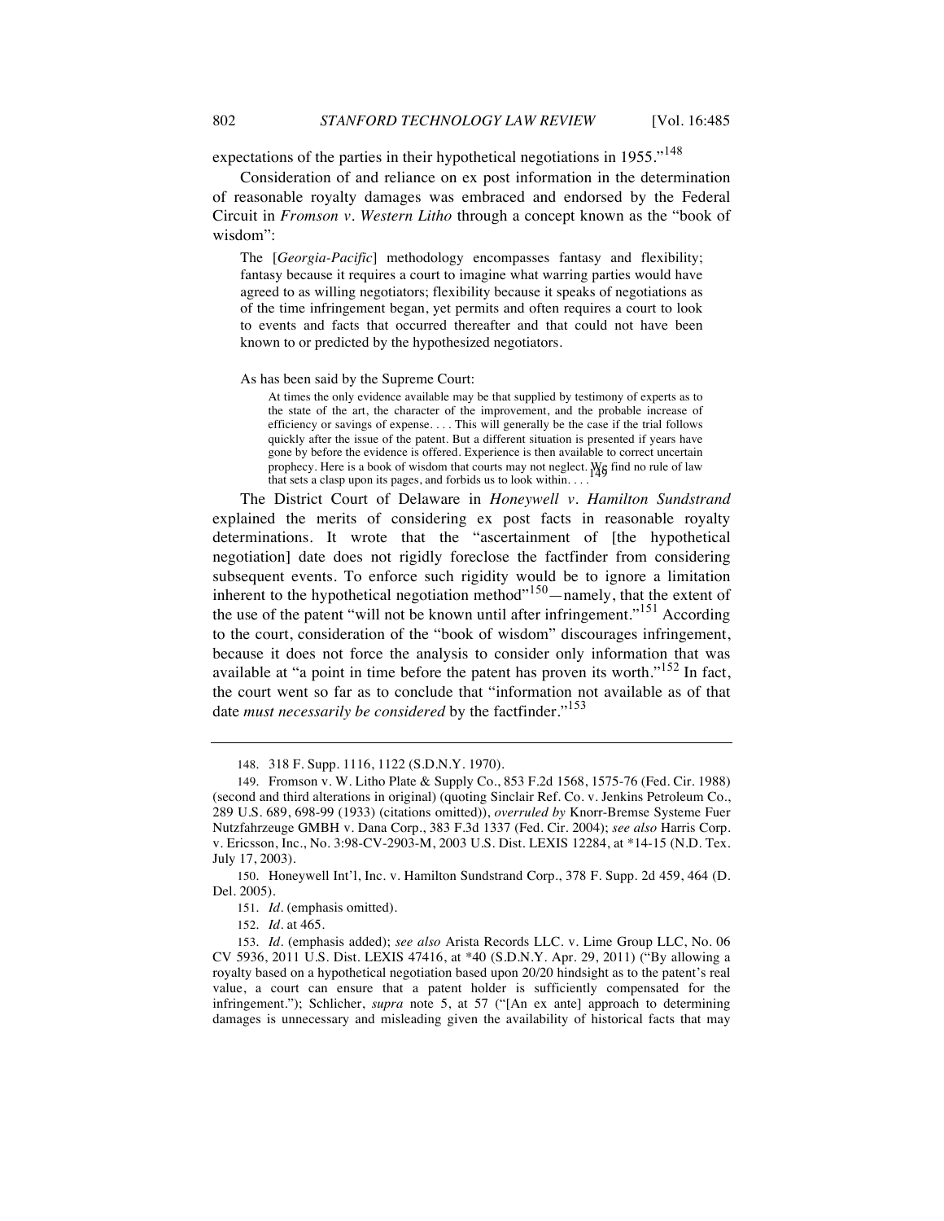expectations of the parties in their hypothetical negotiations in 1955."[148]

Consideration of and reliance on ex post information in the determination of reasonable royalty damages was embraced and endorsed by the Federal Circuit in *Fromson v. Western Litho* through a concept known as the "book of wisdom":

> The [*Georgia-Pacific*] methodology encompasses fantasy and flexibility; fantasy because it requires a court to imagine what warring parties would have agreed to as willing negotiators; flexibility because it speaks of negotiations as of the time infringement began, yet permits and often requires a court to look to events and facts that occurred thereafter and that could not have been known to or predicted by the hypothesized negotiators.
>
> As has been said by the Supreme Court:
>
>> At times the only evidence available may be that supplied by testimony of experts as to the state of the art, the character of the improvement, and the probable increase of efficiency or savings of expense. . . . This will generally be the case if the trial follows quickly after the issue of the patent. But a different situation is presented if years have gone by before the evidence is offered. Experience is then available to correct uncertain prophecy. Here is a book of wisdom that courts may not neglect. We find no rule of law that sets a clasp upon its pages, and forbids us to look within. . . .[149]

The District Court of Delaware in *Honeywell v. Hamilton Sundstrand* explained the merits of considering ex post facts in reasonable royalty determinations. It wrote that the "ascertainment of [the hypothetical negotiation] date does not rigidly foreclose the factfinder from considering subsequent events. To enforce such rigidity would be to ignore a limitation inherent to the hypothetical negotiation method"[150]—namely, that the extent of the use of the patent "will not be known until after infringement."[151] According to the court, consideration of the "book of wisdom" discourages infringement, because it does not force the analysis to consider only information that was available at "a point in time before the patent has proven its worth."[152] In fact, the court went so far as to conclude that "information not available as of that date *must necessarily be considered* by the factfinder."[153]

---

148. 318 F. Supp. 1116, 1122 (S.D.N.Y. 1970).

149. Fromson v. W. Litho Plate & Supply Co., 853 F.2d 1568, 1575-76 (Fed. Cir. 1988) (second and third alterations in original) (quoting Sinclair Ref. Co. v. Jenkins Petroleum Co., 289 U.S. 689, 698-99 (1933) (citations omitted)), *overruled by* Knorr-Bremse Systeme Fuer Nutzfahrzeuge GMBH v. Dana Corp., 383 F.3d 1337 (Fed. Cir. 2004); *see also* Harris Corp. v. Ericsson, Inc., No. 3:98-CV-2903-M, 2003 U.S. Dist. LEXIS 12284, at *14-15 (N.D. Tex. July 17, 2003).

150. Honeywell Int'l, Inc. v. Hamilton Sundstrand Corp., 378 F. Supp. 2d 459, 464 (D. Del. 2005).

151. *Id.* (emphasis omitted).

152. *Id.* at 465.

153. *Id.* (emphasis added); *see also* Arista Records LLC. v. Lime Group LLC, No. 06 CV 5936, 2011 U.S. Dist. LEXIS 47416, at *40 (S.D.N.Y. Apr. 29, 2011) ("By allowing a royalty based on a hypothetical negotiation based upon 20/20 hindsight as to the patent's real value, a court can ensure that a patent holder is sufficiently compensated for the infringement."); Schlicher, *supra* note 5, at 57 ("[An ex ante] approach to determining damages is unnecessary and misleading given the availability of historical facts that may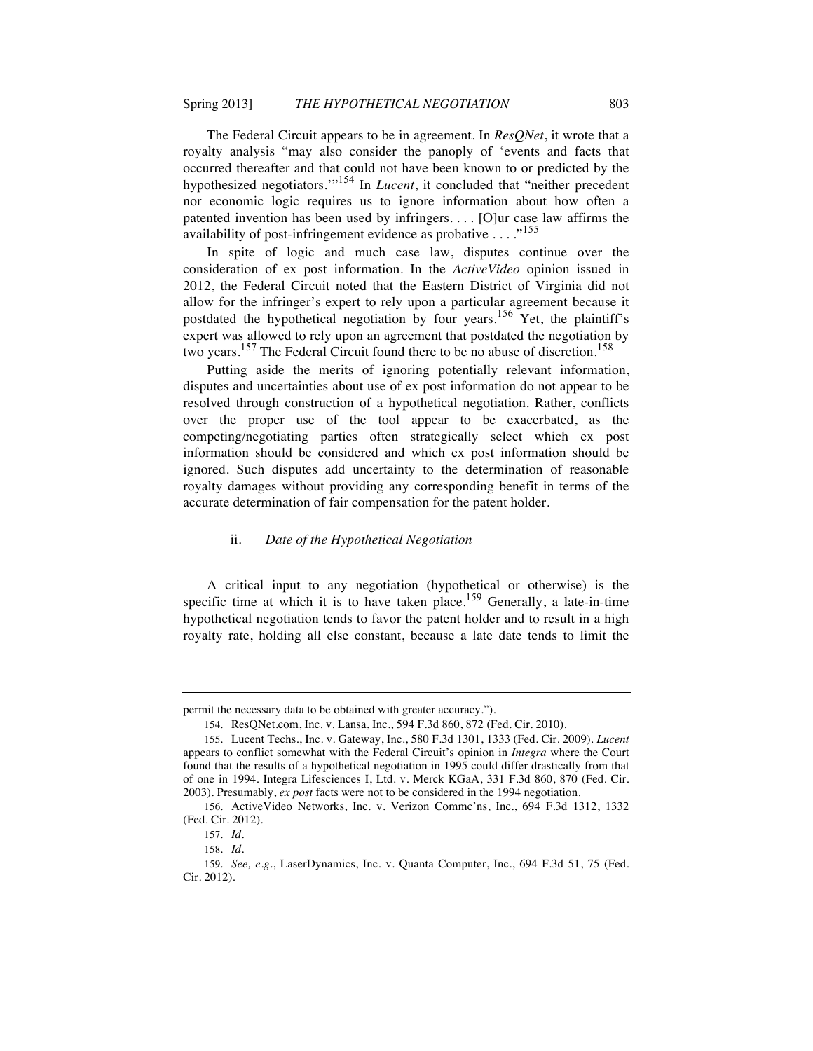The Federal Circuit appears to be in agreement. In *ResQNet*, it wrote that a royalty analysis "may also consider the panoply of 'events and facts that occurred thereafter and that could not have been known to or predicted by the hypothesized negotiators.'"[154] In *Lucent*, it concluded that "neither precedent nor economic logic requires us to ignore information about how often a patented invention has been used by infringers. . . . [O]ur case law affirms the availability of post-infringement evidence as probative . . . ."[155]

In spite of logic and much case law, disputes continue over the consideration of ex post information. In the *ActiveVideo* opinion issued in 2012, the Federal Circuit noted that the Eastern District of Virginia did not allow for the infringer's expert to rely upon a particular agreement because it postdated the hypothetical negotiation by four years.[156] Yet, the plaintiff's expert was allowed to rely upon an agreement that postdated the negotiation by two years.[157] The Federal Circuit found there to be no abuse of discretion.[158]

Putting aside the merits of ignoring potentially relevant information, disputes and uncertainties about use of ex post information do not appear to be resolved through construction of a hypothetical negotiation. Rather, conflicts over the proper use of the tool appear to be exacerbated, as the competing/negotiating parties often strategically select which ex post information should be considered and which ex post information should be ignored. Such disputes add uncertainty to the determination of reasonable royalty damages without providing any corresponding benefit in terms of the accurate determination of fair compensation for the patent holder.

#### ii. *Date of the Hypothetical Negotiation*

A critical input to any negotiation (hypothetical or otherwise) is the specific time at which it is to have taken place.[159] Generally, a late-in-time hypothetical negotiation tends to favor the patent holder and to result in a high royalty rate, holding all else constant, because a late date tends to limit the

---

permit the necessary data to be obtained with greater accuracy.").

154. ResQNet.com, Inc. v. Lansa, Inc., 594 F.3d 860, 872 (Fed. Cir. 2010).

155. Lucent Techs., Inc. v. Gateway, Inc., 580 F.3d 1301, 1333 (Fed. Cir. 2009). *Lucent* appears to conflict somewhat with the Federal Circuit's opinion in *Integra* where the Court found that the results of a hypothetical negotiation in 1995 could differ drastically from that of one in 1994. Integra Lifesciences I, Ltd. v. Merck KGaA, 331 F.3d 860, 870 (Fed. Cir. 2003). Presumably, *ex post* facts were not to be considered in the 1994 negotiation.

156. ActiveVideo Networks, Inc. v. Verizon Commc'ns, Inc., 694 F.3d 1312, 1332 (Fed. Cir. 2012).

157. *Id.*

158. *Id.*

159. *See, e.g.*, LaserDynamics, Inc. v. Quanta Computer, Inc., 694 F.3d 51, 75 (Fed. Cir. 2012).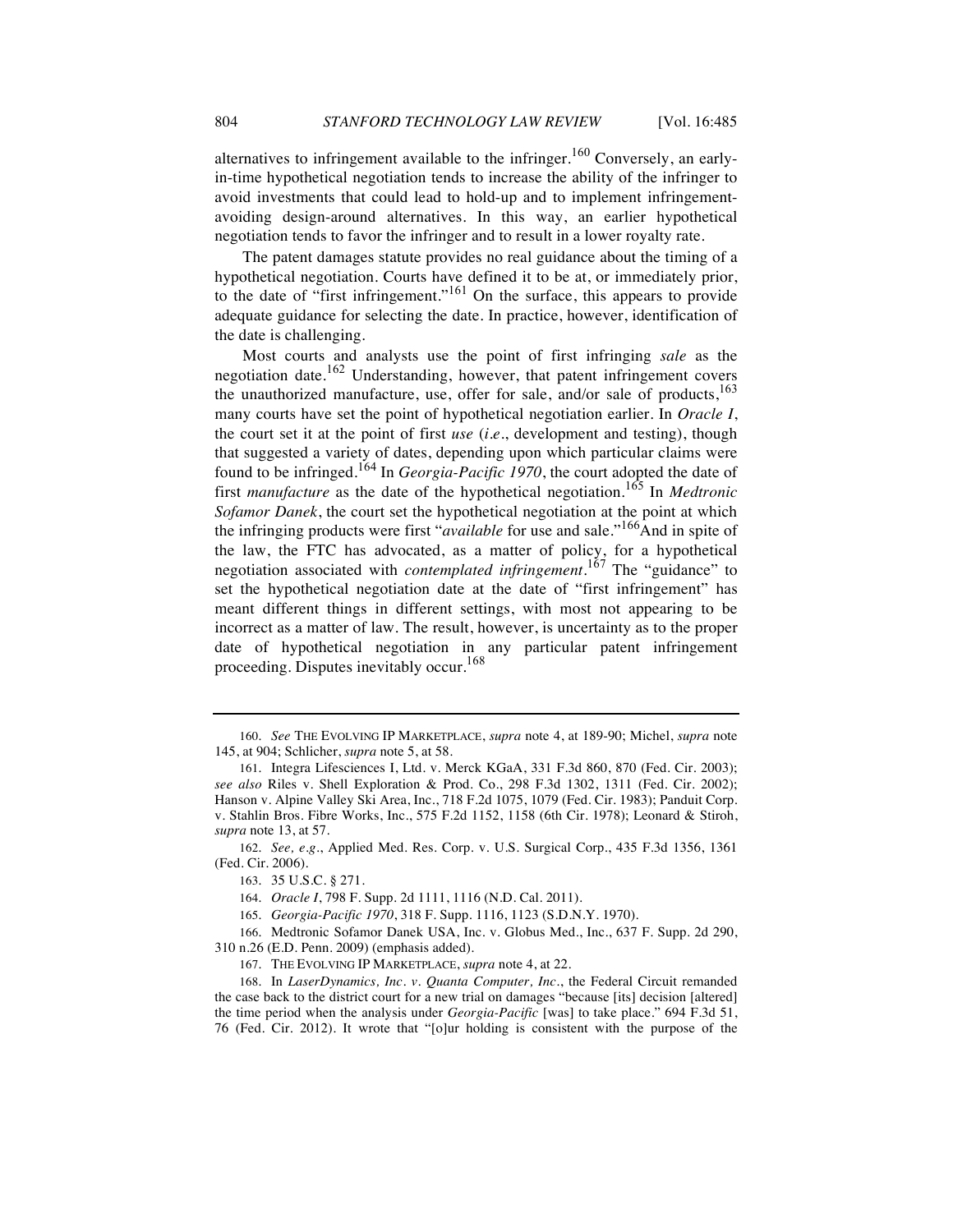alternatives to infringement available to the infringer.[160] Conversely, an early-in-time hypothetical negotiation tends to increase the ability of the infringer to avoid investments that could lead to hold-up and to implement infringement-avoiding design-around alternatives. In this way, an earlier hypothetical negotiation tends to favor the infringer and to result in a lower royalty rate.

The patent damages statute provides no real guidance about the timing of a hypothetical negotiation. Courts have defined it to be at, or immediately prior, to the date of "first infringement."[161] On the surface, this appears to provide adequate guidance for selecting the date. In practice, however, identification of the date is challenging.

Most courts and analysts use the point of first infringing *sale* as the negotiation date.[162] Understanding, however, that patent infringement covers the unauthorized manufacture, use, offer for sale, and/or sale of products,[163] many courts have set the point of hypothetical negotiation earlier. In *Oracle I*, the court set it at the point of first *use* (*i.e.*, development and testing), though that suggested a variety of dates, depending upon which particular claims were found to be infringed.[164] In *Georgia-Pacific 1970*, the court adopted the date of first *manufacture* as the date of the hypothetical negotiation.[165] In *Medtronic Sofamor Danek*, the court set the hypothetical negotiation at the point at which the infringing products were first "*available* for use and sale."[166]And in spite of the law, the FTC has advocated, as a matter of policy, for a hypothetical negotiation associated with *contemplated infringement*.[167] The "guidance" to set the hypothetical negotiation date at the date of "first infringement" has meant different things in different settings, with most not appearing to be incorrect as a matter of law. The result, however, is uncertainty as to the proper date of hypothetical negotiation in any particular patent infringement proceeding. Disputes inevitably occur.[168]

---

160. *See* THE EVOLVING IP MARKETPLACE, *supra* note 4, at 189-90; Michel, *supra* note 145, at 904; Schlicher, *supra* note 5, at 58.

161. Integra Lifesciences I, Ltd. v. Merck KGaA, 331 F.3d 860, 870 (Fed. Cir. 2003); *see also* Riles v. Shell Exploration & Prod. Co., 298 F.3d 1302, 1311 (Fed. Cir. 2002); Hanson v. Alpine Valley Ski Area, Inc., 718 F.2d 1075, 1079 (Fed. Cir. 1983); Panduit Corp. v. Stahlin Bros. Fibre Works, Inc., 575 F.2d 1152, 1158 (6th Cir. 1978); Leonard & Stiroh, *supra* note 13, at 57.

162. *See, e.g.*, Applied Med. Res. Corp. v. U.S. Surgical Corp., 435 F.3d 1356, 1361 (Fed. Cir. 2006).

163. 35 U.S.C. § 271.

164. *Oracle I*, 798 F. Supp. 2d 1111, 1116 (N.D. Cal. 2011).

165. *Georgia-Pacific 1970*, 318 F. Supp. 1116, 1123 (S.D.N.Y. 1970).

166. Medtronic Sofamor Danek USA, Inc. v. Globus Med., Inc., 637 F. Supp. 2d 290, 310 n.26 (E.D. Penn. 2009) (emphasis added).

167. THE EVOLVING IP MARKETPLACE, *supra* note 4, at 22.

168. In *LaserDynamics, Inc. v. Quanta Computer, Inc.*, the Federal Circuit remanded the case back to the district court for a new trial on damages "because [its] decision [altered] the time period when the analysis under *Georgia-Pacific* [was] to take place." 694 F.3d 51, 76 (Fed. Cir. 2012). It wrote that "[o]ur holding is consistent with the purpose of the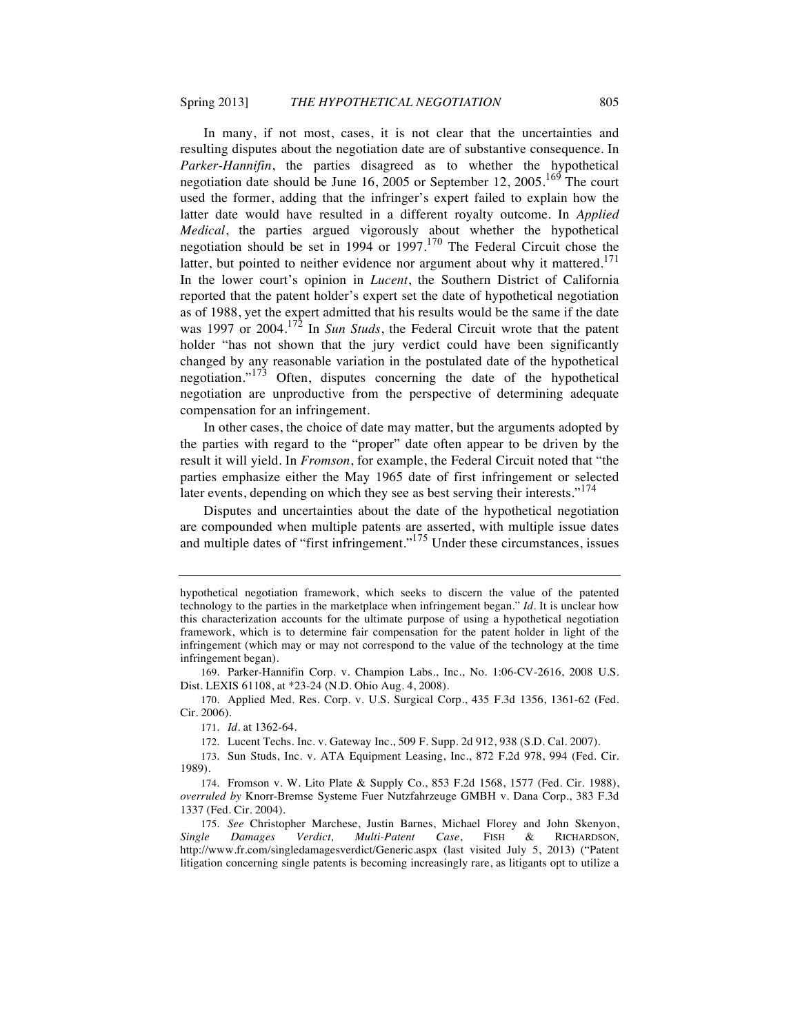In many, if not most, cases, it is not clear that the uncertainties and resulting disputes about the negotiation date are of substantive consequence. In *Parker-Hannifin*, the parties disagreed as to whether the hypothetical negotiation date should be June 16, 2005 or September 12, 2005.[169] The court used the former, adding that the infringer's expert failed to explain how the latter date would have resulted in a different royalty outcome. In *Applied Medical*, the parties argued vigorously about whether the hypothetical negotiation should be set in 1994 or 1997.[170] The Federal Circuit chose the latter, but pointed to neither evidence nor argument about why it mattered.[171] In the lower court's opinion in *Lucent*, the Southern District of California reported that the patent holder's expert set the date of hypothetical negotiation as of 1988, yet the expert admitted that his results would be the same if the date was 1997 or 2004.[172] In *Sun Studs*, the Federal Circuit wrote that the patent holder "has not shown that the jury verdict could have been significantly changed by any reasonable variation in the postulated date of the hypothetical negotiation."[173] Often, disputes concerning the date of the hypothetical negotiation are unproductive from the perspective of determining adequate compensation for an infringement.

In other cases, the choice of date may matter, but the arguments adopted by the parties with regard to the "proper" date often appear to be driven by the result it will yield. In *Fromson*, for example, the Federal Circuit noted that "the parties emphasize either the May 1965 date of first infringement or selected later events, depending on which they see as best serving their interests."[174]

Disputes and uncertainties about the date of the hypothetical negotiation are compounded when multiple patents are asserted, with multiple issue dates and multiple dates of "first infringement."[175] Under these circumstances, issues

---

hypothetical negotiation framework, which seeks to discern the value of the patented technology to the parties in the marketplace when infringement began." *Id.* It is unclear how this characterization accounts for the ultimate purpose of using a hypothetical negotiation framework, which is to determine fair compensation for the patent holder in light of the infringement (which may or may not correspond to the value of the technology at the time infringement began).

169. Parker-Hannifin Corp. v. Champion Labs., Inc., No. 1:06-CV-2616, 2008 U.S. Dist. LEXIS 61108, at *23-24 (N.D. Ohio Aug. 4, 2008).

170. Applied Med. Res. Corp. v. U.S. Surgical Corp., 435 F.3d 1356, 1361-62 (Fed. Cir. 2006).

171. *Id.* at 1362-64.

172. Lucent Techs. Inc. v. Gateway Inc., 509 F. Supp. 2d 912, 938 (S.D. Cal. 2007).

173. Sun Studs, Inc. v. ATA Equipment Leasing, Inc., 872 F.2d 978, 994 (Fed. Cir. 1989).

174. Fromson v. W. Lito Plate & Supply Co., 853 F.2d 1568, 1577 (Fed. Cir. 1988), *overruled by* Knorr-Bremse Systeme Fuer Nutzfahrzeuge GMBH v. Dana Corp., 383 F.3d 1337 (Fed. Cir. 2004).

175. *See* Christopher Marchese, Justin Barnes, Michael Florey and John Skenyon, *Single Damages Verdict, Multi-Patent Case*, FISH & RICHARDSON, http://www.fr.com/singledamagesverdict/Generic.aspx (last visited July 5, 2013) ("Patent litigation concerning single patents is becoming increasingly rare, as litigants opt to utilize a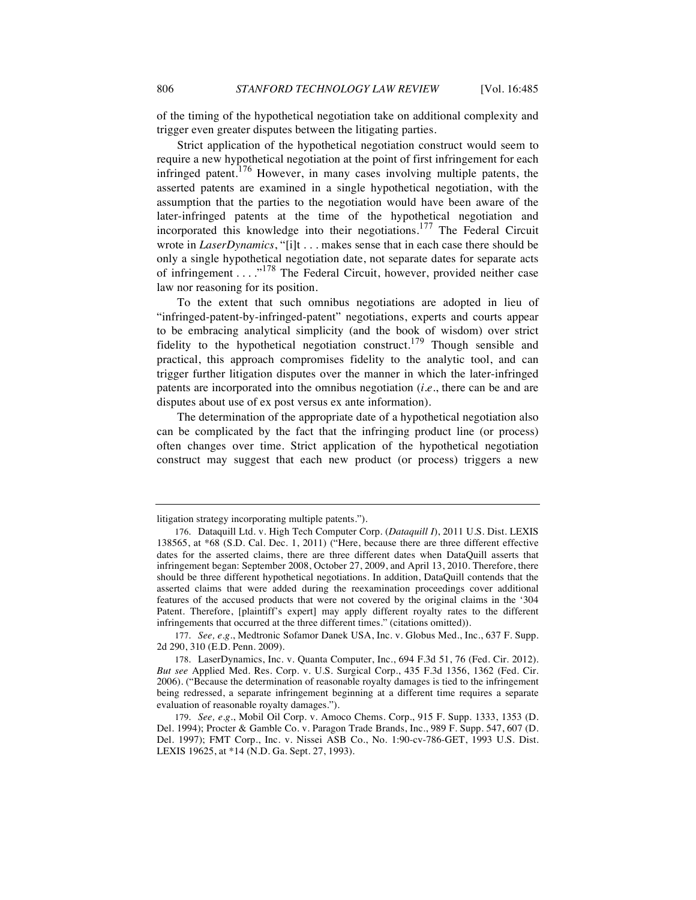of the timing of the hypothetical negotiation take on additional complexity and trigger even greater disputes between the litigating parties.

Strict application of the hypothetical negotiation construct would seem to require a new hypothetical negotiation at the point of first infringement for each infringed patent.[176] However, in many cases involving multiple patents, the asserted patents are examined in a single hypothetical negotiation, with the assumption that the parties to the negotiation would have been aware of the later-infringed patents at the time of the hypothetical negotiation and incorporated this knowledge into their negotiations.[177] The Federal Circuit wrote in *LaserDynamics*, "[i]t . . . makes sense that in each case there should be only a single hypothetical negotiation date, not separate dates for separate acts of infringement . . . ."[178] The Federal Circuit, however, provided neither case law nor reasoning for its position.

To the extent that such omnibus negotiations are adopted in lieu of "infringed-patent-by-infringed-patent" negotiations, experts and courts appear to be embracing analytical simplicity (and the book of wisdom) over strict fidelity to the hypothetical negotiation construct.[179] Though sensible and practical, this approach compromises fidelity to the analytic tool, and can trigger further litigation disputes over the manner in which the later-infringed patents are incorporated into the omnibus negotiation (*i.e.*, there can be and are disputes about use of ex post versus ex ante information).

The determination of the appropriate date of a hypothetical negotiation also can be complicated by the fact that the infringing product line (or process) often changes over time. Strict application of the hypothetical negotiation construct may suggest that each new product (or process) triggers a new

---

litigation strategy incorporating multiple patents.").

176. Dataquill Ltd. v. High Tech Computer Corp. (*Dataquill I*), 2011 U.S. Dist. LEXIS 138565, at *68 (S.D. Cal. Dec. 1, 2011) ("Here, because there are three different effective dates for the asserted claims, there are three different dates when DataQuill asserts that infringement began: September 2008, October 27, 2009, and April 13, 2010. Therefore, there should be three different hypothetical negotiations. In addition, DataQuill contends that the asserted claims that were added during the reexamination proceedings cover additional features of the accused products that were not covered by the original claims in the '304 Patent. Therefore, [plaintiff's expert] may apply different royalty rates to the different infringements that occurred at the three different times." (citations omitted)).

177. *See, e.g.*, Medtronic Sofamor Danek USA, Inc. v. Globus Med., Inc., 637 F. Supp. 2d 290, 310 (E.D. Penn. 2009).

178. LaserDynamics, Inc. v. Quanta Computer, Inc., 694 F.3d 51, 76 (Fed. Cir. 2012). *But see* Applied Med. Res. Corp. v. U.S. Surgical Corp., 435 F.3d 1356, 1362 (Fed. Cir. 2006). ("Because the determination of reasonable royalty damages is tied to the infringement being redressed, a separate infringement beginning at a different time requires a separate evaluation of reasonable royalty damages.").

179. *See, e.g.*, Mobil Oil Corp. v. Amoco Chems. Corp., 915 F. Supp. 1333, 1353 (D. Del. 1994); Procter & Gamble Co. v. Paragon Trade Brands, Inc., 989 F. Supp. 547, 607 (D. Del. 1997); FMT Corp., Inc. v. Nissei ASB Co., No. 1:90-cv-786-GET, 1993 U.S. Dist. LEXIS 19625, at *14 (N.D. Ga. Sept. 27, 1993).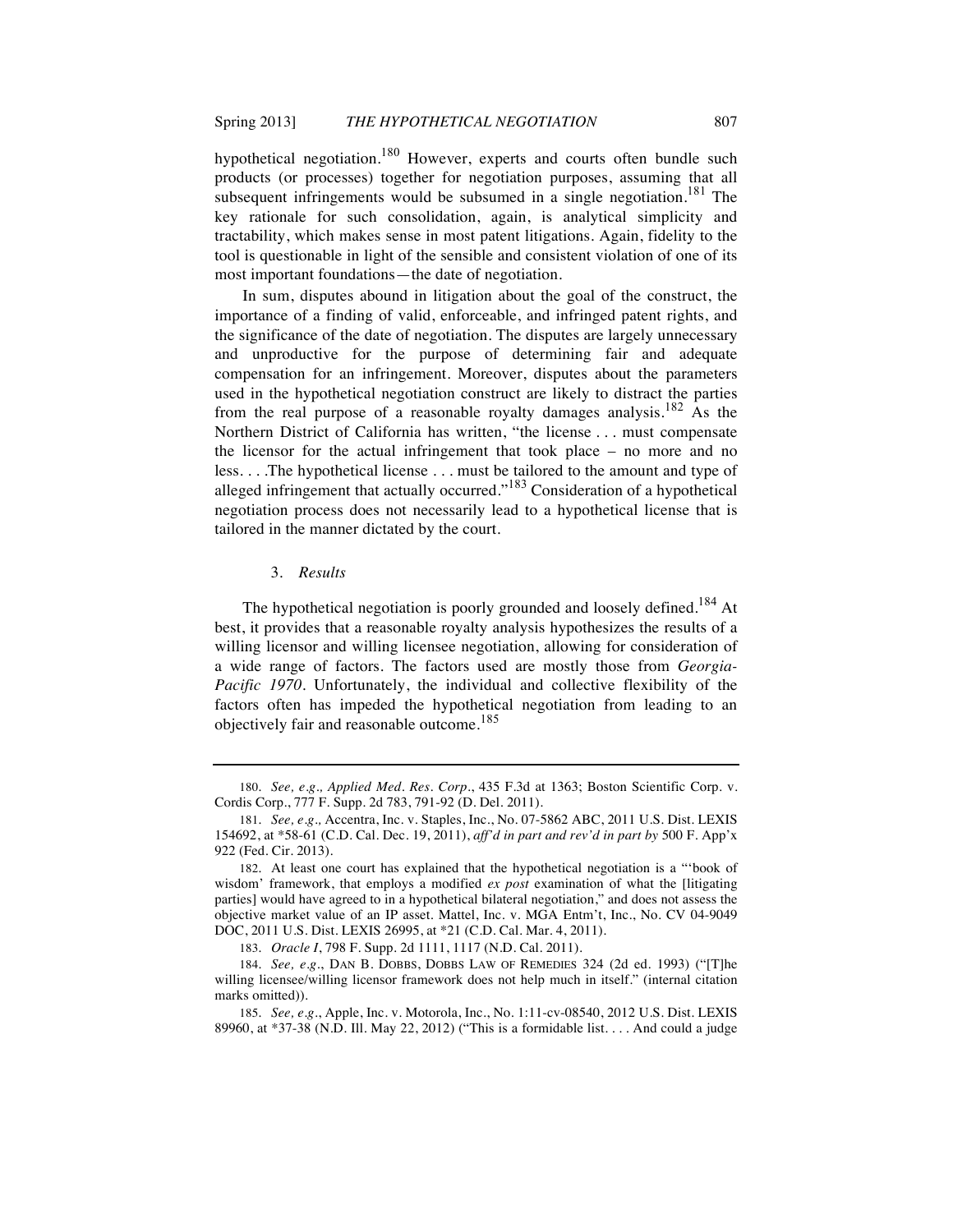hypothetical negotiation.[180] However, experts and courts often bundle such products (or processes) together for negotiation purposes, assuming that all subsequent infringements would be subsumed in a single negotiation.[181] The key rationale for such consolidation, again, is analytical simplicity and tractability, which makes sense in most patent litigations. Again, fidelity to the tool is questionable in light of the sensible and consistent violation of one of its most important foundations—the date of negotiation.

In sum, disputes abound in litigation about the goal of the construct, the importance of a finding of valid, enforceable, and infringed patent rights, and the significance of the date of negotiation. The disputes are largely unnecessary and unproductive for the purpose of determining fair and adequate compensation for an infringement. Moreover, disputes about the parameters used in the hypothetical negotiation construct are likely to distract the parties from the real purpose of a reasonable royalty damages analysis.[182] As the Northern District of California has written, "the license . . . must compensate the licensor for the actual infringement that took place – no more and no less. . . .The hypothetical license . . . must be tailored to the amount and type of alleged infringement that actually occurred."[183] Consideration of a hypothetical negotiation process does not necessarily lead to a hypothetical license that is tailored in the manner dictated by the court.

### 3. *Results*

The hypothetical negotiation is poorly grounded and loosely defined.[184] At best, it provides that a reasonable royalty analysis hypothesizes the results of a willing licensor and willing licensee negotiation, allowing for consideration of a wide range of factors. The factors used are mostly those from *Georgia-Pacific 1970*. Unfortunately, the individual and collective flexibility of the factors often has impeded the hypothetical negotiation from leading to an objectively fair and reasonable outcome.[185]

---

180. *See, e.g., Applied Med. Res. Corp.*, 435 F.3d at 1363; Boston Scientific Corp. v. Cordis Corp., 777 F. Supp. 2d 783, 791-92 (D. Del. 2011).

181. *See, e.g.,* Accentra, Inc. v. Staples, Inc., No. 07-5862 ABC, 2011 U.S. Dist. LEXIS 154692, at *58-61 (C.D. Cal. Dec. 19, 2011), *aff'd in part and rev'd in part by* 500 F. App'x 922 (Fed. Cir. 2013).

182. At least one court has explained that the hypothetical negotiation is a "'book of wisdom' framework, that employs a modified *ex post* examination of what the [litigating parties] would have agreed to in a hypothetical bilateral negotiation," and does not assess the objective market value of an IP asset. Mattel, Inc. v. MGA Entm't, Inc., No. CV 04-9049 DOC, 2011 U.S. Dist. LEXIS 26995, at *21 (C.D. Cal. Mar. 4, 2011).

183. *Oracle I*, 798 F. Supp. 2d 1111, 1117 (N.D. Cal. 2011).

184. *See, e.g.*, DAN B. DOBBS, DOBBS LAW OF REMEDIES 324 (2d ed. 1993) ("[T]he willing licensee/willing licensor framework does not help much in itself." (internal citation marks omitted)).

185. *See, e.g.*, Apple, Inc. v. Motorola, Inc., No. 1:11-cv-08540, 2012 U.S. Dist. LEXIS 89960, at *37-38 (N.D. Ill. May 22, 2012) ("This is a formidable list. . . . And could a judge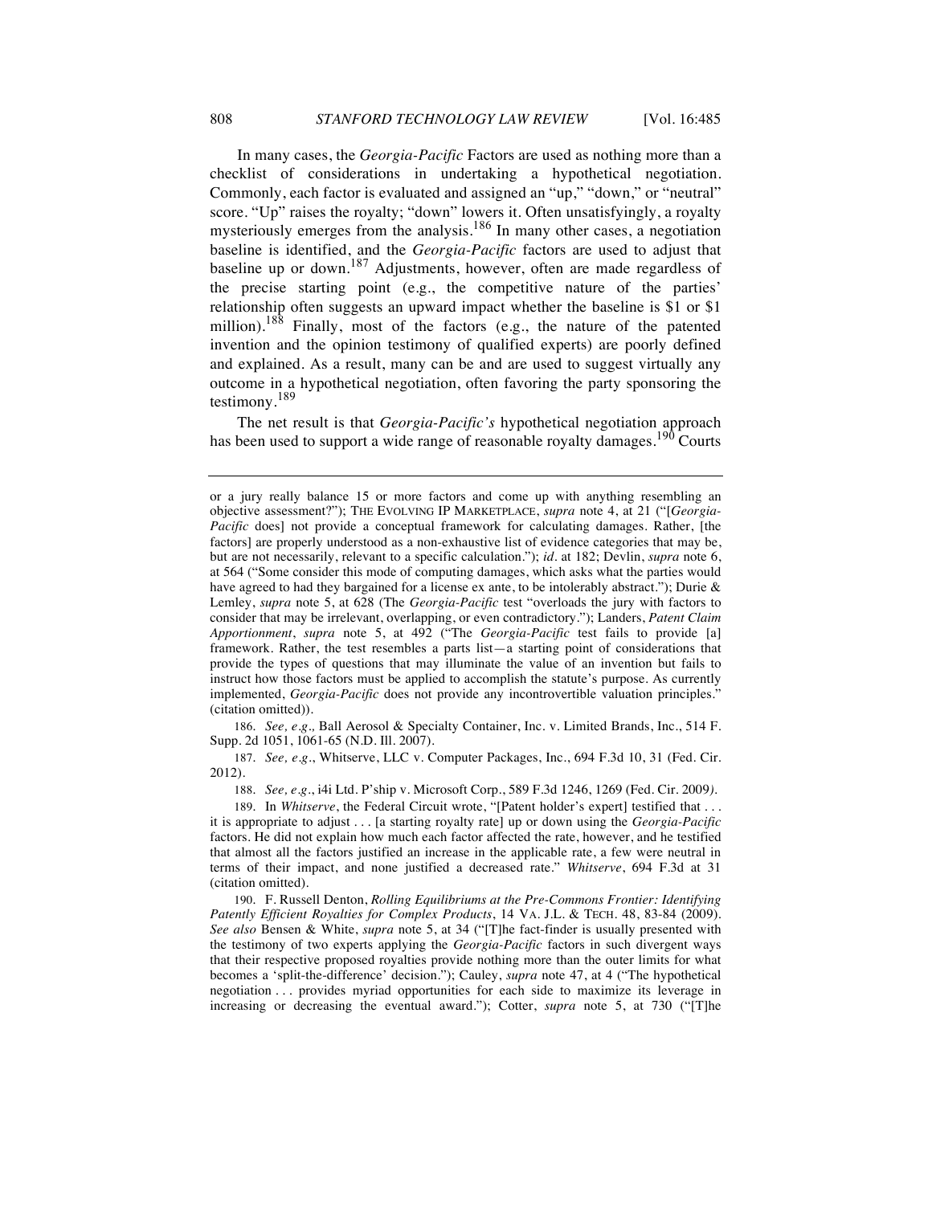In many cases, the *Georgia-Pacific* Factors are used as nothing more than a checklist of considerations in undertaking a hypothetical negotiation. Commonly, each factor is evaluated and assigned an "up," "down," or "neutral" score. "Up" raises the royalty; "down" lowers it. Often unsatisfyingly, a royalty mysteriously emerges from the analysis.[186] In many other cases, a negotiation baseline is identified, and the *Georgia-Pacific* factors are used to adjust that baseline up or down.[187] Adjustments, however, often are made regardless of the precise starting point (e.g., the competitive nature of the parties' relationship often suggests an upward impact whether the baseline is $1 or $1 million).[188] Finally, most of the factors (e.g., the nature of the patented invention and the opinion testimony of qualified experts) are poorly defined and explained. As a result, many can be and are used to suggest virtually any outcome in a hypothetical negotiation, often favoring the party sponsoring the testimony.[189]

The net result is that *Georgia-Pacific's* hypothetical negotiation approach has been used to support a wide range of reasonable royalty damages.[190] Courts

---

or a jury really balance 15 or more factors and come up with anything resembling an objective assessment?"); THE EVOLVING IP MARKETPLACE, *supra* note 4, at 21 ("[*Georgia-Pacific* does] not provide a conceptual framework for calculating damages. Rather, [the factors] are properly understood as a non-exhaustive list of evidence categories that may be, but are not necessarily, relevant to a specific calculation."); *id.* at 182; Devlin, *supra* note 6, at 564 ("Some consider this mode of computing damages, which asks what the parties would have agreed to had they bargained for a license ex ante, to be intolerably abstract."); Durie & Lemley, *supra* note 5, at 628 (The *Georgia-Pacific* test "overloads the jury with factors to consider that may be irrelevant, overlapping, or even contradictory."); Landers, *Patent Claim Apportionment*, *supra* note 5, at 492 ("The *Georgia-Pacific* test fails to provide [a] framework. Rather, the test resembles a parts list—a starting point of considerations that provide the types of questions that may illuminate the value of an invention but fails to instruct how those factors must be applied to accomplish the statute's purpose. As currently implemented, *Georgia-Pacific* does not provide any incontrovertible valuation principles." (citation omitted)).

186. *See, e.g.,* Ball Aerosol & Specialty Container, Inc. v. Limited Brands, Inc., 514 F. Supp. 2d 1051, 1061-65 (N.D. Ill. 2007).

187. *See, e.g.*, Whitserve, LLC v. Computer Packages, Inc., 694 F.3d 10, 31 (Fed. Cir. 2012).

188. *See, e.g.*, i4i Ltd. P'ship v. Microsoft Corp., 589 F.3d 1246, 1269 (Fed. Cir. 2009).

189. In *Whitserve*, the Federal Circuit wrote, "[Patent holder's expert] testified that . . . it is appropriate to adjust . . . [a starting royalty rate] up or down using the *Georgia-Pacific* factors. He did not explain how much each factor affected the rate, however, and he testified that almost all the factors justified an increase in the applicable rate, a few were neutral in terms of their impact, and none justified a decreased rate." *Whitserve*, 694 F.3d at 31 (citation omitted).

190. F. Russell Denton, *Rolling Equilibriums at the Pre-Commons Frontier: Identifying Patently Efficient Royalties for Complex Products*, 14 VA. J.L. & TECH. 48, 83-84 (2009). *See also* Bensen & White, *supra* note 5, at 34 ("[T]he fact-finder is usually presented with the testimony of two experts applying the *Georgia-Pacific* factors in such divergent ways that their respective proposed royalties provide nothing more than the outer limits for what becomes a 'split-the-difference' decision."); Cauley, *supra* note 47, at 4 ("The hypothetical negotiation . . . provides myriad opportunities for each side to maximize its leverage in increasing or decreasing the eventual award."); Cotter, *supra* note 5, at 730 ("[T]he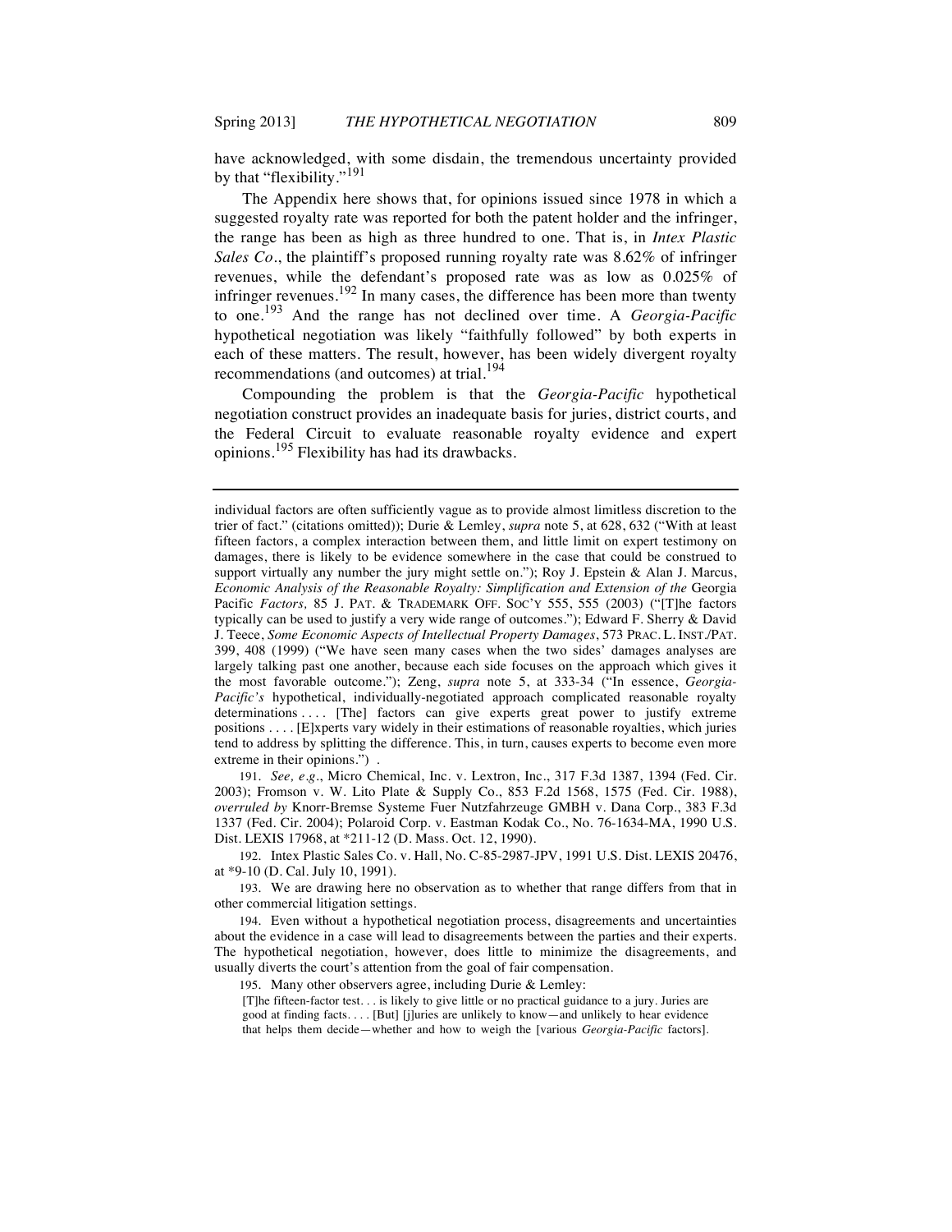have acknowledged, with some disdain, the tremendous uncertainty provided by that "flexibility."[191]

The Appendix here shows that, for opinions issued since 1978 in which a suggested royalty rate was reported for both the patent holder and the infringer, the range has been as high as three hundred to one. That is, in *Intex Plastic Sales Co.*, the plaintiff's proposed running royalty rate was 8.62% of infringer revenues, while the defendant's proposed rate was as low as 0.025% of infringer revenues.[192] In many cases, the difference has been more than twenty to one.[193] And the range has not declined over time. A *Georgia-Pacific* hypothetical negotiation was likely "faithfully followed" by both experts in each of these matters. The result, however, has been widely divergent royalty recommendations (and outcomes) at trial.[194]

Compounding the problem is that the *Georgia-Pacific* hypothetical negotiation construct provides an inadequate basis for juries, district courts, and the Federal Circuit to evaluate reasonable royalty evidence and expert opinions.[195] Flexibility has had its drawbacks.

---

individual factors are often sufficiently vague as to provide almost limitless discretion to the trier of fact." (citations omitted)); Durie & Lemley, *supra* note 5, at 628, 632 ("With at least fifteen factors, a complex interaction between them, and little limit on expert testimony on damages, there is likely to be evidence somewhere in the case that could be construed to support virtually any number the jury might settle on."); Roy J. Epstein & Alan J. Marcus, *Economic Analysis of the Reasonable Royalty: Simplification and Extension of the* Georgia Pacific *Factors,* 85 J. PAT. & TRADEMARK OFF. SOC'Y 555, 555 (2003) ("[T]he factors typically can be used to justify a very wide range of outcomes."); Edward F. Sherry & David J. Teece, *Some Economic Aspects of Intellectual Property Damages*, 573 PRAC. L. INST./PAT. 399, 408 (1999) ("We have seen many cases when the two sides' damages analyses are largely talking past one another, because each side focuses on the approach which gives it the most favorable outcome."); Zeng, *supra* note 5, at 333-34 ("In essence, *Georgia-Pacific's* hypothetical, individually-negotiated approach complicated reasonable royalty determinations . . . . [The] factors can give experts great power to justify extreme positions . . . . [E]xperts vary widely in their estimations of reasonable royalties, which juries tend to address by splitting the difference. This, in turn, causes experts to become even more extreme in their opinions.") .

191. *See, e.g.*, Micro Chemical, Inc. v. Lextron, Inc., 317 F.3d 1387, 1394 (Fed. Cir. 2003); Fromson v. W. Lito Plate & Supply Co., 853 F.2d 1568, 1575 (Fed. Cir. 1988), *overruled by* Knorr-Bremse Systeme Fuer Nutzfahrzeuge GMBH v. Dana Corp., 383 F.3d 1337 (Fed. Cir. 2004); Polaroid Corp. v. Eastman Kodak Co., No. 76-1634-MA, 1990 U.S. Dist. LEXIS 17968, at *211-12 (D. Mass. Oct. 12, 1990).

192. Intex Plastic Sales Co. v. Hall, No. C-85-2987-JPV, 1991 U.S. Dist. LEXIS 20476, at *9-10 (D. Cal. July 10, 1991).

193. We are drawing here no observation as to whether that range differs from that in other commercial litigation settings.

194. Even without a hypothetical negotiation process, disagreements and uncertainties about the evidence in a case will lead to disagreements between the parties and their experts. The hypothetical negotiation, however, does little to minimize the disagreements, and usually diverts the court's attention from the goal of fair compensation.

195. Many other observers agree, including Durie & Lemley:

> [T]he fifteen-factor test. . . is likely to give little or no practical guidance to a jury. Juries are good at finding facts. . . . [But] [j]uries are unlikely to know—and unlikely to hear evidence that helps them decide—whether and how to weigh the [various *Georgia-Pacific* factors].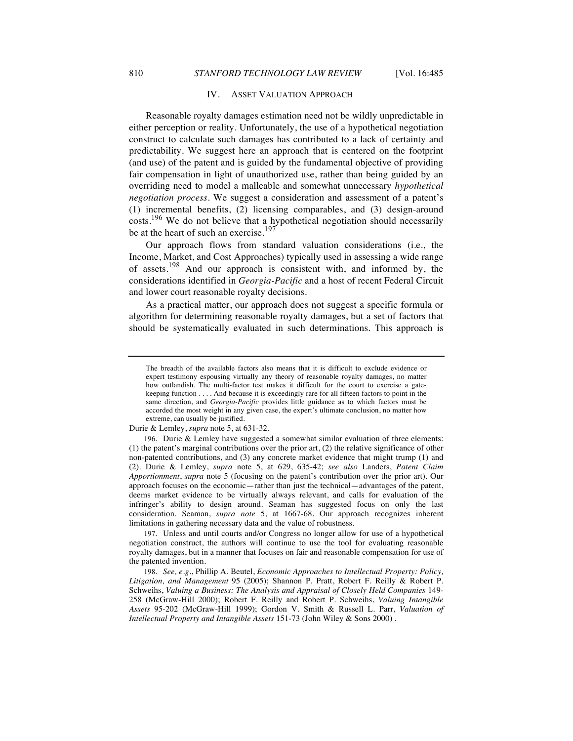## IV. ASSET VALUATION APPROACH

Reasonable royalty damages estimation need not be wildly unpredictable in either perception or reality. Unfortunately, the use of a hypothetical negotiation construct to calculate such damages has contributed to a lack of certainty and predictability. We suggest here an approach that is centered on the footprint (and use) of the patent and is guided by the fundamental objective of providing fair compensation in light of unauthorized use, rather than being guided by an overriding need to model a malleable and somewhat unnecessary *hypothetical negotiation process*. We suggest a consideration and assessment of a patent's (1) incremental benefits, (2) licensing comparables, and (3) design-around costs.[196] We do not believe that a hypothetical negotiation should necessarily be at the heart of such an exercise.[197]

Our approach flows from standard valuation considerations (i.e., the Income, Market, and Cost Approaches) typically used in assessing a wide range of assets.[198] And our approach is consistent with, and informed by, the considerations identified in *Georgia-Pacific* and a host of recent Federal Circuit and lower court reasonable royalty decisions.

As a practical matter, our approach does not suggest a specific formula or algorithm for determining reasonable royalty damages, but a set of factors that should be systematically evaluated in such determinations. This approach is

---

> The breadth of the available factors also means that it is difficult to exclude evidence or expert testimony espousing virtually any theory of reasonable royalty damages, no matter how outlandish. The multi-factor test makes it difficult for the court to exercise a gate-keeping function . . . . And because it is exceedingly rare for all fifteen factors to point in the same direction, and *Georgia-Pacific* provides little guidance as to which factors must be accorded the most weight in any given case, the expert's ultimate conclusion, no matter how extreme, can usually be justified.

Durie & Lemley, *supra* note 5, at 631-32.

196. Durie & Lemley have suggested a somewhat similar evaluation of three elements: (1) the patent's marginal contributions over the prior art, (2) the relative significance of other non-patented contributions, and (3) any concrete market evidence that might trump (1) and (2). Durie & Lemley, *supra* note 5, at 629, 635-42; *see also* Landers, *Patent Claim Apportionment*, *supra* note 5 (focusing on the patent's contribution over the prior art). Our approach focuses on the economic—rather than just the technical—advantages of the patent, deems market evidence to be virtually always relevant, and calls for evaluation of the infringer's ability to design around. Seaman has suggested focus on only the last consideration. Seaman, *supra note* 5, at 1667-68. Our approach recognizes inherent limitations in gathering necessary data and the value of robustness.

197. Unless and until courts and/or Congress no longer allow for use of a hypothetical negotiation construct, the authors will continue to use the tool for evaluating reasonable royalty damages, but in a manner that focuses on fair and reasonable compensation for use of the patented invention.

198. *See, e.g.*, Phillip A. Beutel, *Economic Approaches to Intellectual Property: Policy, Litigation, and Management* 95 (2005); Shannon P. Pratt, Robert F. Reilly & Robert P. Schweihs, *Valuing a Business: The Analysis and Appraisal of Closely Held Companies* 149-258 (McGraw-Hill 2000); Robert F. Reilly and Robert P. Schweihs, *Valuing Intangible Assets* 95-202 (McGraw-Hill 1999); Gordon V. Smith & Russell L. Parr, *Valuation of Intellectual Property and Intangible Assets* 151-73 (John Wiley & Sons 2000) .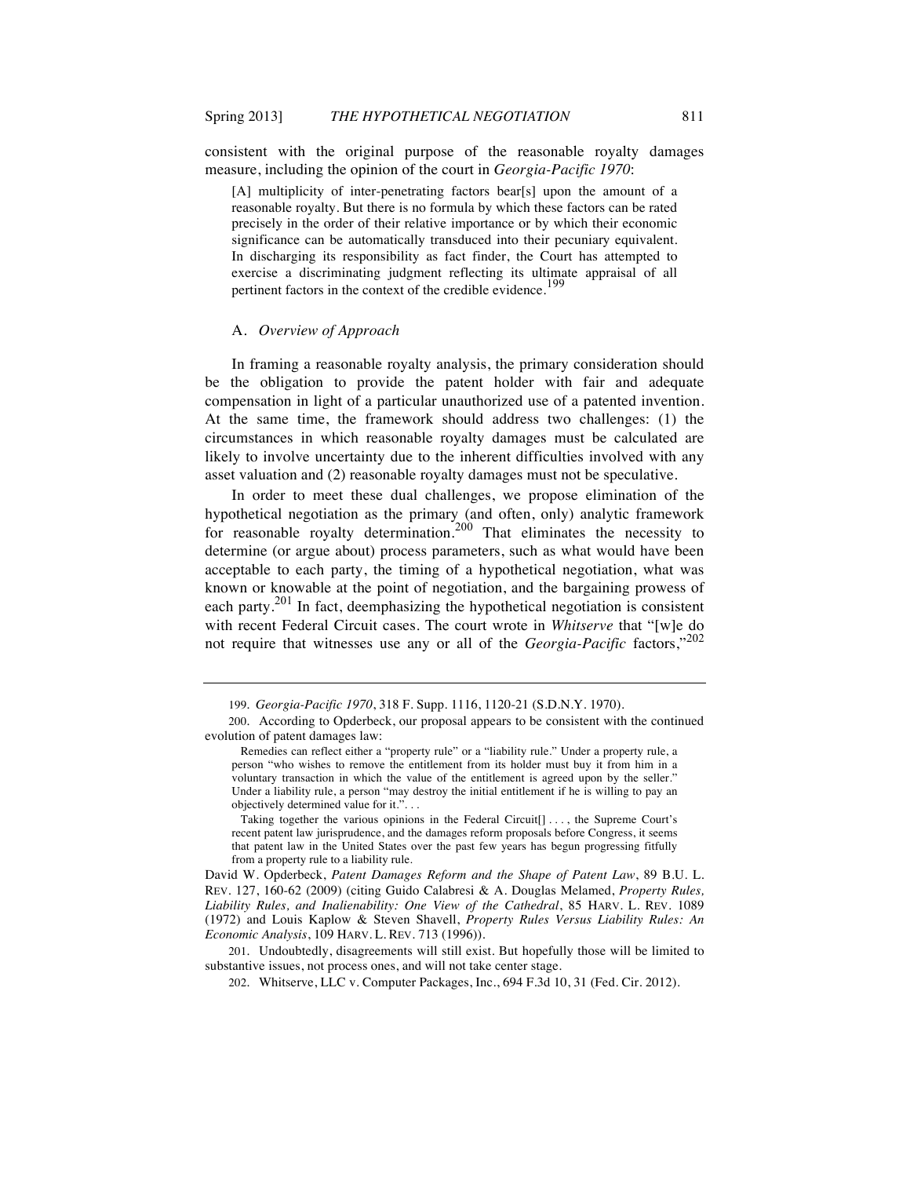consistent with the original purpose of the reasonable royalty damages measure, including the opinion of the court in *Georgia-Pacific 1970*:

> [A] multiplicity of inter-penetrating factors bear[s] upon the amount of a reasonable royalty. But there is no formula by which these factors can be rated precisely in the order of their relative importance or by which their economic significance can be automatically transduced into their pecuniary equivalent. In discharging its responsibility as fact finder, the Court has attempted to exercise a discriminating judgment reflecting its ultimate appraisal of all pertinent factors in the context of the credible evidence.[199]

### A. *Overview of Approach*

In framing a reasonable royalty analysis, the primary consideration should be the obligation to provide the patent holder with fair and adequate compensation in light of a particular unauthorized use of a patented invention. At the same time, the framework should address two challenges: (1) the circumstances in which reasonable royalty damages must be calculated are likely to involve uncertainty due to the inherent difficulties involved with any asset valuation and (2) reasonable royalty damages must not be speculative.

In order to meet these dual challenges, we propose elimination of the hypothetical negotiation as the primary (and often, only) analytic framework for reasonable royalty determination.[200] That eliminates the necessity to determine (or argue about) process parameters, such as what would have been acceptable to each party, the timing of a hypothetical negotiation, what was known or knowable at the point of negotiation, and the bargaining prowess of each party.[201] In fact, deemphasizing the hypothetical negotiation is consistent with recent Federal Circuit cases. The court wrote in *Whitserve* that "[w]e do not require that witnesses use any or all of the *Georgia-Pacific* factors,"[202]

---

199. *Georgia-Pacific 1970*, 318 F. Supp. 1116, 1120-21 (S.D.N.Y. 1970).

200. According to Opderbeck, our proposal appears to be consistent with the continued evolution of patent damages law:

> Remedies can reflect either a "property rule" or a "liability rule." Under a property rule, a person "who wishes to remove the entitlement from its holder must buy it from him in a voluntary transaction in which the value of the entitlement is agreed upon by the seller." Under a liability rule, a person "may destroy the initial entitlement if he is willing to pay an objectively determined value for it.". . .
>
> Taking together the various opinions in the Federal Circuit[] . . . , the Supreme Court's recent patent law jurisprudence, and the damages reform proposals before Congress, it seems that patent law in the United States over the past few years has begun progressing fitfully from a property rule to a liability rule.

David W. Opderbeck, *Patent Damages Reform and the Shape of Patent Law*, 89 B.U. L. REV. 127, 160-62 (2009) (citing Guido Calabresi & A. Douglas Melamed, *Property Rules, Liability Rules, and Inalienability: One View of the Cathedral*, 85 HARV. L. REV. 1089 (1972) and Louis Kaplow & Steven Shavell, *Property Rules Versus Liability Rules: An Economic Analysis*, 109 HARV. L. REV. 713 (1996)).

201. Undoubtedly, disagreements will still exist. But hopefully those will be limited to substantive issues, not process ones, and will not take center stage.

202. Whitserve, LLC v. Computer Packages, Inc., 694 F.3d 10, 31 (Fed. Cir. 2012).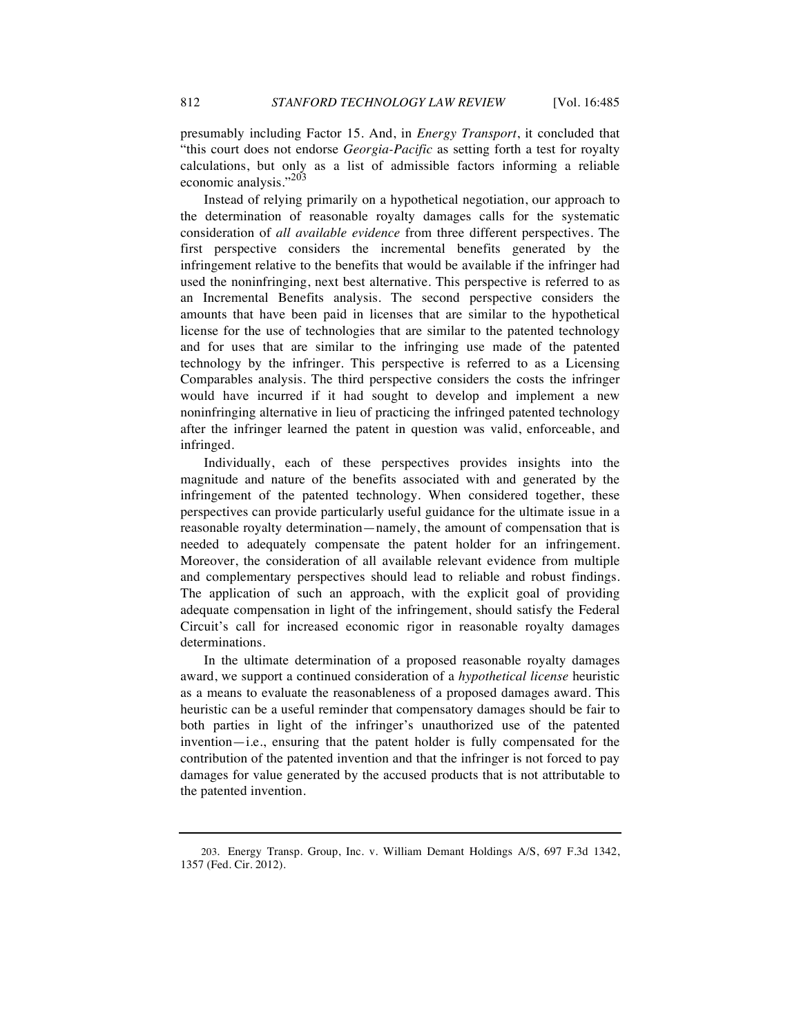presumably including Factor 15. And, in *Energy Transport*, it concluded that "this court does not endorse *Georgia-Pacific* as setting forth a test for royalty calculations, but only as a list of admissible factors informing a reliable economic analysis."[203]

Instead of relying primarily on a hypothetical negotiation, our approach to the determination of reasonable royalty damages calls for the systematic consideration of *all available evidence* from three different perspectives. The first perspective considers the incremental benefits generated by the infringement relative to the benefits that would be available if the infringer had used the noninfringing, next best alternative. This perspective is referred to as an Incremental Benefits analysis. The second perspective considers the amounts that have been paid in licenses that are similar to the hypothetical license for the use of technologies that are similar to the patented technology and for uses that are similar to the infringing use made of the patented technology by the infringer. This perspective is referred to as a Licensing Comparables analysis. The third perspective considers the costs the infringer would have incurred if it had sought to develop and implement a new noninfringing alternative in lieu of practicing the infringed patented technology after the infringer learned the patent in question was valid, enforceable, and infringed.

Individually, each of these perspectives provides insights into the magnitude and nature of the benefits associated with and generated by the infringement of the patented technology. When considered together, these perspectives can provide particularly useful guidance for the ultimate issue in a reasonable royalty determination—namely, the amount of compensation that is needed to adequately compensate the patent holder for an infringement. Moreover, the consideration of all available relevant evidence from multiple and complementary perspectives should lead to reliable and robust findings. The application of such an approach, with the explicit goal of providing adequate compensation in light of the infringement, should satisfy the Federal Circuit's call for increased economic rigor in reasonable royalty damages determinations.

In the ultimate determination of a proposed reasonable royalty damages award, we support a continued consideration of a *hypothetical license* heuristic as a means to evaluate the reasonableness of a proposed damages award. This heuristic can be a useful reminder that compensatory damages should be fair to both parties in light of the infringer's unauthorized use of the patented invention—i.e., ensuring that the patent holder is fully compensated for the contribution of the patented invention and that the infringer is not forced to pay damages for value generated by the accused products that is not attributable to the patented invention.

---

203. Energy Transp. Group, Inc. v. William Demant Holdings A/S, 697 F.3d 1342, 1357 (Fed. Cir. 2012).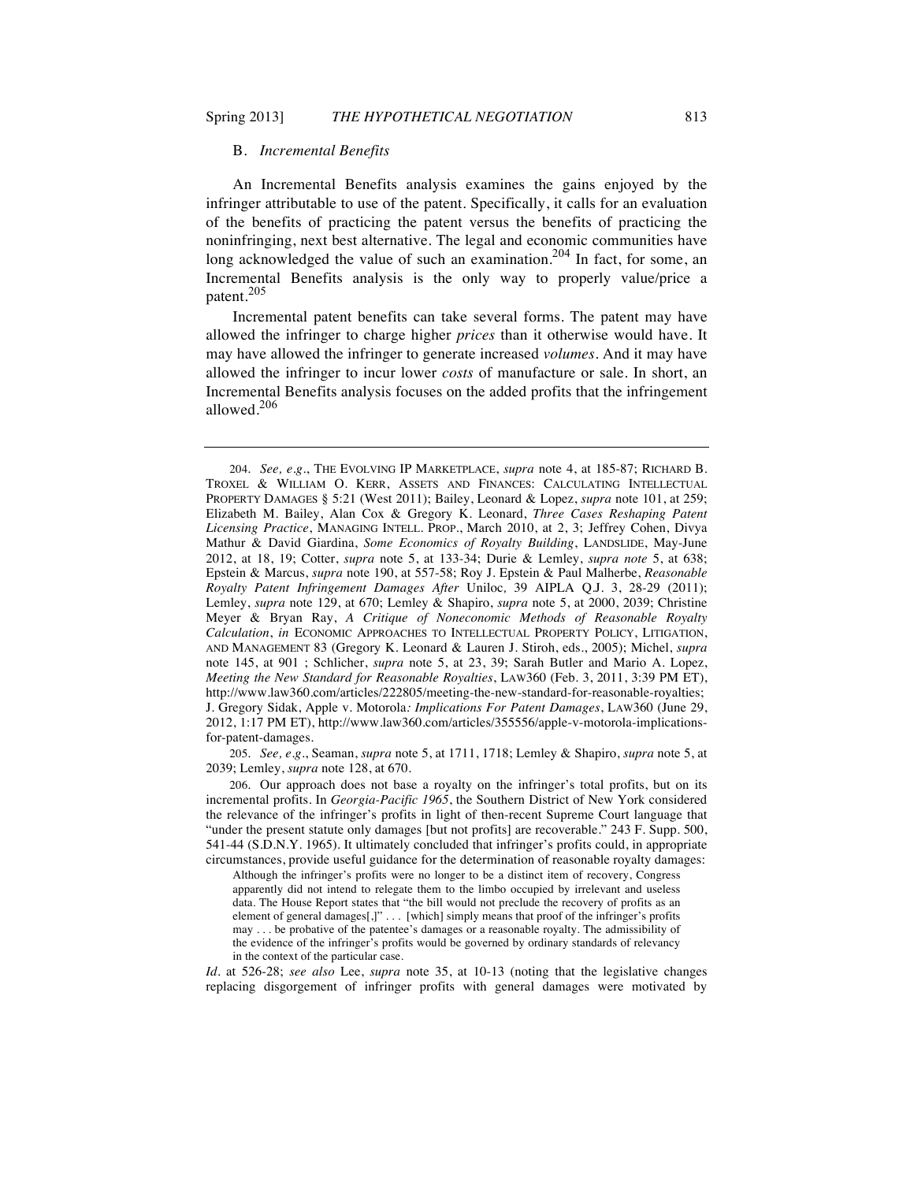### B. *Incremental Benefits*

An Incremental Benefits analysis examines the gains enjoyed by the infringer attributable to use of the patent. Specifically, it calls for an evaluation of the benefits of practicing the patent versus the benefits of practicing the noninfringing, next best alternative. The legal and economic communities have long acknowledged the value of such an examination.[204] In fact, for some, an Incremental Benefits analysis is the only way to properly value/price a patent.[205]

Incremental patent benefits can take several forms. The patent may have allowed the infringer to charge higher *prices* than it otherwise would have. It may have allowed the infringer to generate increased *volumes*. And it may have allowed the infringer to incur lower *costs* of manufacture or sale. In short, an Incremental Benefits analysis focuses on the added profits that the infringement allowed.[206]

---

204. *See, e.g.*, THE EVOLVING IP MARKETPLACE, *supra* note 4, at 185-87; RICHARD B. TROXEL & WILLIAM O. KERR, ASSETS AND FINANCES: CALCULATING INTELLECTUAL PROPERTY DAMAGES § 5:21 (West 2011); Bailey, Leonard & Lopez, *supra* note 101, at 259; Elizabeth M. Bailey, Alan Cox & Gregory K. Leonard, *Three Cases Reshaping Patent Licensing Practice*, MANAGING INTELL. PROP., March 2010, at 2, 3; Jeffrey Cohen, Divya Mathur & David Giardina, *Some Economics of Royalty Building*, LANDSLIDE, May-June 2012, at 18, 19; Cotter, *supra* note 5, at 133-34; Durie & Lemley, *supra note* 5, at 638; Epstein & Marcus, *supra* note 190, at 557-58; Roy J. Epstein & Paul Malherbe, *Reasonable Royalty Patent Infringement Damages After* Uniloc*,* 39 AIPLA Q.J. 3, 28-29 (2011); Lemley, *supra* note 129, at 670; Lemley & Shapiro, *supra* note 5, at 2000, 2039; Christine Meyer & Bryan Ray, *A Critique of Noneconomic Methods of Reasonable Royalty Calculation*, *in* ECONOMIC APPROACHES TO INTELLECTUAL PROPERTY POLICY, LITIGATION, AND MANAGEMENT 83 (Gregory K. Leonard & Lauren J. Stiroh, eds., 2005); Michel, *supra* note 145, at 901 ; Schlicher, *supra* note 5, at 23, 39; Sarah Butler and Mario A. Lopez, *Meeting the New Standard for Reasonable Royalties*, LAW360 (Feb. 3, 2011, 3:39 PM ET), http://www.law360.com/articles/222805/meeting-the-new-standard-for-reasonable-royalties; J. Gregory Sidak, Apple v. Motorola*: Implications For Patent Damages*, LAW360 (June 29, 2012, 1:17 PM ET), http://www.law360.com/articles/355556/apple-v-motorola-implications-for-patent-damages.

205. *See, e.g.*, Seaman, *supra* note 5, at 1711, 1718; Lemley & Shapiro, *supra* note 5, at 2039; Lemley, *supra* note 128, at 670.

206. Our approach does not base a royalty on the infringer's total profits, but on its incremental profits. In *Georgia-Pacific 1965*, the Southern District of New York considered the relevance of the infringer's profits in light of then-recent Supreme Court language that "under the present statute only damages [but not profits] are recoverable." 243 F. Supp. 500, 541-44 (S.D.N.Y. 1965). It ultimately concluded that infringer's profits could, in appropriate circumstances, provide useful guidance for the determination of reasonable royalty damages:

> Although the infringer's profits were no longer to be a distinct item of recovery, Congress apparently did not intend to relegate them to the limbo occupied by irrelevant and useless data. The House Report states that "the bill would not preclude the recovery of profits as an element of general damages[,]" . . . [which] simply means that proof of the infringer's profits may . . . be probative of the patentee's damages or a reasonable royalty. The admissibility of the evidence of the infringer's profits would be governed by ordinary standards of relevancy in the context of the particular case.

*Id*. at 526-28; *see also* Lee, *supra* note 35, at 10-13 (noting that the legislative changes replacing disgorgement of infringer profits with general damages were motivated by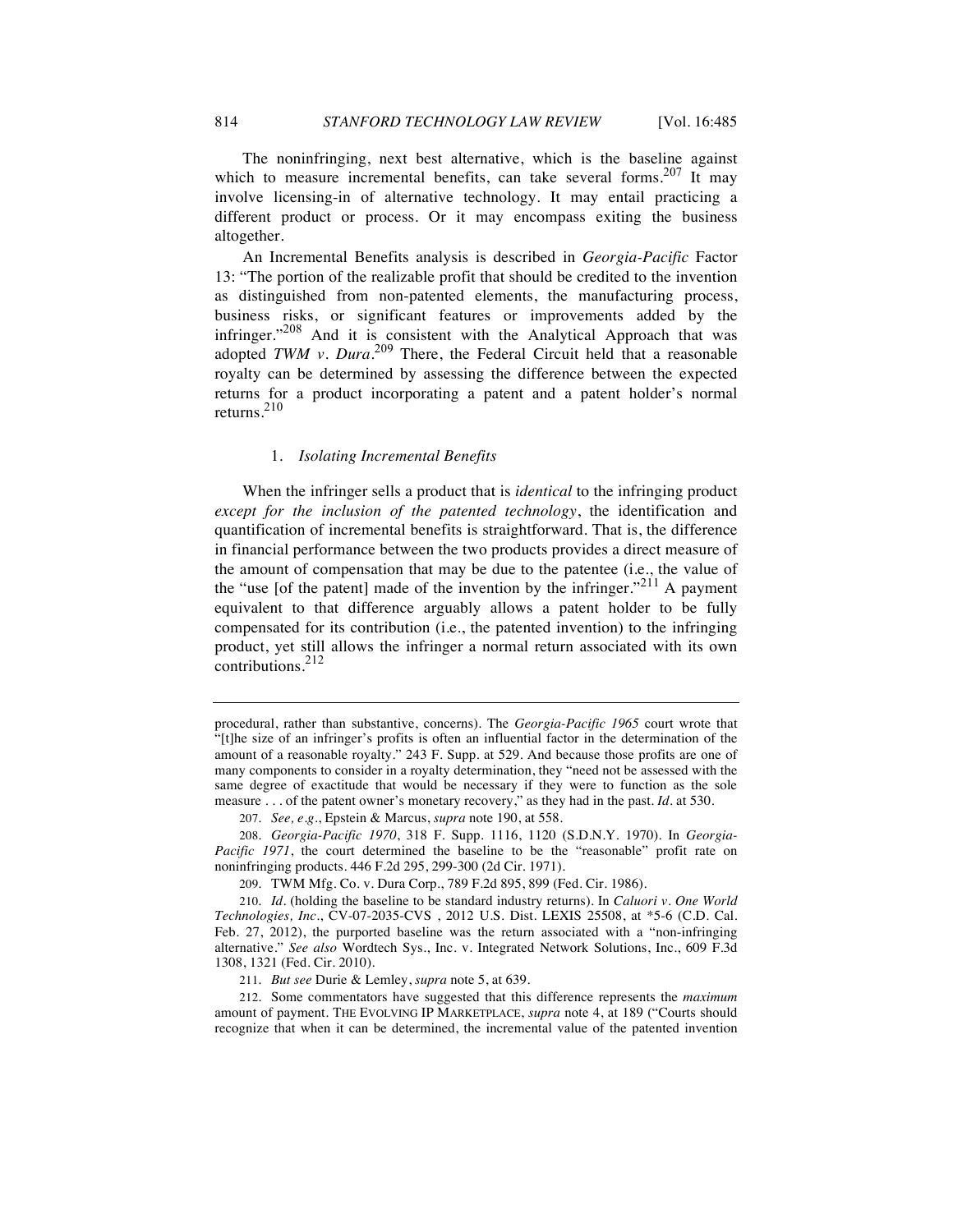The noninfringing, next best alternative, which is the baseline against which to measure incremental benefits, can take several forms.[207] It may involve licensing-in of alternative technology. It may entail practicing a different product or process. Or it may encompass exiting the business altogether.

An Incremental Benefits analysis is described in *Georgia-Pacific* Factor 13: "The portion of the realizable profit that should be credited to the invention as distinguished from non-patented elements, the manufacturing process, business risks, or significant features or improvements added by the infringer."[208] And it is consistent with the Analytical Approach that was adopted *TWM v. Dura*.[209] There, the Federal Circuit held that a reasonable royalty can be determined by assessing the difference between the expected returns for a product incorporating a patent and a patent holder's normal returns.[210]

### 1. *Isolating Incremental Benefits*

When the infringer sells a product that is *identical* to the infringing product *except for the inclusion of the patented technology*, the identification and quantification of incremental benefits is straightforward. That is, the difference in financial performance between the two products provides a direct measure of the amount of compensation that may be due to the patentee (i.e., the value of the "use [of the patent] made of the invention by the infringer."[211] A payment equivalent to that difference arguably allows a patent holder to be fully compensated for its contribution (i.e., the patented invention) to the infringing product, yet still allows the infringer a normal return associated with its own contributions.[212]

---

procedural, rather than substantive, concerns). The *Georgia-Pacific 1965* court wrote that "[t]he size of an infringer's profits is often an influential factor in the determination of the amount of a reasonable royalty." 243 F. Supp. at 529. And because those profits are one of many components to consider in a royalty determination, they "need not be assessed with the same degree of exactitude that would be necessary if they were to function as the sole measure . . . of the patent owner's monetary recovery," as they had in the past. *Id.* at 530.

207. *See, e.g.*, Epstein & Marcus, *supra* note 190, at 558.

208. *Georgia-Pacific 1970*, 318 F. Supp. 1116, 1120 (S.D.N.Y. 1970). In *Georgia-Pacific 1971*, the court determined the baseline to be the "reasonable" profit rate on noninfringing products. 446 F.2d 295, 299-300 (2d Cir. 1971).

209. TWM Mfg. Co. v. Dura Corp., 789 F.2d 895, 899 (Fed. Cir. 1986).

210. *Id.* (holding the baseline to be standard industry returns). In *Caluori v. One World Technologies, Inc.*, CV-07-2035-CVS , 2012 U.S. Dist. LEXIS 25508, at *5-6 (C.D. Cal. Feb. 27, 2012), the purported baseline was the return associated with a "non-infringing alternative." *See also* Wordtech Sys., Inc. v. Integrated Network Solutions, Inc., 609 F.3d 1308, 1321 (Fed. Cir. 2010).

211. *But see* Durie & Lemley, *supra* note 5, at 639.

212. Some commentators have suggested that this difference represents the *maximum* amount of payment. THE EVOLVING IP MARKETPLACE, *supra* note 4, at 189 ("Courts should recognize that when it can be determined, the incremental value of the patented invention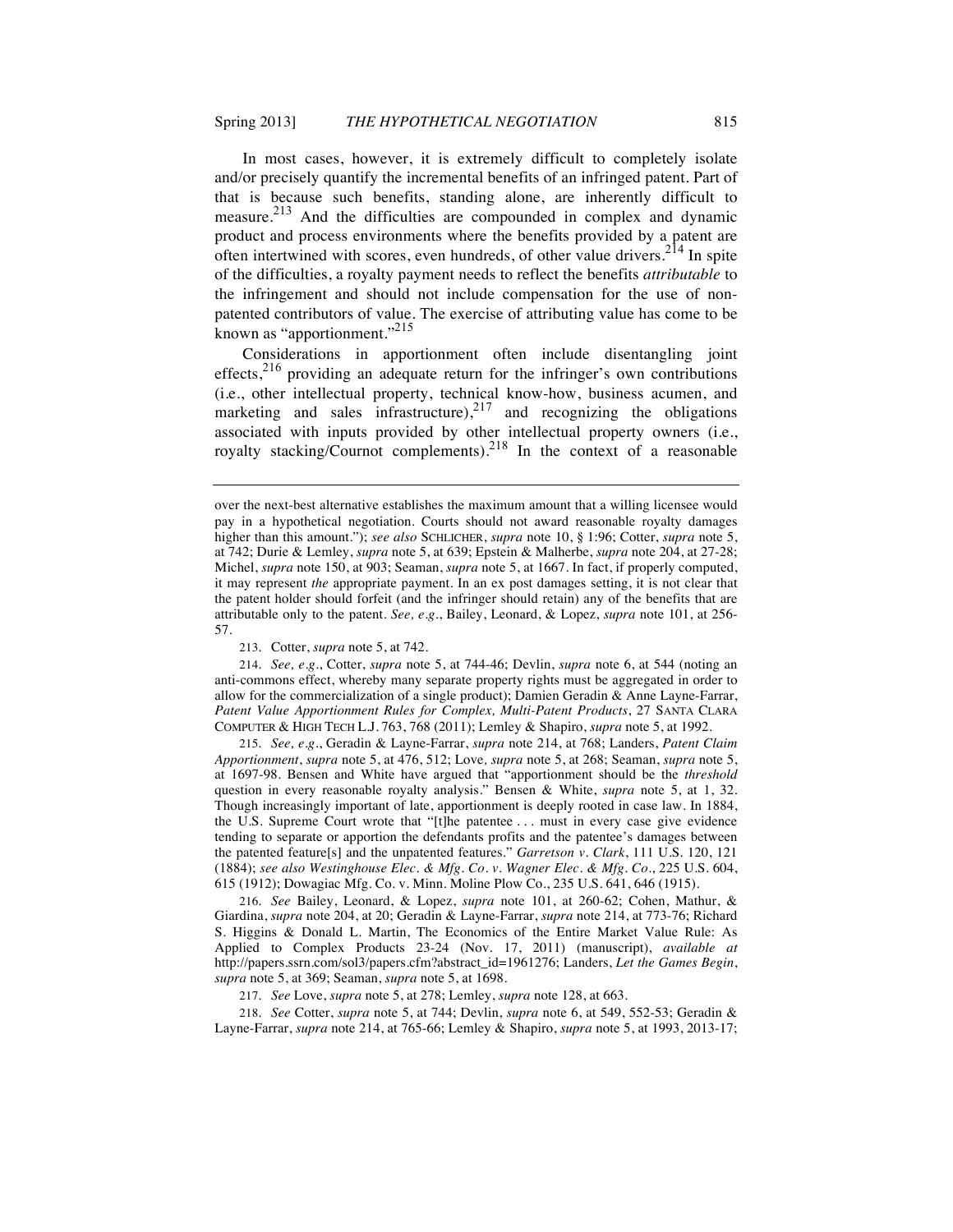In most cases, however, it is extremely difficult to completely isolate and/or precisely quantify the incremental benefits of an infringed patent. Part of that is because such benefits, standing alone, are inherently difficult to measure.[213] And the difficulties are compounded in complex and dynamic product and process environments where the benefits provided by a patent are often intertwined with scores, even hundreds, of other value drivers.[214] In spite of the difficulties, a royalty payment needs to reflect the benefits *attributable* to the infringement and should not include compensation for the use of non-patented contributors of value. The exercise of attributing value has come to be known as "apportionment."[215]

Considerations in apportionment often include disentangling joint effects,[216] providing an adequate return for the infringer's own contributions (i.e., other intellectual property, technical know-how, business acumen, and marketing and sales infrastructure),[217] and recognizing the obligations associated with inputs provided by other intellectual property owners (i.e., royalty stacking/Cournot complements).[218] In the context of a reasonable

---

over the next-best alternative establishes the maximum amount that a willing licensee would pay in a hypothetical negotiation. Courts should not award reasonable royalty damages higher than this amount."); *see also* SCHLICHER, *supra* note 10, § 1:96; Cotter, *supra* note 5, at 742; Durie & Lemley, *supra* note 5, at 639; Epstein & Malherbe, *supra* note 204, at 27-28; Michel, *supra* note 150, at 903; Seaman, *supra* note 5, at 1667. In fact, if properly computed, it may represent *the* appropriate payment. In an ex post damages setting, it is not clear that the patent holder should forfeit (and the infringer should retain) any of the benefits that are attributable only to the patent. *See, e.g.*, Bailey, Leonard, & Lopez, *supra* note 101, at 256-57.

213. Cotter, *supra* note 5, at 742.

214. *See, e.g.*, Cotter, *supra* note 5, at 744-46; Devlin, *supra* note 6, at 544 (noting an anti-commons effect, whereby many separate property rights must be aggregated in order to allow for the commercialization of a single product); Damien Geradin & Anne Layne-Farrar, *Patent Value Apportionment Rules for Complex, Multi-Patent Products*, 27 SANTA CLARA COMPUTER & HIGH TECH L.J. 763, 768 (2011); Lemley & Shapiro, *supra* note 5, at 1992.

215. *See, e.g.*, Geradin & Layne-Farrar, *supra* note 214, at 768; Landers, *Patent Claim Apportionment*, *supra* note 5, at 476, 512; Love, *supra* note 5, at 268; Seaman, *supra* note 5, at 1697-98. Bensen and White have argued that "apportionment should be the *threshold* question in every reasonable royalty analysis." Bensen & White, *supra* note 5, at 1, 32. Though increasingly important of late, apportionment is deeply rooted in case law. In 1884, the U.S. Supreme Court wrote that "[t]he patentee . . . must in every case give evidence tending to separate or apportion the defendants profits and the patentee's damages between the patented feature[s] and the unpatented features." *Garretson v. Clark*, 111 U.S. 120, 121 (1884); *see also Westinghouse Elec. & Mfg. Co. v. Wagner Elec. & Mfg. Co.*, 225 U.S. 604, 615 (1912); Dowagiac Mfg. Co. v. Minn. Moline Plow Co., 235 U.S. 641, 646 (1915).

216. *See* Bailey, Leonard, & Lopez, *supra* note 101, at 260-62; Cohen, Mathur, & Giardina, *supra* note 204, at 20; Geradin & Layne-Farrar, *supra* note 214, at 773-76; Richard S. Higgins & Donald L. Martin, The Economics of the Entire Market Value Rule: As Applied to Complex Products 23-24 (Nov. 17, 2011) (manuscript), *available at* http://papers.ssrn.com/sol3/papers.cfm?abstract_id=1961276; Landers, *Let the Games Begin*, *supra* note 5, at 369; Seaman, *supra* note 5, at 1698.

217. *See* Love, *supra* note 5, at 278; Lemley, *supra* note 128, at 663.

218. *See* Cotter, *supra* note 5, at 744; Devlin, *supra* note 6, at 549, 552-53; Geradin & Layne-Farrar, *supra* note 214, at 765-66; Lemley & Shapiro, *supra* note 5, at 1993, 2013-17;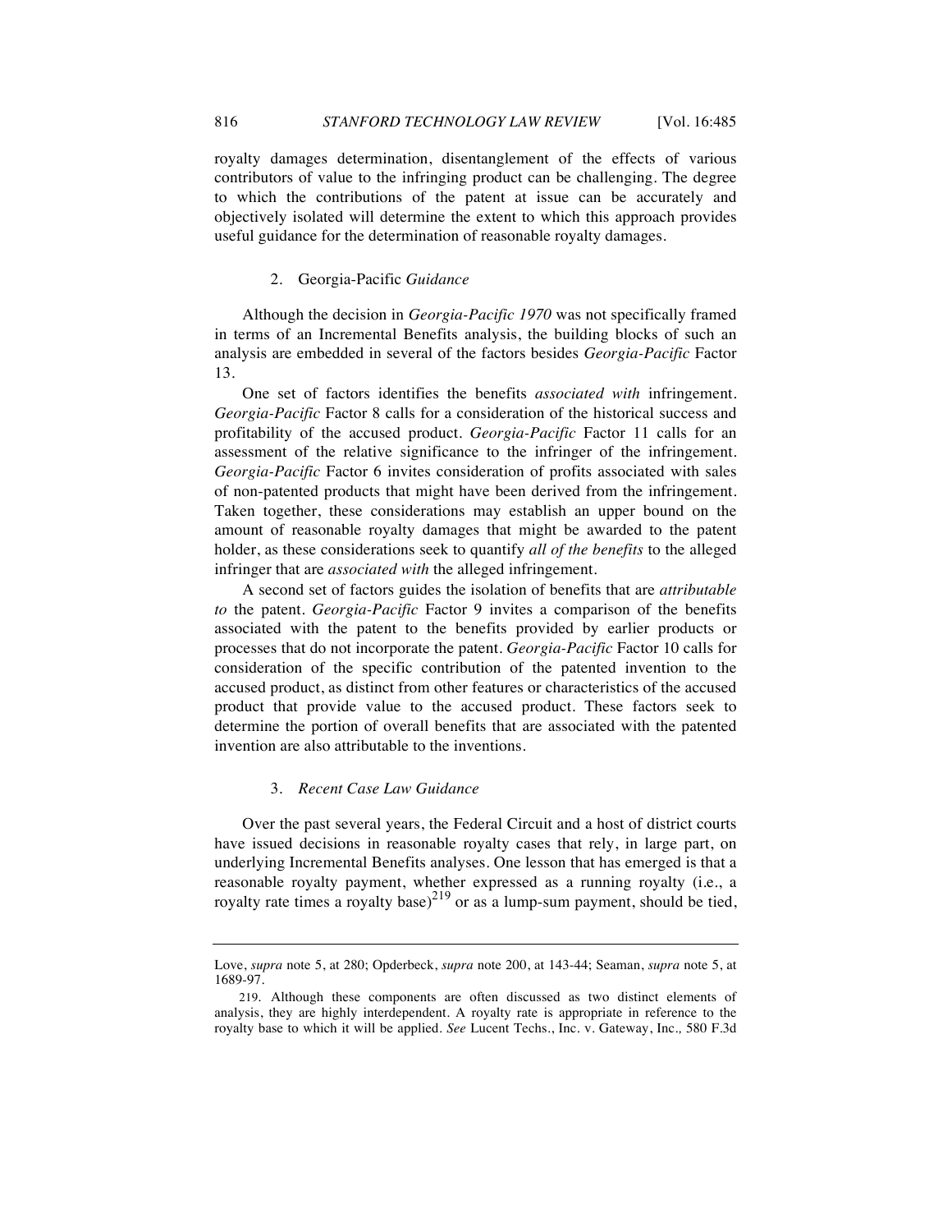royalty damages determination, disentanglement of the effects of various contributors of value to the infringing product can be challenging. The degree to which the contributions of the patent at issue can be accurately and objectively isolated will determine the extent to which this approach provides useful guidance for the determination of reasonable royalty damages.

### 2. Georgia-Pacific *Guidance*

Although the decision in *Georgia-Pacific 1970* was not specifically framed in terms of an Incremental Benefits analysis, the building blocks of such an analysis are embedded in several of the factors besides *Georgia-Pacific* Factor 13.

One set of factors identifies the benefits *associated with* infringement. *Georgia-Pacific* Factor 8 calls for a consideration of the historical success and profitability of the accused product. *Georgia-Pacific* Factor 11 calls for an assessment of the relative significance to the infringer of the infringement. *Georgia-Pacific* Factor 6 invites consideration of profits associated with sales of non-patented products that might have been derived from the infringement. Taken together, these considerations may establish an upper bound on the amount of reasonable royalty damages that might be awarded to the patent holder, as these considerations seek to quantify *all of the benefits* to the alleged infringer that are *associated with* the alleged infringement.

A second set of factors guides the isolation of benefits that are *attributable to* the patent. *Georgia-Pacific* Factor 9 invites a comparison of the benefits associated with the patent to the benefits provided by earlier products or processes that do not incorporate the patent. *Georgia-Pacific* Factor 10 calls for consideration of the specific contribution of the patented invention to the accused product, as distinct from other features or characteristics of the accused product that provide value to the accused product. These factors seek to determine the portion of overall benefits that are associated with the patented invention are also attributable to the inventions.

### 3. *Recent Case Law Guidance*

Over the past several years, the Federal Circuit and a host of district courts have issued decisions in reasonable royalty cases that rely, in large part, on underlying Incremental Benefits analyses. One lesson that has emerged is that a reasonable royalty payment, whether expressed as a running royalty (i.e., a royalty rate times a royalty base)[219] or as a lump-sum payment, should be tied,

---

Love, *supra* note 5, at 280; Opderbeck, *supra* note 200, at 143-44; Seaman, *supra* note 5, at 1689-97.

219. Although these components are often discussed as two distinct elements of analysis, they are highly interdependent. A royalty rate is appropriate in reference to the royalty base to which it will be applied. *See* Lucent Techs., Inc. v. Gateway, Inc., 580 F.3d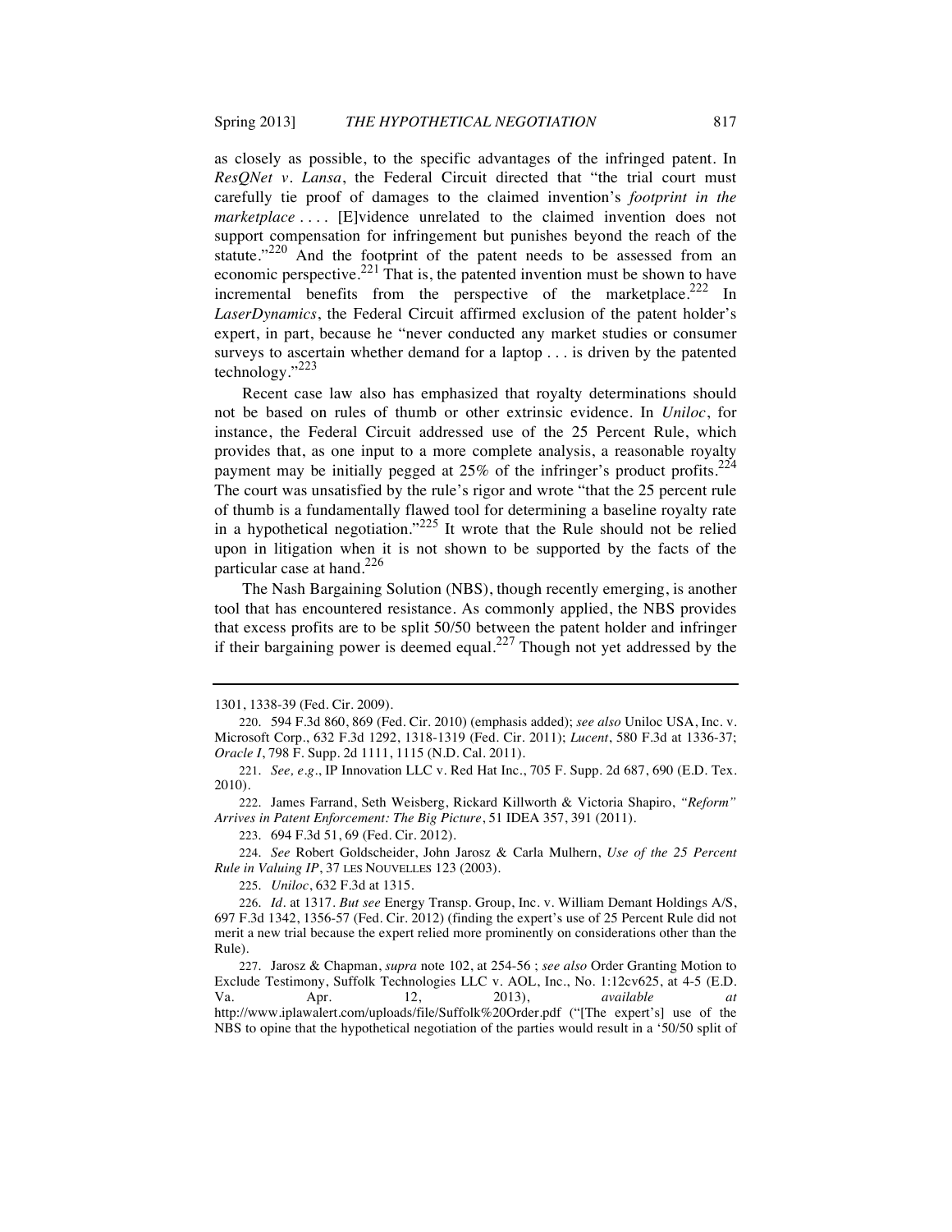as closely as possible, to the specific advantages of the infringed patent. In *ResQNet v. Lansa*, the Federal Circuit directed that "the trial court must carefully tie proof of damages to the claimed invention's *footprint in the marketplace* . . . . [E]vidence unrelated to the claimed invention does not support compensation for infringement but punishes beyond the reach of the statute."[220] And the footprint of the patent needs to be assessed from an economic perspective.[221] That is, the patented invention must be shown to have incremental benefits from the perspective of the marketplace.[222] In *LaserDynamics*, the Federal Circuit affirmed exclusion of the patent holder's expert, in part, because he "never conducted any market studies or consumer surveys to ascertain whether demand for a laptop . . . is driven by the patented technology."[223]

Recent case law also has emphasized that royalty determinations should not be based on rules of thumb or other extrinsic evidence. In *Uniloc*, for instance, the Federal Circuit addressed use of the 25 Percent Rule, which provides that, as one input to a more complete analysis, a reasonable royalty payment may be initially pegged at 25% of the infringer's product profits.[224] The court was unsatisfied by the rule's rigor and wrote "that the 25 percent rule of thumb is a fundamentally flawed tool for determining a baseline royalty rate in a hypothetical negotiation."[225] It wrote that the Rule should not be relied upon in litigation when it is not shown to be supported by the facts of the particular case at hand.[226]

The Nash Bargaining Solution (NBS), though recently emerging, is another tool that has encountered resistance. As commonly applied, the NBS provides that excess profits are to be split 50/50 between the patent holder and infringer if their bargaining power is deemed equal.[227] Though not yet addressed by the

---

1301, 1338-39 (Fed. Cir. 2009).

220. 594 F.3d 860, 869 (Fed. Cir. 2010) (emphasis added); *see also* Uniloc USA, Inc. v. Microsoft Corp., 632 F.3d 1292, 1318-1319 (Fed. Cir. 2011); *Lucent*, 580 F.3d at 1336-37; *Oracle I*, 798 F. Supp. 2d 1111, 1115 (N.D. Cal. 2011).

221. *See, e.g.*, IP Innovation LLC v. Red Hat Inc., 705 F. Supp. 2d 687, 690 (E.D. Tex. 2010).

222. James Farrand, Seth Weisberg, Rickard Killworth & Victoria Shapiro, *"Reform" Arrives in Patent Enforcement: The Big Picture*, 51 IDEA 357, 391 (2011).

223. 694 F.3d 51, 69 (Fed. Cir. 2012).

224. *See* Robert Goldscheider, John Jarosz & Carla Mulhern, *Use of the 25 Percent Rule in Valuing IP*, 37 LES NOUVELLES 123 (2003).

225. *Uniloc*, 632 F.3d at 1315.

226. *Id.* at 1317. *But see* Energy Transp. Group, Inc. v. William Demant Holdings A/S, 697 F.3d 1342, 1356-57 (Fed. Cir. 2012) (finding the expert's use of 25 Percent Rule did not merit a new trial because the expert relied more prominently on considerations other than the Rule).

227. Jarosz & Chapman, *supra* note 102, at 254-56 ; *see also* Order Granting Motion to Exclude Testimony, Suffolk Technologies LLC v. AOL, Inc., No. 1:12cv625, at 4-5 (E.D. Va. Apr. 12, 2013), *available at* http://www.iplawalert.com/uploads/file/Suffolk%20Order.pdf ("[The expert's] use of the NBS to opine that the hypothetical negotiation of the parties would result in a '50/50 split of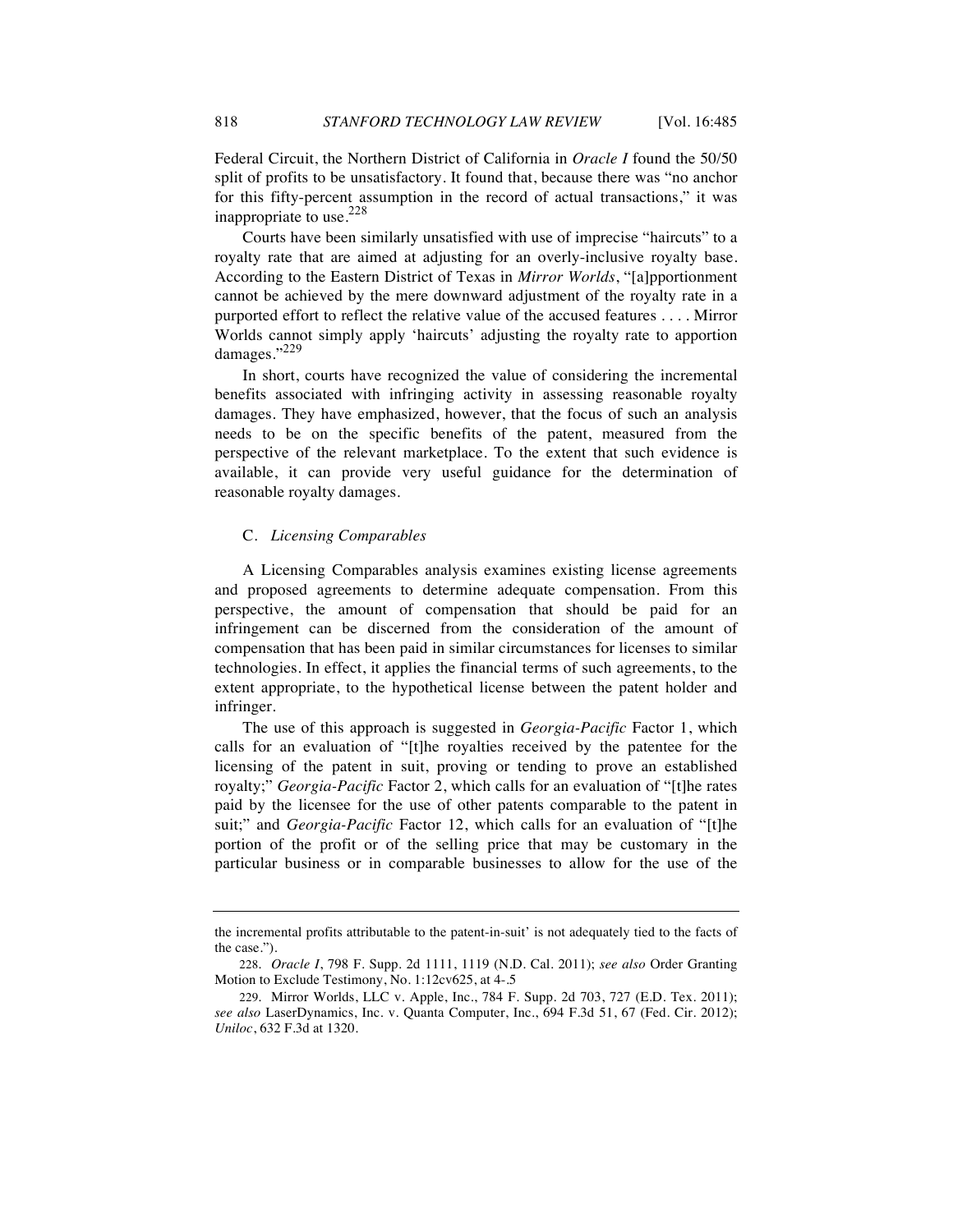Federal Circuit, the Northern District of California in *Oracle I* found the 50/50 split of profits to be unsatisfactory. It found that, because there was "no anchor for this fifty-percent assumption in the record of actual transactions," it was inappropriate to use.[228]

Courts have been similarly unsatisfied with use of imprecise "haircuts" to a royalty rate that are aimed at adjusting for an overly-inclusive royalty base. According to the Eastern District of Texas in *Mirror Worlds*, "[a]pportionment cannot be achieved by the mere downward adjustment of the royalty rate in a purported effort to reflect the relative value of the accused features . . . . Mirror Worlds cannot simply apply 'haircuts' adjusting the royalty rate to apportion damages."[229]

In short, courts have recognized the value of considering the incremental benefits associated with infringing activity in assessing reasonable royalty damages. They have emphasized, however, that the focus of such an analysis needs to be on the specific benefits of the patent, measured from the perspective of the relevant marketplace. To the extent that such evidence is available, it can provide very useful guidance for the determination of reasonable royalty damages.

### C. *Licensing Comparables*

A Licensing Comparables analysis examines existing license agreements and proposed agreements to determine adequate compensation. From this perspective, the amount of compensation that should be paid for an infringement can be discerned from the consideration of the amount of compensation that has been paid in similar circumstances for licenses to similar technologies. In effect, it applies the financial terms of such agreements, to the extent appropriate, to the hypothetical license between the patent holder and infringer.

The use of this approach is suggested in *Georgia-Pacific* Factor 1, which calls for an evaluation of "[t]he royalties received by the patentee for the licensing of the patent in suit, proving or tending to prove an established royalty;" *Georgia-Pacific* Factor 2, which calls for an evaluation of "[t]he rates paid by the licensee for the use of other patents comparable to the patent in suit;" and *Georgia-Pacific* Factor 12, which calls for an evaluation of "[t]he portion of the profit or of the selling price that may be customary in the particular business or in comparable businesses to allow for the use of the

---

the incremental profits attributable to the patent-in-suit' is not adequately tied to the facts of the case.").

228. *Oracle I*, 798 F. Supp. 2d 1111, 1119 (N.D. Cal. 2011); *see also* Order Granting Motion to Exclude Testimony, No. 1:12cv625, at 4-.5

229. Mirror Worlds, LLC v. Apple, Inc., 784 F. Supp. 2d 703, 727 (E.D. Tex. 2011); *see also* LaserDynamics, Inc. v. Quanta Computer, Inc., 694 F.3d 51, 67 (Fed. Cir. 2012); *Uniloc*, 632 F.3d at 1320.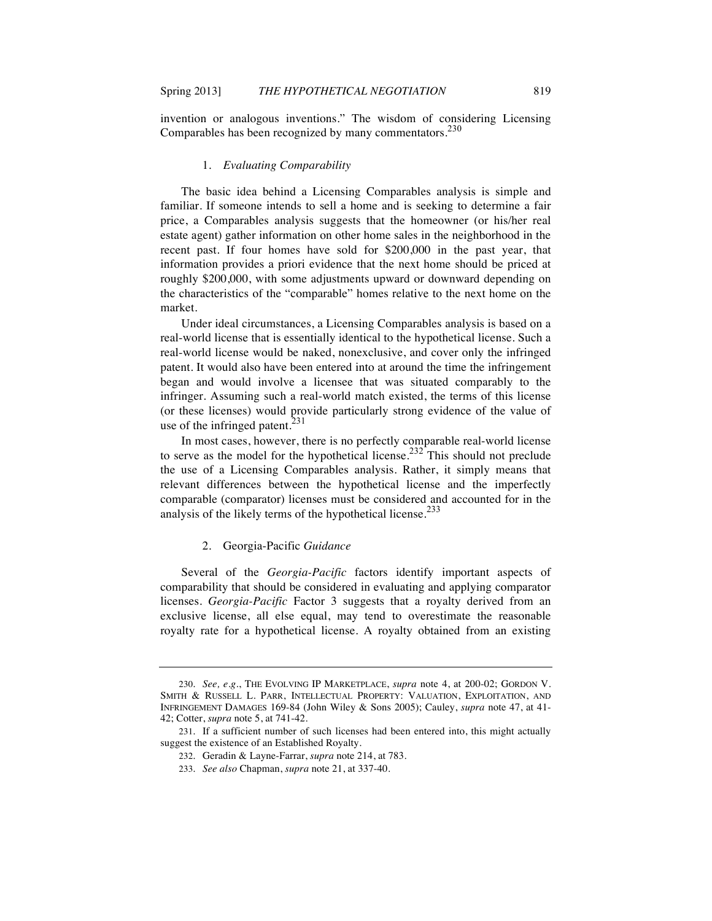invention or analogous inventions." The wisdom of considering Licensing Comparables has been recognized by many commentators.[230]

#### 1. *Evaluating Comparability*

The basic idea behind a Licensing Comparables analysis is simple and familiar. If someone intends to sell a home and is seeking to determine a fair price, a Comparables analysis suggests that the homeowner (or his/her real estate agent) gather information on other home sales in the neighborhood in the recent past. If four homes have sold for $200,000 in the past year, that information provides a priori evidence that the next home should be priced at roughly $200,000, with some adjustments upward or downward depending on the characteristics of the "comparable" homes relative to the next home on the market.

Under ideal circumstances, a Licensing Comparables analysis is based on a real-world license that is essentially identical to the hypothetical license. Such a real-world license would be naked, nonexclusive, and cover only the infringed patent. It would also have been entered into at around the time the infringement began and would involve a licensee that was situated comparably to the infringer. Assuming such a real-world match existed, the terms of this license (or these licenses) would provide particularly strong evidence of the value of use of the infringed patent.[231]

In most cases, however, there is no perfectly comparable real-world license to serve as the model for the hypothetical license.[232] This should not preclude the use of a Licensing Comparables analysis. Rather, it simply means that relevant differences between the hypothetical license and the imperfectly comparable (comparator) licenses must be considered and accounted for in the analysis of the likely terms of the hypothetical license.[233]

#### 2. *Georgia-Pacific Guidance*

Several of the *Georgia-Pacific* factors identify important aspects of comparability that should be considered in evaluating and applying comparator licenses. *Georgia-Pacific* Factor 3 suggests that a royalty derived from an exclusive license, all else equal, may tend to overestimate the reasonable royalty rate for a hypothetical license. A royalty obtained from an existing

---

230. *See, e.g.*, THE EVOLVING IP MARKETPLACE, *supra* note 4, at 200-02; GORDON V. SMITH & RUSSELL L. PARR, INTELLECTUAL PROPERTY: VALUATION, EXPLOITATION, AND INFRINGEMENT DAMAGES 169-84 (John Wiley & Sons 2005); Cauley, *supra* note 47, at 41-42; Cotter, *supra* note 5, at 741-42.

231. If a sufficient number of such licenses had been entered into, this might actually suggest the existence of an Established Royalty.

232. Geradin & Layne-Farrar, *supra* note 214, at 783.

233. *See also* Chapman, *supra* note 21, at 337-40.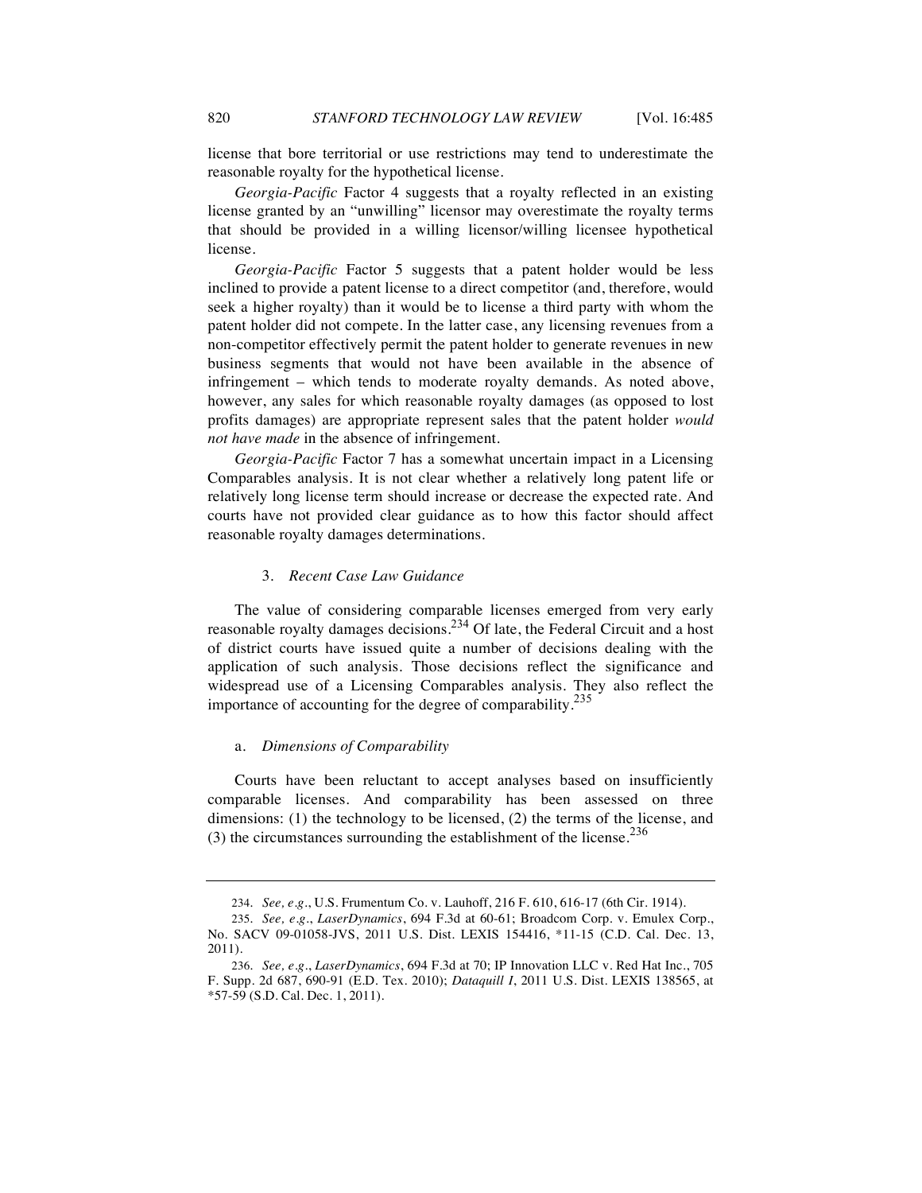license that bore territorial or use restrictions may tend to underestimate the reasonable royalty for the hypothetical license.

*Georgia-Pacific* Factor 4 suggests that a royalty reflected in an existing license granted by an "unwilling" licensor may overestimate the royalty terms that should be provided in a willing licensor/willing licensee hypothetical license.

*Georgia-Pacific* Factor 5 suggests that a patent holder would be less inclined to provide a patent license to a direct competitor (and, therefore, would seek a higher royalty) than it would be to license a third party with whom the patent holder did not compete. In the latter case, any licensing revenues from a non-competitor effectively permit the patent holder to generate revenues in new business segments that would not have been available in the absence of infringement – which tends to moderate royalty demands. As noted above, however, any sales for which reasonable royalty damages (as opposed to lost profits damages) are appropriate represent sales that the patent holder *would not have made* in the absence of infringement.

*Georgia-Pacific* Factor 7 has a somewhat uncertain impact in a Licensing Comparables analysis. It is not clear whether a relatively long patent life or relatively long license term should increase or decrease the expected rate. And courts have not provided clear guidance as to how this factor should affect reasonable royalty damages determinations.

### 3. *Recent Case Law Guidance*

The value of considering comparable licenses emerged from very early reasonable royalty damages decisions.[234] Of late, the Federal Circuit and a host of district courts have issued quite a number of decisions dealing with the application of such analysis. Those decisions reflect the significance and widespread use of a Licensing Comparables analysis. They also reflect the importance of accounting for the degree of comparability.[235]

#### a. *Dimensions of Comparability*

Courts have been reluctant to accept analyses based on insufficiently comparable licenses. And comparability has been assessed on three dimensions: (1) the technology to be licensed, (2) the terms of the license, and (3) the circumstances surrounding the establishment of the license.[236]

---

234. *See, e.g.*, U.S. Frumentum Co. v. Lauhoff, 216 F. 610, 616-17 (6th Cir. 1914).

235. *See, e.g.*, *LaserDynamics*, 694 F.3d at 60-61; Broadcom Corp. v. Emulex Corp., No. SACV 09-01058-JVS, 2011 U.S. Dist. LEXIS 154416, *11-15 (C.D. Cal. Dec. 13, 2011).

236. *See, e.g.*, *LaserDynamics*, 694 F.3d at 70; IP Innovation LLC v. Red Hat Inc., 705 F. Supp. 2d 687, 690-91 (E.D. Tex. 2010); *Dataquill I*, 2011 U.S. Dist. LEXIS 138565, at *57-59 (S.D. Cal. Dec. 1, 2011).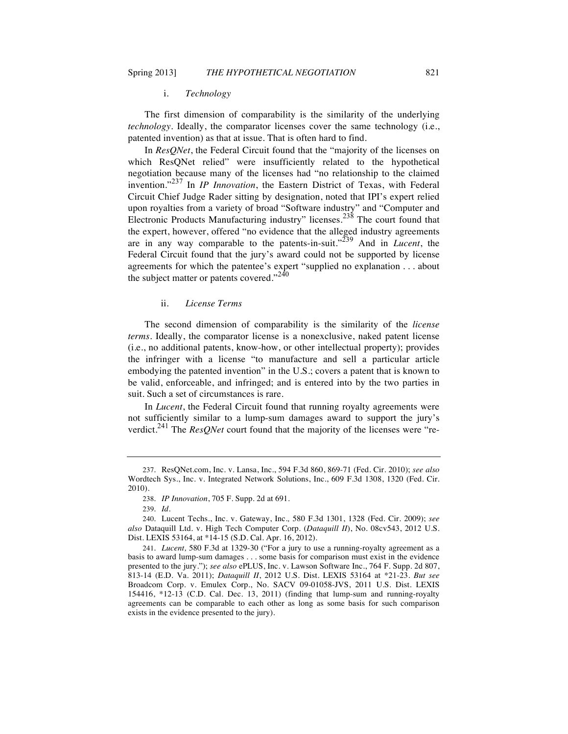#### i. *Technology*

The first dimension of comparability is the similarity of the underlying *technology*. Ideally, the comparator licenses cover the same technology (i.e., patented invention) as that at issue. That is often hard to find.

In *ResQNet*, the Federal Circuit found that the "majority of the licenses on which ResQNet relied" were insufficiently related to the hypothetical negotiation because many of the licenses had "no relationship to the claimed invention."[237] In *IP Innovation*, the Eastern District of Texas, with Federal Circuit Chief Judge Rader sitting by designation, noted that IPI's expert relied upon royalties from a variety of broad "Software industry" and "Computer and Electronic Products Manufacturing industry" licenses.[238] The court found that the expert, however, offered "no evidence that the alleged industry agreements are in any way comparable to the patents-in-suit."[239] And in *Lucent*, the Federal Circuit found that the jury's award could not be supported by license agreements for which the patentee's expert "supplied no explanation . . . about the subject matter or patents covered."[240]

#### ii. *License Terms*

The second dimension of comparability is the similarity of the *license terms*. Ideally, the comparator license is a nonexclusive, naked patent license (i.e., no additional patents, know-how, or other intellectual property); provides the infringer with a license "to manufacture and sell a particular article embodying the patented invention" in the U.S.; covers a patent that is known to be valid, enforceable, and infringed; and is entered into by the two parties in suit. Such a set of circumstances is rare.

In *Lucent*, the Federal Circuit found that running royalty agreements were not sufficiently similar to a lump-sum damages award to support the jury's verdict.[241] The *ResQNet* court found that the majority of the licenses were "re-

---

237. ResQNet.com, Inc. v. Lansa, Inc., 594 F.3d 860, 869-71 (Fed. Cir. 2010); *see also* Wordtech Sys., Inc. v. Integrated Network Solutions, Inc., 609 F.3d 1308, 1320 (Fed. Cir. 2010).

238. *IP Innovation*, 705 F. Supp. 2d at 691.

239. *Id.*

240. Lucent Techs., Inc. v. Gateway, Inc., 580 F.3d 1301, 1328 (Fed. Cir. 2009); *see also* Dataquill Ltd. v. High Tech Computer Corp. (*Dataquill II*), No. 08cv543, 2012 U.S. Dist. LEXIS 53164, at *14-15 (S.D. Cal. Apr. 16, 2012).

241. *Lucent,* 580 F.3d at 1329-30 ("For a jury to use a running-royalty agreement as a basis to award lump-sum damages . . . some basis for comparison must exist in the evidence presented to the jury."); *see also* ePLUS, Inc. v. Lawson Software Inc., 764 F. Supp. 2d 807, 813-14 (E.D. Va. 2011); *Dataquill II*, 2012 U.S. Dist. LEXIS 53164 at *21-23. *But see* Broadcom Corp. v. Emulex Corp., No. SACV 09-01058-JVS, 2011 U.S. Dist. LEXIS 154416, *12-13 (C.D. Cal. Dec. 13, 2011) (finding that lump-sum and running-royalty agreements can be comparable to each other as long as some basis for such comparison exists in the evidence presented to the jury).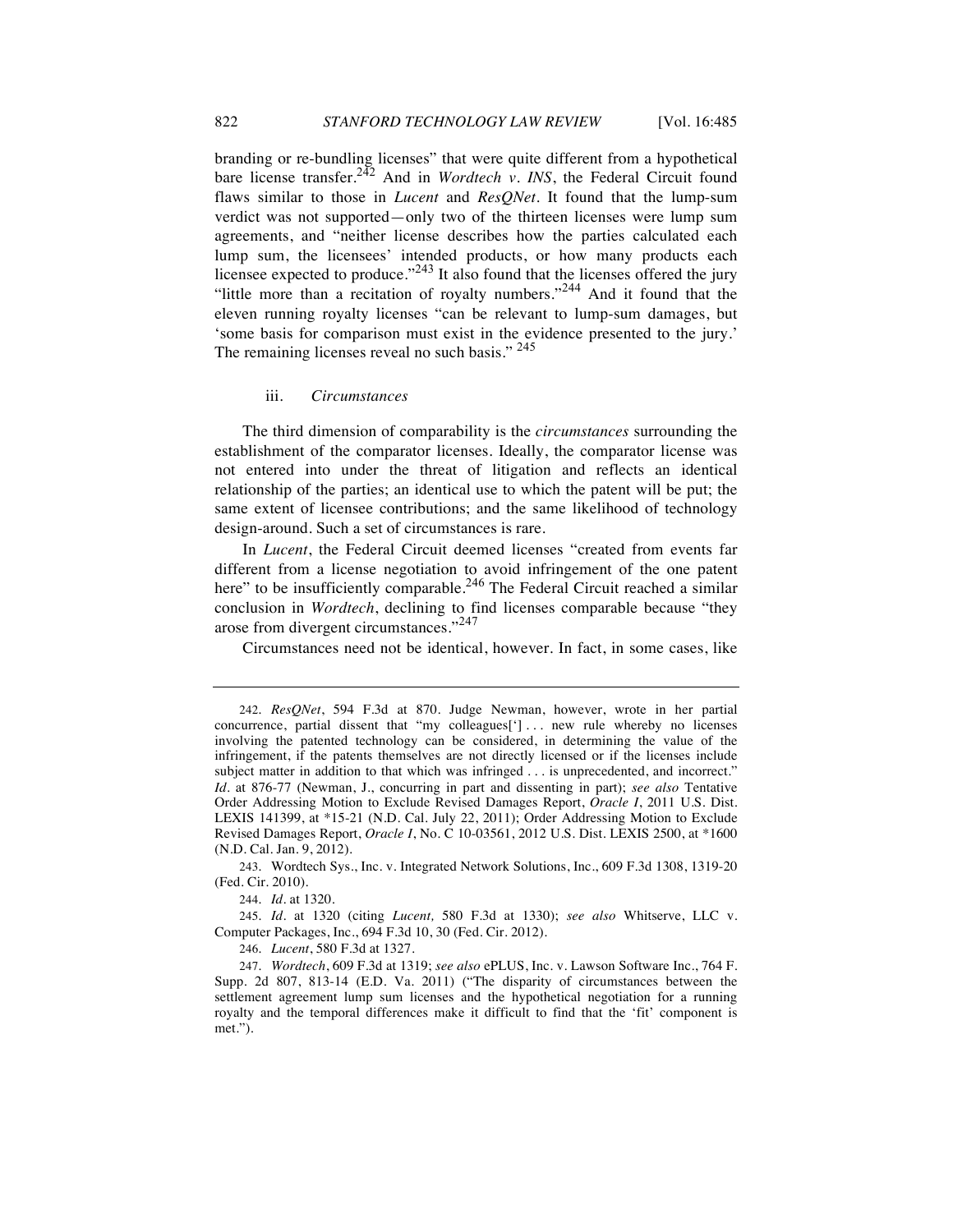branding or re-bundling licenses" that were quite different from a hypothetical bare license transfer.[242] And in *Wordtech v. INS*, the Federal Circuit found flaws similar to those in *Lucent* and *ResQNet*. It found that the lump-sum verdict was not supported—only two of the thirteen licenses were lump sum agreements, and "neither license describes how the parties calculated each lump sum, the licensees' intended products, or how many products each licensee expected to produce."[243] It also found that the licenses offered the jury "little more than a recitation of royalty numbers."[244] And it found that the eleven running royalty licenses "can be relevant to lump-sum damages, but 'some basis for comparison must exist in the evidence presented to the jury.' The remaining licenses reveal no such basis." [245]

### iii. *Circumstances*

The third dimension of comparability is the *circumstances* surrounding the establishment of the comparator licenses. Ideally, the comparator license was not entered into under the threat of litigation and reflects an identical relationship of the parties; an identical use to which the patent will be put; the same extent of licensee contributions; and the same likelihood of technology design-around. Such a set of circumstances is rare.

In *Lucent*, the Federal Circuit deemed licenses "created from events far different from a license negotiation to avoid infringement of the one patent here" to be insufficiently comparable.[246] The Federal Circuit reached a similar conclusion in *Wordtech*, declining to find licenses comparable because "they arose from divergent circumstances."[247]

Circumstances need not be identical, however. In fact, in some cases, like

---

242. *ResQNet*, 594 F.3d at 870. Judge Newman, however, wrote in her partial concurrence, partial dissent that "my colleagues['] . . . new rule whereby no licenses involving the patented technology can be considered, in determining the value of the infringement, if the patents themselves are not directly licensed or if the licenses include subject matter in addition to that which was infringed . . . is unprecedented, and incorrect." *Id.* at 876-77 (Newman, J., concurring in part and dissenting in part); *see also* Tentative Order Addressing Motion to Exclude Revised Damages Report, *Oracle I*, 2011 U.S. Dist. LEXIS 141399, at *15-21 (N.D. Cal. July 22, 2011); Order Addressing Motion to Exclude Revised Damages Report, *Oracle I*, No. C 10-03561, 2012 U.S. Dist. LEXIS 2500, at *1600 (N.D. Cal. Jan. 9, 2012).

243. Wordtech Sys., Inc. v. Integrated Network Solutions, Inc., 609 F.3d 1308, 1319-20 (Fed. Cir. 2010).

244. *Id.* at 1320.

245. *Id.* at 1320 (citing *Lucent,* 580 F.3d at 1330); *see also* Whitserve, LLC v. Computer Packages, Inc., 694 F.3d 10, 30 (Fed. Cir. 2012).

246. *Lucent*, 580 F.3d at 1327.

247. *Wordtech*, 609 F.3d at 1319; *see also* ePLUS, Inc. v. Lawson Software Inc., 764 F. Supp. 2d 807, 813-14 (E.D. Va. 2011) ("The disparity of circumstances between the settlement agreement lump sum licenses and the hypothetical negotiation for a running royalty and the temporal differences make it difficult to find that the 'fit' component is met.").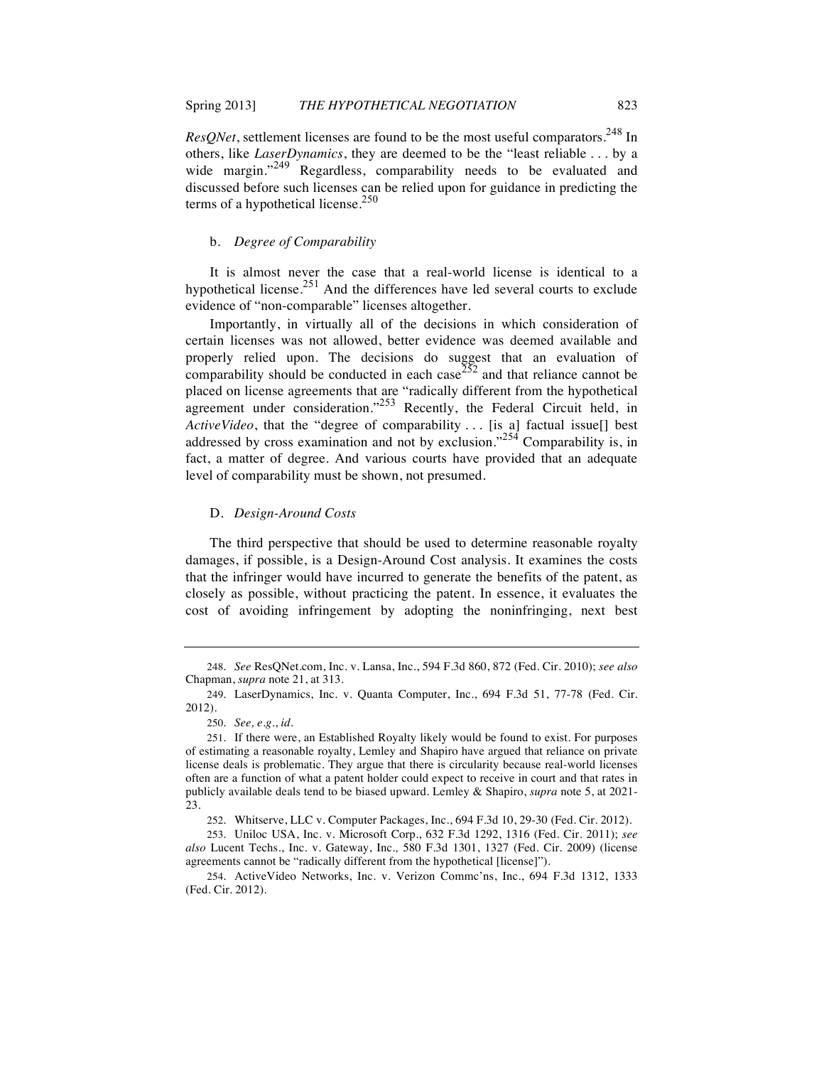*ResQNet*, settlement licenses are found to be the most useful comparators.[248] In others, like *LaserDynamics*, they are deemed to be the "least reliable . . . by a wide margin."[249] Regardless, comparability needs to be evaluated and discussed before such licenses can be relied upon for guidance in predicting the terms of a hypothetical license.[250]

#### b. *Degree of Comparability*

It is almost never the case that a real-world license is identical to a hypothetical license.[251] And the differences have led several courts to exclude evidence of "non-comparable" licenses altogether.

Importantly, in virtually all of the decisions in which consideration of certain licenses was not allowed, better evidence was deemed available and properly relied upon. The decisions do suggest that an evaluation of comparability should be conducted in each case[252] and that reliance cannot be placed on license agreements that are "radically different from the hypothetical agreement under consideration."[253] Recently, the Federal Circuit held, in *ActiveVideo*, that the "degree of comparability . . . [is a] factual issue[] best addressed by cross examination and not by exclusion."[254] Comparability is, in fact, a matter of degree. And various courts have provided that an adequate level of comparability must be shown, not presumed.

### D. *Design-Around Costs*

The third perspective that should be used to determine reasonable royalty damages, if possible, is a Design-Around Cost analysis. It examines the costs that the infringer would have incurred to generate the benefits of the patent, as closely as possible, without practicing the patent. In essence, it evaluates the cost of avoiding infringement by adopting the noninfringing, next best

---

248. *See* ResQNet.com, Inc. v. Lansa, Inc., 594 F.3d 860, 872 (Fed. Cir. 2010); *see also* Chapman, *supra* note 21, at 313.

249. LaserDynamics, Inc. v. Quanta Computer, Inc., 694 F.3d 51, 77-78 (Fed. Cir. 2012).

250. *See, e.g.*, *id.*

251. If there were, an Established Royalty likely would be found to exist. For purposes of estimating a reasonable royalty, Lemley and Shapiro have argued that reliance on private license deals is problematic. They argue that there is circularity because real-world licenses often are a function of what a patent holder could expect to receive in court and that rates in publicly available deals tend to be biased upward. Lemley & Shapiro, *supra* note 5, at 2021-23.

252. Whitserve, LLC v. Computer Packages, Inc., 694 F.3d 10, 29-30 (Fed. Cir. 2012).

253. Uniloc USA, Inc. v. Microsoft Corp., 632 F.3d 1292, 1316 (Fed. Cir. 2011); *see also* Lucent Techs., Inc. v. Gateway, Inc., 580 F.3d 1301, 1327 (Fed. Cir. 2009) (license agreements cannot be "radically different from the hypothetical [license]").

254. ActiveVideo Networks, Inc. v. Verizon Commc'ns, Inc., 694 F.3d 1312, 1333 (Fed. Cir. 2012).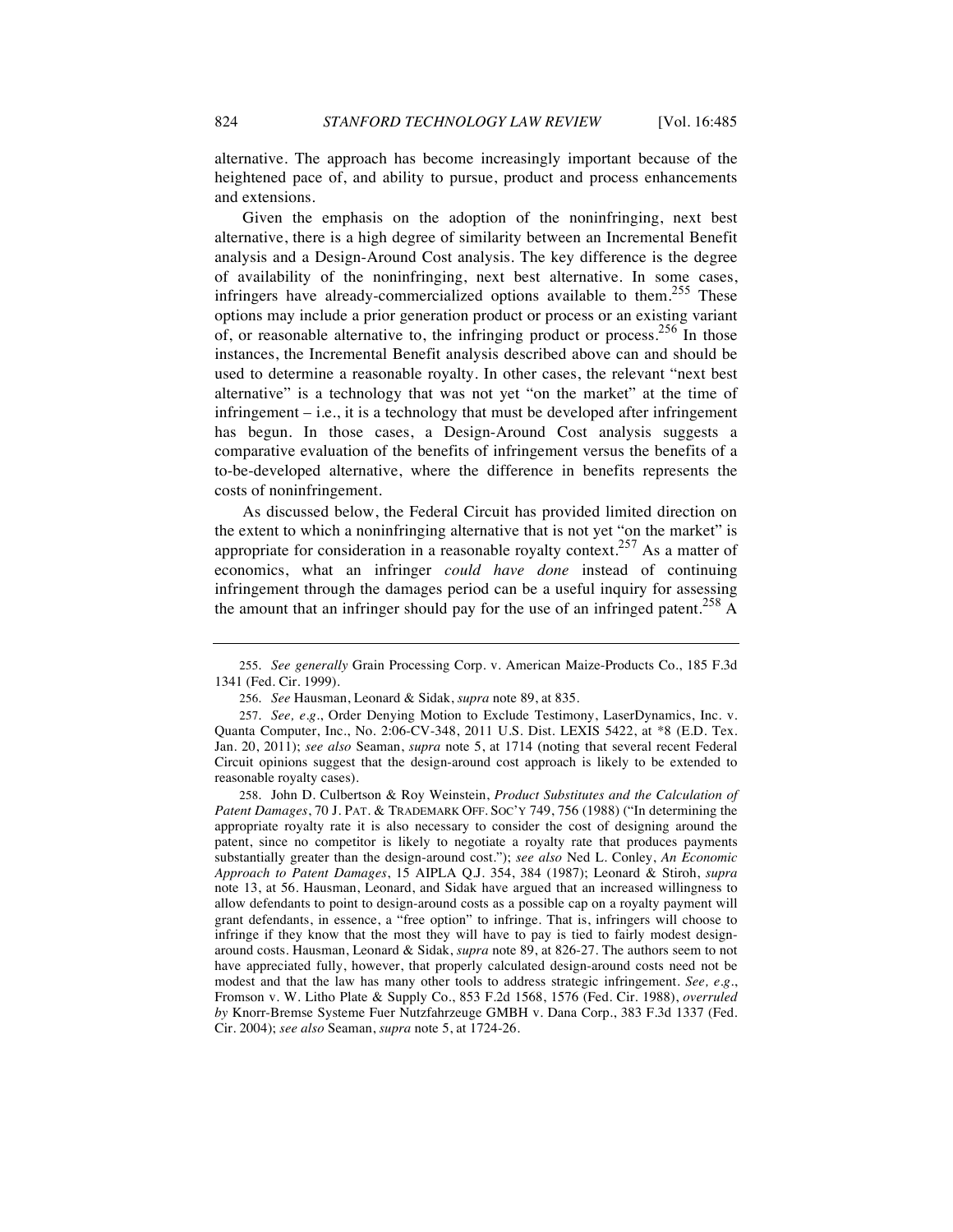alternative. The approach has become increasingly important because of the heightened pace of, and ability to pursue, product and process enhancements and extensions.

Given the emphasis on the adoption of the noninfringing, next best alternative, there is a high degree of similarity between an Incremental Benefit analysis and a Design-Around Cost analysis. The key difference is the degree of availability of the noninfringing, next best alternative. In some cases, infringers have already-commercialized options available to them.[255] These options may include a prior generation product or process or an existing variant of, or reasonable alternative to, the infringing product or process.[256] In those instances, the Incremental Benefit analysis described above can and should be used to determine a reasonable royalty. In other cases, the relevant "next best alternative" is a technology that was not yet "on the market" at the time of infringement – i.e., it is a technology that must be developed after infringement has begun. In those cases, a Design-Around Cost analysis suggests a comparative evaluation of the benefits of infringement versus the benefits of a to-be-developed alternative, where the difference in benefits represents the costs of noninfringement.

As discussed below, the Federal Circuit has provided limited direction on the extent to which a noninfringing alternative that is not yet "on the market" is appropriate for consideration in a reasonable royalty context.[257] As a matter of economics, what an infringer *could have done* instead of continuing infringement through the damages period can be a useful inquiry for assessing the amount that an infringer should pay for the use of an infringed patent.[258] A

---

255. *See generally* Grain Processing Corp. v. American Maize-Products Co., 185 F.3d 1341 (Fed. Cir. 1999).

256. *See* Hausman, Leonard & Sidak, *supra* note 89, at 835.

257. *See, e.g.*, Order Denying Motion to Exclude Testimony, LaserDynamics, Inc. v. Quanta Computer, Inc., No. 2:06-CV-348, 2011 U.S. Dist. LEXIS 5422, at *8 (E.D. Tex. Jan. 20, 2011); *see also* Seaman, *supra* note 5, at 1714 (noting that several recent Federal Circuit opinions suggest that the design-around cost approach is likely to be extended to reasonable royalty cases).

258. John D. Culbertson & Roy Weinstein, *Product Substitutes and the Calculation of Patent Damages*, 70 J. PAT. & TRADEMARK OFF. SOC'Y 749, 756 (1988) ("In determining the appropriate royalty rate it is also necessary to consider the cost of designing around the patent, since no competitor is likely to negotiate a royalty rate that produces payments substantially greater than the design-around cost."); *see also* Ned L. Conley, *An Economic Approach to Patent Damages*, 15 AIPLA Q.J. 354, 384 (1987); Leonard & Stiroh, *supra* note 13, at 56. Hausman, Leonard, and Sidak have argued that an increased willingness to allow defendants to point to design-around costs as a possible cap on a royalty payment will grant defendants, in essence, a "free option" to infringe. That is, infringers will choose to infringe if they know that the most they will have to pay is tied to fairly modest design-around costs. Hausman, Leonard & Sidak, *supra* note 89, at 826-27. The authors seem to not have appreciated fully, however, that properly calculated design-around costs need not be modest and that the law has many other tools to address strategic infringement. *See, e.g.*, Fromson v. W. Litho Plate & Supply Co., 853 F.2d 1568, 1576 (Fed. Cir. 1988), *overruled by* Knorr-Bremse Systeme Fuer Nutzfahrzeuge GMBH v. Dana Corp., 383 F.3d 1337 (Fed. Cir. 2004); *see also* Seaman, *supra* note 5, at 1724-26.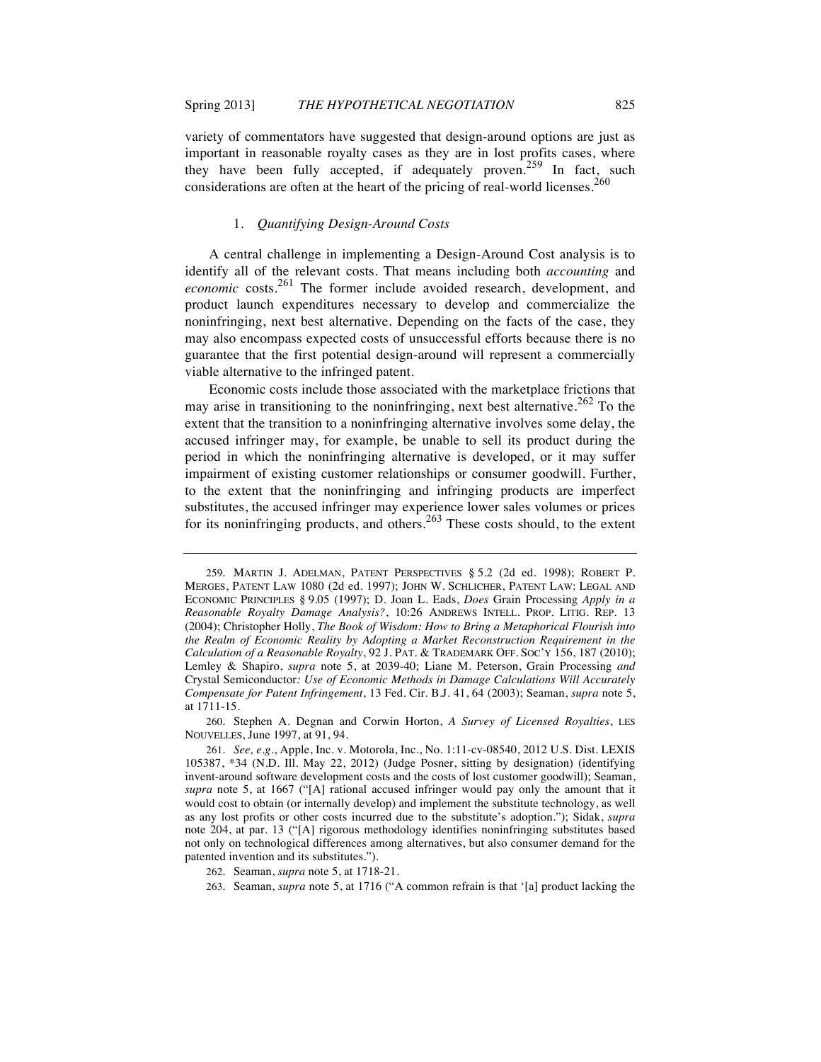variety of commentators have suggested that design-around options are just as important in reasonable royalty cases as they are in lost profits cases, where they have been fully accepted, if adequately proven.[259] In fact, such considerations are often at the heart of the pricing of real-world licenses.[260]

### 1. *Quantifying Design-Around Costs*

A central challenge in implementing a Design-Around Cost analysis is to identify all of the relevant costs. That means including both *accounting* and *economic* costs.[261] The former include avoided research, development, and product launch expenditures necessary to develop and commercialize the noninfringing, next best alternative. Depending on the facts of the case, they may also encompass expected costs of unsuccessful efforts because there is no guarantee that the first potential design-around will represent a commercially viable alternative to the infringed patent.

Economic costs include those associated with the marketplace frictions that may arise in transitioning to the noninfringing, next best alternative.[262] To the extent that the transition to a noninfringing alternative involves some delay, the accused infringer may, for example, be unable to sell its product during the period in which the noninfringing alternative is developed, or it may suffer impairment of existing customer relationships or consumer goodwill. Further, to the extent that the noninfringing and infringing products are imperfect substitutes, the accused infringer may experience lower sales volumes or prices for its noninfringing products, and others.[263] These costs should, to the extent

---

259. MARTIN J. ADELMAN, PATENT PERSPECTIVES § 5.2 (2d ed. 1998); ROBERT P. MERGES, PATENT LAW 1080 (2d ed. 1997); JOHN W. SCHLICHER, PATENT LAW: LEGAL AND ECONOMIC PRINCIPLES § 9.05 (1997); D. Joan L. Eads, *Does* Grain Processing *Apply in a Reasonable Royalty Damage Analysis?*, 10:26 ANDREWS INTELL. PROP. LITIG. REP. 13 (2004); Christopher Holly, *The Book of Wisdom: How to Bring a Metaphorical Flourish into the Realm of Economic Reality by Adopting a Market Reconstruction Requirement in the Calculation of a Reasonable Royalty*, 92 J. PAT. & TRADEMARK OFF. SOC'Y 156, 187 (2010); Lemley & Shapiro, *supra* note 5, at 2039-40; Liane M. Peterson, Grain Processing *and* Crystal Semiconductor*: Use of Economic Methods in Damage Calculations Will Accurately Compensate for Patent Infringement*, 13 Fed. Cir. B.J. 41, 64 (2003); Seaman, *supra* note 5, at 1711-15.

260. Stephen A. Degnan and Corwin Horton, *A Survey of Licensed Royalties*, LES NOUVELLES, June 1997, at 91, 94.

261. *See, e.g.*, Apple, Inc. v. Motorola, Inc., No. 1:11-cv-08540, 2012 U.S. Dist. LEXIS 105387, *34 (N.D. Ill. May 22, 2012) (Judge Posner, sitting by designation) (identifying invent-around software development costs and the costs of lost customer goodwill); Seaman, *supra* note 5, at 1667 ("[A] rational accused infringer would pay only the amount that it would cost to obtain (or internally develop) and implement the substitute technology, as well as any lost profits or other costs incurred due to the substitute's adoption."); Sidak, *supra* note 204, at par. 13 ("[A] rigorous methodology identifies noninfringing substitutes based not only on technological differences among alternatives, but also consumer demand for the patented invention and its substitutes.").

262. Seaman, *supra* note 5, at 1718-21.

263. Seaman, *supra* note 5, at 1716 ("A common refrain is that '[a] product lacking the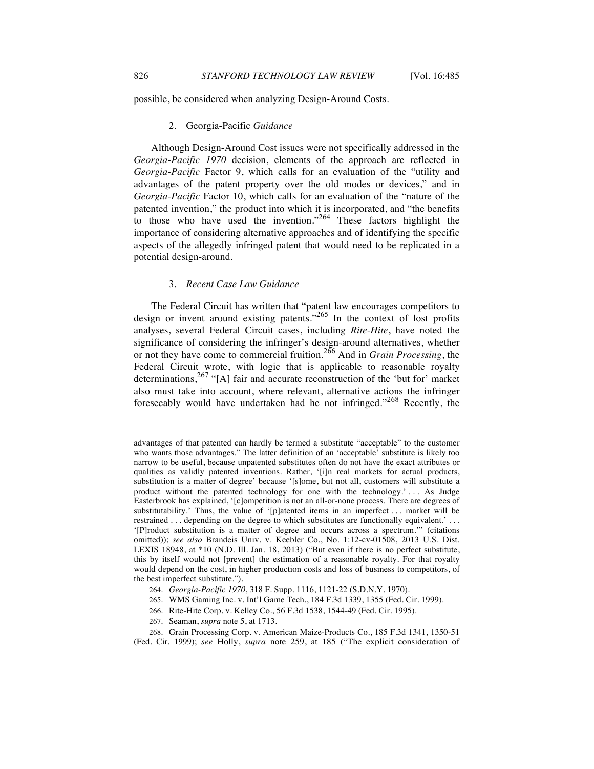possible, be considered when analyzing Design-Around Costs.

#### 2. *Georgia-Pacific* Guidance

Although Design-Around Cost issues were not specifically addressed in the *Georgia-Pacific 1970* decision, elements of the approach are reflected in *Georgia-Pacific* Factor 9, which calls for an evaluation of the "utility and advantages of the patent property over the old modes or devices," and in *Georgia-Pacific* Factor 10, which calls for an evaluation of the "nature of the patented invention," the product into which it is incorporated, and "the benefits to those who have used the invention."[264] These factors highlight the importance of considering alternative approaches and of identifying the specific aspects of the allegedly infringed patent that would need to be replicated in a potential design-around.

#### 3. *Recent Case Law Guidance*

The Federal Circuit has written that "patent law encourages competitors to design or invent around existing patents."[265] In the context of lost profits analyses, several Federal Circuit cases, including *Rite-Hite*, have noted the significance of considering the infringer's design-around alternatives, whether or not they have come to commercial fruition.[266] And in *Grain Processing*, the Federal Circuit wrote, with logic that is applicable to reasonable royalty determinations,[267] "[A] fair and accurate reconstruction of the 'but for' market also must take into account, where relevant, alternative actions the infringer foreseeably would have undertaken had he not infringed."[268] Recently, the

---

advantages of that patented can hardly be termed a substitute "acceptable" to the customer who wants those advantages." The latter definition of an 'acceptable' substitute is likely too narrow to be useful, because unpatented substitutes often do not have the exact attributes or qualities as validly patented inventions. Rather, '[i]n real markets for actual products, substitution is a matter of degree' because '[s]ome, but not all, customers will substitute a product without the patented technology for one with the technology.' . . . As Judge Easterbrook has explained, '[c]ompetition is not an all-or-none process. There are degrees of substitutability.' Thus, the value of '[p]atented items in an imperfect . . . market will be restrained . . . depending on the degree to which substitutes are functionally equivalent.' . . . '[P]roduct substitution is a matter of degree and occurs across a spectrum.'" (citations omitted)); *see also* Brandeis Univ. v. Keebler Co., No. 1:12-cv-01508, 2013 U.S. Dist. LEXIS 18948, at *10 (N.D. Ill. Jan. 18, 2013) ("But even if there is no perfect substitute, this by itself would not [prevent] the estimation of a reasonable royalty. For that royalty would depend on the cost, in higher production costs and loss of business to competitors, of the best imperfect substitute.").

264. *Georgia-Pacific 1970*, 318 F. Supp. 1116, 1121-22 (S.D.N.Y. 1970).

265. WMS Gaming Inc. v. Int'l Game Tech., 184 F.3d 1339, 1355 (Fed. Cir. 1999).

266. Rite-Hite Corp. v. Kelley Co., 56 F.3d 1538, 1544-49 (Fed. Cir. 1995).

267. Seaman, *supra* note 5, at 1713.

268. Grain Processing Corp. v. American Maize-Products Co., 185 F.3d 1341, 1350-51 (Fed. Cir. 1999); *see* Holly, *supra* note 259, at 185 ("The explicit consideration of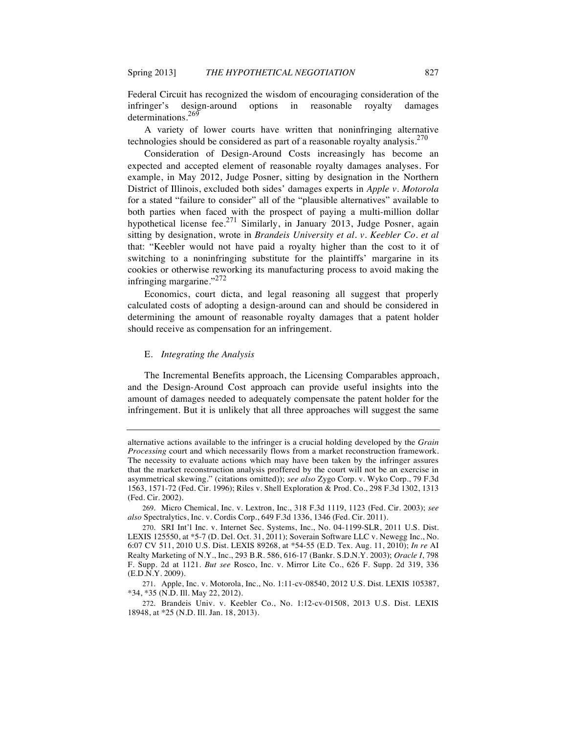Federal Circuit has recognized the wisdom of encouraging consideration of the infringer's design-around options in reasonable royalty damages determinations.[269]

A variety of lower courts have written that noninfringing alternative technologies should be considered as part of a reasonable royalty analysis.[270]

Consideration of Design-Around Costs increasingly has become an expected and accepted element of reasonable royalty damages analyses. For example, in May 2012, Judge Posner, sitting by designation in the Northern District of Illinois, excluded both sides' damages experts in *Apple v. Motorola* for a stated "failure to consider" all of the "plausible alternatives" available to both parties when faced with the prospect of paying a multi-million dollar hypothetical license fee.[271] Similarly, in January 2013, Judge Posner, again sitting by designation, wrote in *Brandeis University et al. v. Keebler Co. et al* that: "Keebler would not have paid a royalty higher than the cost to it of switching to a noninfringing substitute for the plaintiffs' margarine in its cookies or otherwise reworking its manufacturing process to avoid making the infringing margarine."[272]

Economics, court dicta, and legal reasoning all suggest that properly calculated costs of adopting a design-around can and should be considered in determining the amount of reasonable royalty damages that a patent holder should receive as compensation for an infringement.

### E. *Integrating the Analysis*

The Incremental Benefits approach, the Licensing Comparables approach, and the Design-Around Cost approach can provide useful insights into the amount of damages needed to adequately compensate the patent holder for the infringement. But it is unlikely that all three approaches will suggest the same

---

alternative actions available to the infringer is a crucial holding developed by the *Grain Processing* court and which necessarily flows from a market reconstruction framework. The necessity to evaluate actions which may have been taken by the infringer assures that the market reconstruction analysis proffered by the court will not be an exercise in asymmetrical skewing." (citations omitted)); *see also* Zygo Corp. v. Wyko Corp., 79 F.3d 1563, 1571-72 (Fed. Cir. 1996); Riles v. Shell Exploration & Prod. Co., 298 F.3d 1302, 1313 (Fed. Cir. 2002).

269. Micro Chemical, Inc. v. Lextron, Inc., 318 F.3d 1119, 1123 (Fed. Cir. 2003); *see also* Spectralytics, Inc. v. Cordis Corp., 649 F.3d 1336, 1346 (Fed. Cir. 2011).

270. SRI Int'l Inc. v. Internet Sec. Systems, Inc., No. 04-1199-SLR, 2011 U.S. Dist. LEXIS 125550, at *5-7 (D. Del. Oct. 31, 2011); Soverain Software LLC v. Newegg Inc., No. 6:07 CV 511, 2010 U.S. Dist. LEXIS 89268, at *54-55 (E.D. Tex. Aug. 11, 2010); *In re* AI Realty Marketing of N.Y., Inc., 293 B.R. 586, 616-17 (Bankr. S.D.N.Y. 2003); *Oracle I*, 798 F. Supp. 2d at 1121. *But see* Rosco, Inc. v. Mirror Lite Co., 626 F. Supp. 2d 319, 336 (E.D.N.Y. 2009).

271. Apple, Inc. v. Motorola, Inc., No. 1:11-cv-08540, 2012 U.S. Dist. LEXIS 105387, *34, *35 (N.D. Ill. May 22, 2012).

272. Brandeis Univ. v. Keebler Co., No. 1:12-cv-01508, 2013 U.S. Dist. LEXIS 18948, at *25 (N.D. Ill. Jan. 18, 2013).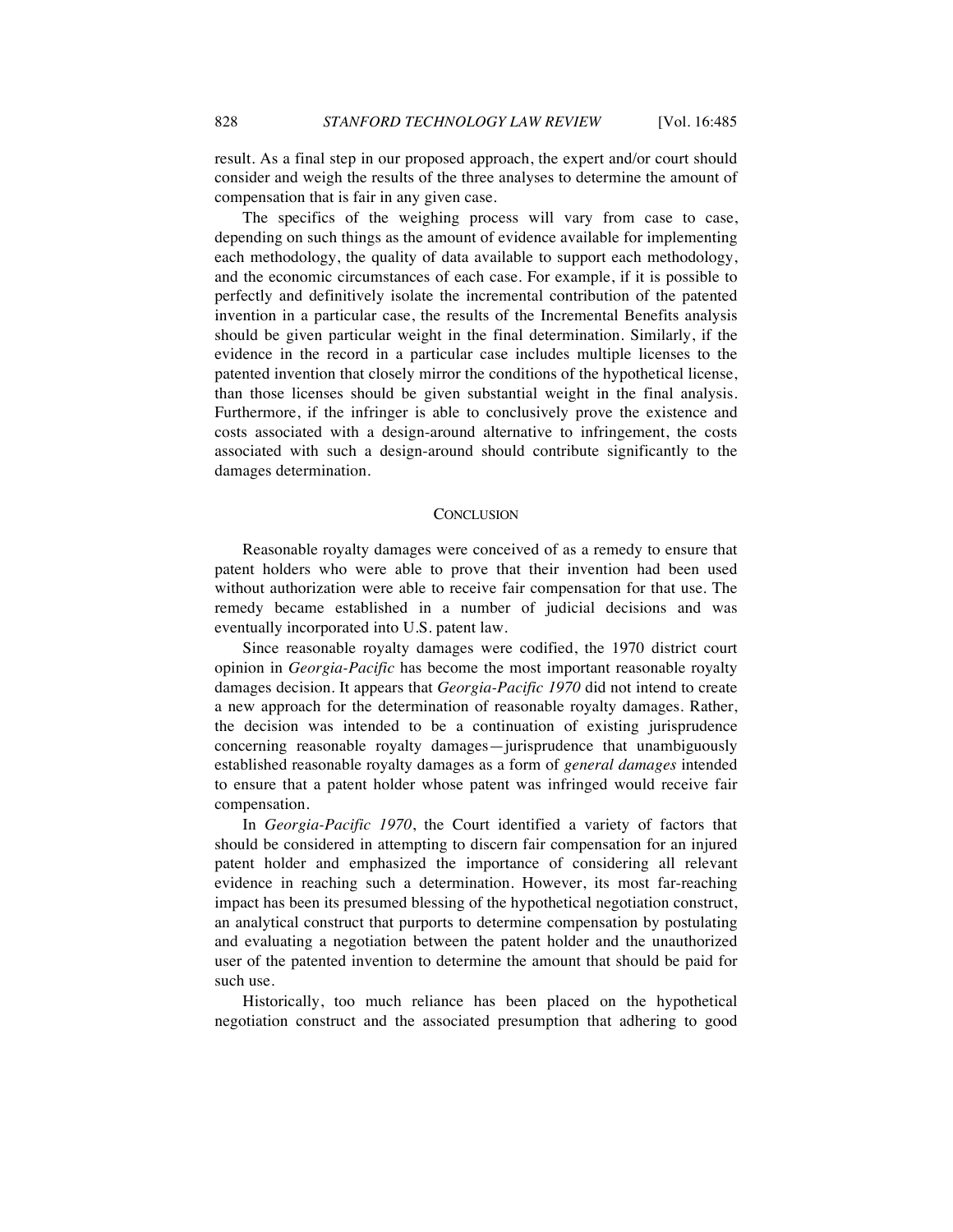result. As a final step in our proposed approach, the expert and/or court should consider and weigh the results of the three analyses to determine the amount of compensation that is fair in any given case.

The specifics of the weighing process will vary from case to case, depending on such things as the amount of evidence available for implementing each methodology, the quality of data available to support each methodology, and the economic circumstances of each case. For example, if it is possible to perfectly and definitively isolate the incremental contribution of the patented invention in a particular case, the results of the Incremental Benefits analysis should be given particular weight in the final determination. Similarly, if the evidence in the record in a particular case includes multiple licenses to the patented invention that closely mirror the conditions of the hypothetical license, than those licenses should be given substantial weight in the final analysis. Furthermore, if the infringer is able to conclusively prove the existence and costs associated with a design-around alternative to infringement, the costs associated with such a design-around should contribute significantly to the damages determination.

## CONCLUSION

Reasonable royalty damages were conceived of as a remedy to ensure that patent holders who were able to prove that their invention had been used without authorization were able to receive fair compensation for that use. The remedy became established in a number of judicial decisions and was eventually incorporated into U.S. patent law.

Since reasonable royalty damages were codified, the 1970 district court opinion in *Georgia-Pacific* has become the most important reasonable royalty damages decision. It appears that *Georgia-Pacific 1970* did not intend to create a new approach for the determination of reasonable royalty damages. Rather, the decision was intended to be a continuation of existing jurisprudence concerning reasonable royalty damages—jurisprudence that unambiguously established reasonable royalty damages as a form of *general damages* intended to ensure that a patent holder whose patent was infringed would receive fair compensation.

In *Georgia-Pacific 1970*, the Court identified a variety of factors that should be considered in attempting to discern fair compensation for an injured patent holder and emphasized the importance of considering all relevant evidence in reaching such a determination. However, its most far-reaching impact has been its presumed blessing of the hypothetical negotiation construct, an analytical construct that purports to determine compensation by postulating and evaluating a negotiation between the patent holder and the unauthorized user of the patented invention to determine the amount that should be paid for such use.

Historically, too much reliance has been placed on the hypothetical negotiation construct and the associated presumption that adhering to good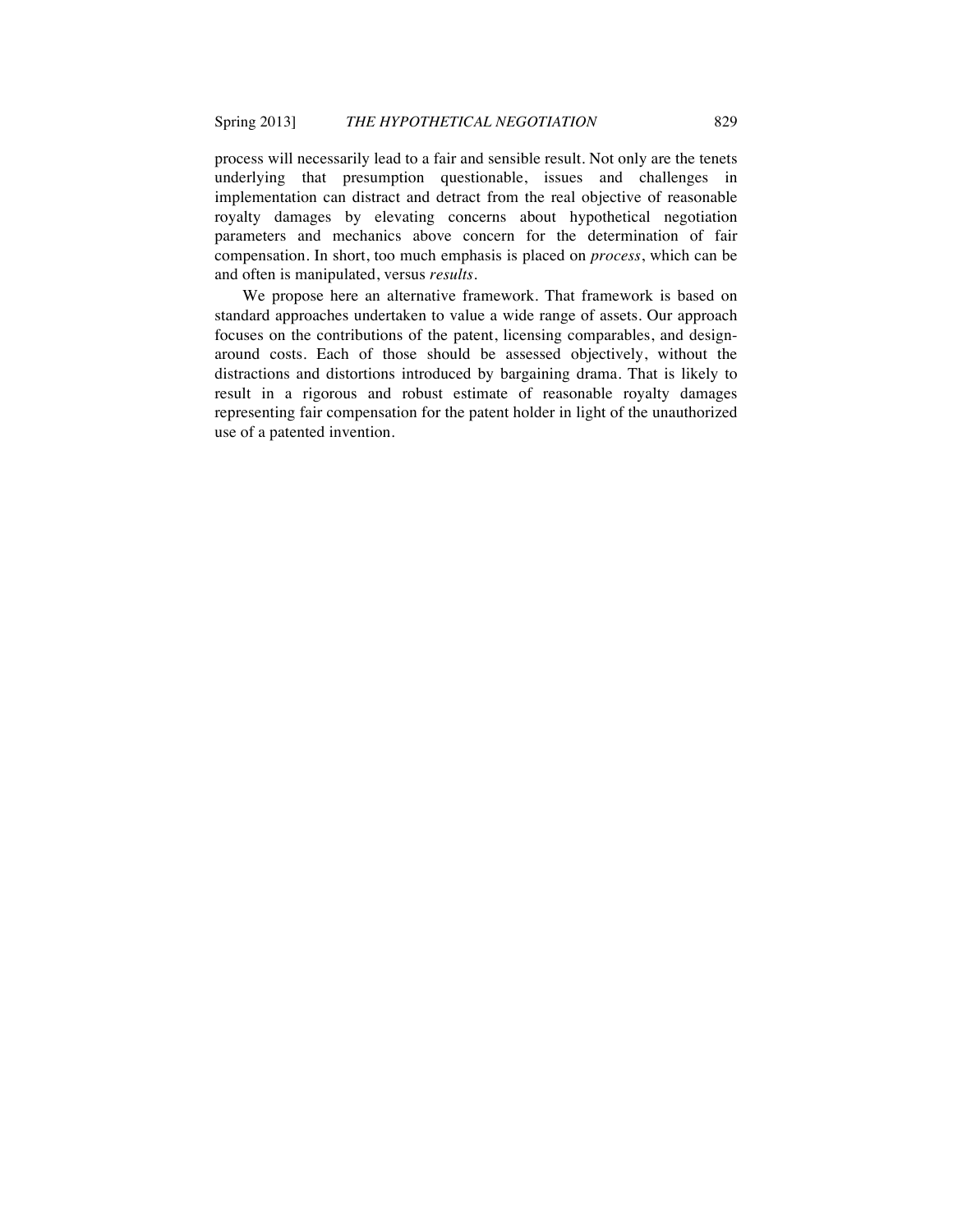process will necessarily lead to a fair and sensible result. Not only are the tenets underlying that presumption questionable, issues and challenges in implementation can distract and detract from the real objective of reasonable royalty damages by elevating concerns about hypothetical negotiation parameters and mechanics above concern for the determination of fair compensation. In short, too much emphasis is placed on *process*, which can be and often is manipulated, versus *results*.

We propose here an alternative framework. That framework is based on standard approaches undertaken to value a wide range of assets. Our approach focuses on the contributions of the patent, licensing comparables, and design-around costs. Each of those should be assessed objectively, without the distractions and distortions introduced by bargaining drama. That is likely to result in a rigorous and robust estimate of reasonable royalty damages representing fair compensation for the patent holder in light of the unauthorized use of a patented invention.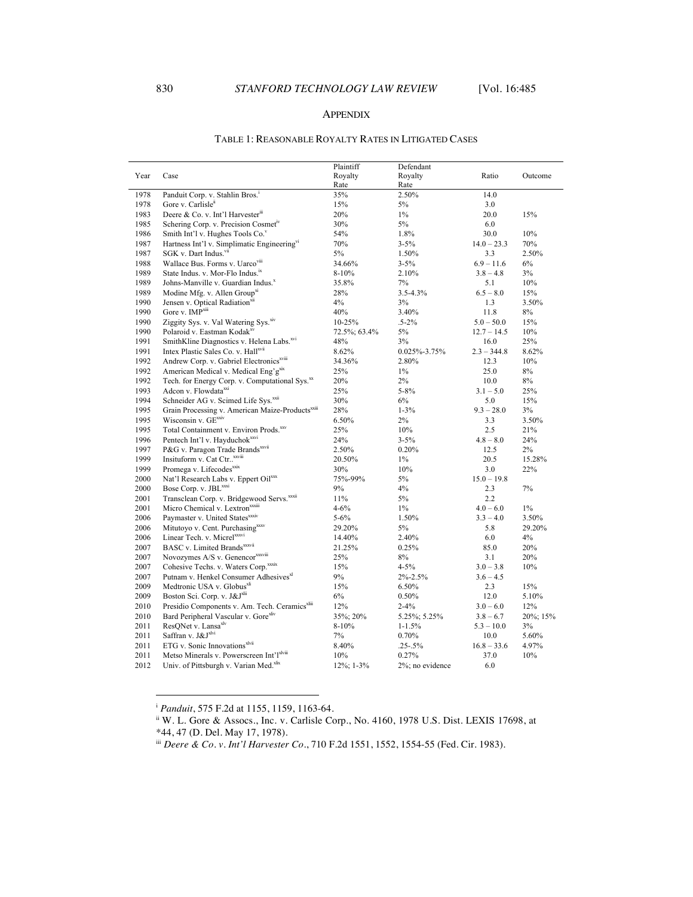## APPENDIX

### TABLE 1: REASONABLE ROYALTY RATES IN LITIGATED CASES

| Year | Case | Plaintiff Royalty Rate | Defendant Royalty Rate | Ratio | Outcome |
|---|---|---|---|---|---|
| 1978 | Panduit Corp. v. Stahlin Bros.[i] | 35% | 2.50% | 14.0 | |
| 1978 | Gore v. Carlisle[ii] | 15% | 5% | 3.0 | |
| 1983 | Deere & Co. v. Int'l Harvester[iii] | 20% | 1% | 20.0 | 15% |
| 1985 | Schering Corp. v. Precision Cosmet[iv] | 30% | 5% | 6.0 | |
| 1986 | Smith Int'l v. Hughes Tools Co.[v] | 54% | 1.8% | 30.0 | 10% |
| 1987 | Hartness Int'l v. Simplimatic Engineering[vi] | 70% | 3-5% | 14.0 – 23.3 | 70% |
| 1987 | SGK v. Dart Indus.[vii] | 5% | 1.50% | 3.3 | 2.50% |
| 1988 | Wallace Bus. Forms v. Uarco[viii] | 34.66% | 3-5% | 6.9 – 11.6 | 6% |
| 1989 | State Indus. v. Mor-Flo Indus.[ix] | 8-10% | 2.10% | 3.8 – 4.8 | 3% |
| 1989 | Johns-Manville v. Guardian Indus.[x] | 35.8% | 7% | 5.1 | 10% |
| 1989 | Modine Mfg. v. Allen Group[xi] | 28% | 3.5-4.3% | 6.5 – 8.0 | 15% |
| 1990 | Jensen v. Optical Radiation[xii] | 4% | 3% | 1.3 | 3.50% |
| 1990 | Gore v. IMP[xiii] | 40% | 3.40% | 11.8 | 8% |
| 1990 | Ziggity Sys. v. Val Watering Sys.[xiv] | 10-25% | .5-2% | 5.0 – 50.0 | 15% |
| 1990 | Polaroid v. Eastman Kodak[xv] | 72.5%; 63.4% | 5% | 12.7 – 14.5 | 10% |
| 1991 | SmithKline Diagnostics v. Helena Labs.[xvi] | 48% | 3% | 16.0 | 25% |
| 1991 | Intex Plastic Sales Co. v. Hall[xvii] | 8.62% | 0.025%-3.75% | 2.3 – 344.8 | 8.62% |
| 1992 | Andrew Corp. v. Gabriel Electronics[xviii] | 34.36% | 2.80% | 12.3 | 10% |
| 1992 | American Medical v. Medical Eng'g[xix] | 25% | 1% | 25.0 | 8% |
| 1992 | Tech. for Energy Corp. v. Computational Sys.[xx] | 20% | 2% | 10.0 | 8% |
| 1993 | Adcon v. Flowdata[xxi] | 25% | 5-8% | 3.1 – 5.0 | 25% |
| 1994 | Schneider AG v. Scimed Life Sys.[xxii] | 30% | 6% | 5.0 | 15% |
| 1995 | Grain Processing v. American Maize-Products[xxiii] | 28% | 1-3% | 9.3 – 28.0 | 3% |
| 1995 | Wisconsin v. GE[xxiv] | 6.50% | 2% | 3.3 | 3.50% |
| 1995 | Total Containment v. Environ Prods.[xxv] | 25% | 10% | 2.5 | 21% |
| 1996 | Pentech Int'l v. Hayduchok[xxvi] | 24% | 3-5% | 4.8 – 8.0 | 24% |
| 1997 | P&G v. Paragon Trade Brands[xxvii] | 2.50% | 0.20% | 12.5 | 2% |
| 1999 | Insituform v. Cat Ctr..[xxviii] | 20.50% | 1% | 20.5 | 15.28% |
| 1999 | Promega v. Lifecodes[xxix] | 30% | 10% | 3.0 | 22% |
| 2000 | Nat'l Research Labs v. Eppert Oil[xxx] | 75%-99% | 5% | 15.0 – 19.8 | |
| 2000 | Bose Corp. v. JBL[xxxi] | 9% | 4% | 2.3 | 7% |
| 2001 | Transclean Corp. v. Bridgewood Servs.[xxxii] | 11% | 5% | 2.2 | |
| 2001 | Micro Chemical v. Lextron[xxxiii] | 4-6% | 1% | 4.0 – 6.0 | 1% |
| 2006 | Paymaster v. United States[xxxiv] | 5-6% | 1.50% | 3.3 – 4.0 | 3.50% |
| 2006 | Mitutoyo v. Cent. Purchasing[xxxv] | 29.20% | 5% | 5.8 | 29.20% |
| 2006 | Linear Tech. v. Micrel[xxxvi] | 14.40% | 2.40% | 6.0 | 4% |
| 2007 | BASC v. Limited Brands[xxxvii] | 21.25% | 0.25% | 85.0 | 20% |
| 2007 | Novozymes A/S v. Genencor[xxxviii] | 25% | 8% | 3.1 | 20% |
| 2007 | Cohesive Techs. v. Waters Corp.[xxxix] | 15% | 4-5% | 3.0 – 3.8 | 10% |
| 2007 | Putnam v. Henkel Consumer Adhesives[xl] | 9% | 2%-2.5% | 3.6 – 4.5 | |
| 2009 | Medtronic USA v. Globus[xli] | 15% | 6.50% | 2.3 | 15% |
| 2009 | Boston Sci. Corp. v. J&J[xlii] | 6% | 0.50% | 12.0 | 5.10% |
| 2010 | Presidio Components v. Am. Tech. Ceramics[xliii] | 12% | 2-4% | 3.0 – 6.0 | 12% |
| 2010 | Bard Peripheral Vascular v. Gore[xliv] | 35%; 20% | 5.25%; 5.25% | 3.8 – 6.7 | 20%; 15% |
| 2011 | ResQNet v. Lansa[xlv] | 8-10% | 1-1.5% | 5.3 – 10.0 | 3% |
| 2011 | Saffran v. J&J[xlvi] | 7% | 0.70% | 10.0 | 5.60% |
| 2011 | ETG v. Sonic Innovations[xlvii] | 8.40% | .25-.5% | 16.8 – 33.6 | 4.97% |
| 2011 | Metso Minerals v. Powerscreen Int'l[xlviii] | 10% | 0.27% | 37.0 | 10% |
| 2012 | Univ. of Pittsburgh v. Varian Med.[xlix] | 12%; 1-3% | 2%; no evidence | 6.0 | |

---

[i] *Panduit*, 575 F.2d at 1155, 1159, 1163-64.

[ii] W. L. Gore & Assocs., Inc. v. Carlisle Corp., No. 4160, 1978 U.S. Dist. LEXIS 17698, at *44, 47 (D. Del. May 17, 1978).

[iii] *Deere & Co. v. Int'l Harvester Co.*, 710 F.2d 1551, 1552, 1554-55 (Fed. Cir. 1983).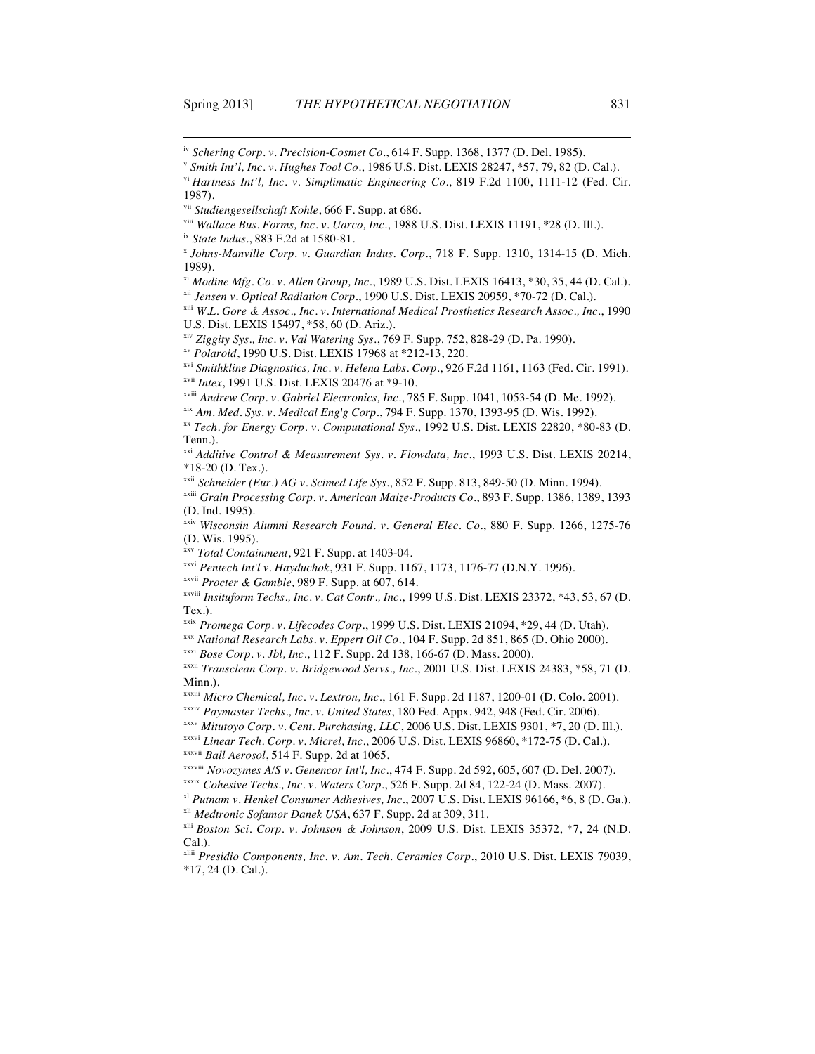[iv] *Schering Corp. v. Precision-Cosmet Co*., 614 F. Supp. 1368, 1377 (D. Del. 1985).

[v] *Smith Int'l, Inc. v. Hughes Tool Co*., 1986 U.S. Dist. LEXIS 28247, *57, 79, 82 (D. Cal.).

[vi] *Hartness Int'l, Inc. v. Simplimatic Engineering Co*., 819 F.2d 1100, 1111-12 (Fed. Cir. 1987).

[vii] *Studiengesellschaft Kohle*, 666 F. Supp. at 686.

[viii] *Wallace Bus. Forms, Inc. v. Uarco, Inc*., 1988 U.S. Dist. LEXIS 11191, *28 (D. Ill.).

[ix] *State Indus*., 883 F.2d at 1580-81.

[x] *Johns-Manville Corp. v. Guardian Indus. Corp*., 718 F. Supp. 1310, 1314-15 (D. Mich. 1989).

[xi] *Modine Mfg. Co. v. Allen Group, Inc*., 1989 U.S. Dist. LEXIS 16413, *30, 35, 44 (D. Cal.).

[xii] *Jensen v. Optical Radiation Corp*., 1990 U.S. Dist. LEXIS 20959, *70-72 (D. Cal.).

[xiii] *W.L. Gore & Assoc., Inc. v. International Medical Prosthetics Research Assoc., Inc*., 1990 U.S. Dist. LEXIS 15497, *58, 60 (D. Ariz.).

[xiv] *Ziggity Sys., Inc. v. Val Watering Sys*., 769 F. Supp. 752, 828-29 (D. Pa. 1990).

[xv] *Polaroid*, 1990 U.S. Dist. LEXIS 17968 at *212-13, 220.

[xvi] *Smithkline Diagnostics, Inc. v. Helena Labs. Corp*., 926 F.2d 1161, 1163 (Fed. Cir. 1991).

[xvii] *Intex*, 1991 U.S. Dist. LEXIS 20476 at *9-10.

[xviii] *Andrew Corp. v. Gabriel Electronics, Inc*., 785 F. Supp. 1041, 1053-54 (D. Me. 1992).

[xix] *Am. Med. Sys. v. Medical Eng'g Corp*., 794 F. Supp. 1370, 1393-95 (D. Wis. 1992).

[xx] *Tech. for Energy Corp. v. Computational Sys*., 1992 U.S. Dist. LEXIS 22820, *80-83 (D. Tenn.).

[xxi] *Additive Control & Measurement Sys. v. Flowdata, Inc*., 1993 U.S. Dist. LEXIS 20214, *18-20 (D. Tex.).

[xxii] *Schneider (Eur.) AG v. Scimed Life Sys*., 852 F. Supp. 813, 849-50 (D. Minn. 1994).

[xxiii] *Grain Processing Corp. v. American Maize-Products Co*., 893 F. Supp. 1386, 1389, 1393 (D. Ind. 1995).

[xxiv] *Wisconsin Alumni Research Found. v. General Elec. Co*., 880 F. Supp. 1266, 1275-76 (D. Wis. 1995).

[xxv] *Total Containment*, 921 F. Supp. at 1403-04.

[xxvi] *Pentech Int'l v. Hayduchok*, 931 F. Supp. 1167, 1173, 1176-77 (D.N.Y. 1996).

[xxvii] *Procter & Gamble,* 989 F. Supp. at 607, 614.

[xxviii] *Insituform Techs., Inc. v. Cat Contr., Inc*., 1999 U.S. Dist. LEXIS 23372, *43, 53, 67 (D. Tex.).

[xxix] *Promega Corp. v. Lifecodes Corp*., 1999 U.S. Dist. LEXIS 21094, *29, 44 (D. Utah).

[xxx] *National Research Labs. v. Eppert Oil Co*., 104 F. Supp. 2d 851, 865 (D. Ohio 2000).

[xxxi] *Bose Corp. v. Jbl, Inc*., 112 F. Supp. 2d 138, 166-67 (D. Mass. 2000).

[xxxii] *Transclean Corp. v. Bridgewood Servs., Inc*., 2001 U.S. Dist. LEXIS 24383, *58, 71 (D. Minn.).

[xxxiii] *Micro Chemical, Inc. v. Lextron, Inc*., 161 F. Supp. 2d 1187, 1200-01 (D. Colo. 2001).

[xxxiv] *Paymaster Techs., Inc. v. United States*, 180 Fed. Appx. 942, 948 (Fed. Cir. 2006).

[xxxv] *Mitutoyo Corp. v. Cent. Purchasing, LLC*, 2006 U.S. Dist. LEXIS 9301, *7, 20 (D. Ill.).

[xxxvi] *Linear Tech. Corp. v. Micrel, Inc*., 2006 U.S. Dist. LEXIS 96860, *172-75 (D. Cal.).

[xxxvii] *Ball Aerosol*, 514 F. Supp. 2d at 1065.

[xxxviii] *Novozymes A/S v. Genencor Int'l, Inc*., 474 F. Supp. 2d 592, 605, 607 (D. Del. 2007).

[xxxix] *Cohesive Techs., Inc. v. Waters Corp*., 526 F. Supp. 2d 84, 122-24 (D. Mass. 2007).

[xl] *Putnam v. Henkel Consumer Adhesives, Inc*., 2007 U.S. Dist. LEXIS 96166, *6, 8 (D. Ga.).

[xli] *Medtronic Sofamor Danek USA*, 637 F. Supp. 2d at 309, 311.

[xlii] *Boston Sci. Corp. v. Johnson & Johnson*, 2009 U.S. Dist. LEXIS 35372, *7, 24 (N.D. Cal.).

[xliii] *Presidio Components, Inc. v. Am. Tech. Ceramics Corp*., 2010 U.S. Dist. LEXIS 79039, *17, 24 (D. Cal.).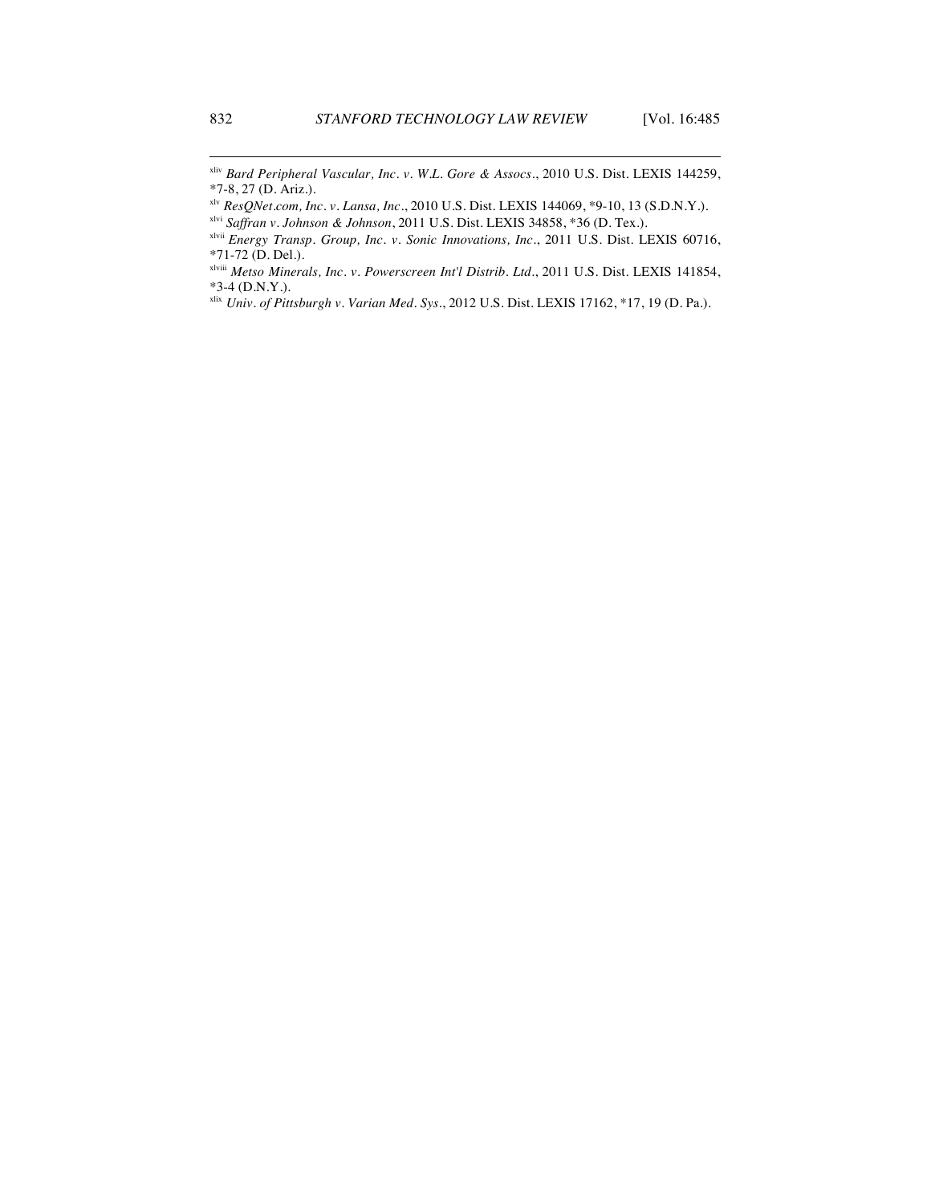[xliv] *Bard Peripheral Vascular, Inc. v. W.L. Gore & Assocs.*, 2010 U.S. Dist. LEXIS 144259, *7-8, 27 (D. Ariz.).

[xlv] *ResQNet.com, Inc. v. Lansa, Inc.*, 2010 U.S. Dist. LEXIS 144069, *9-10, 13 (S.D.N.Y.).

[xlvi] *Saffran v. Johnson & Johnson*, 2011 U.S. Dist. LEXIS 34858, *36 (D. Tex.).

[xlvii] *Energy Transp. Group, Inc. v. Sonic Innovations, Inc.*, 2011 U.S. Dist. LEXIS 60716, *71-72 (D. Del.).

[xlviii] *Metso Minerals, Inc. v. Powerscreen Int'l Distrib. Ltd.*, 2011 U.S. Dist. LEXIS 141854, *3-4 (D.N.Y.).

[xlix] *Univ. of Pittsburgh v. Varian Med. Sys.*, 2012 U.S. Dist. LEXIS 17162, *17, 19 (D. Pa.).